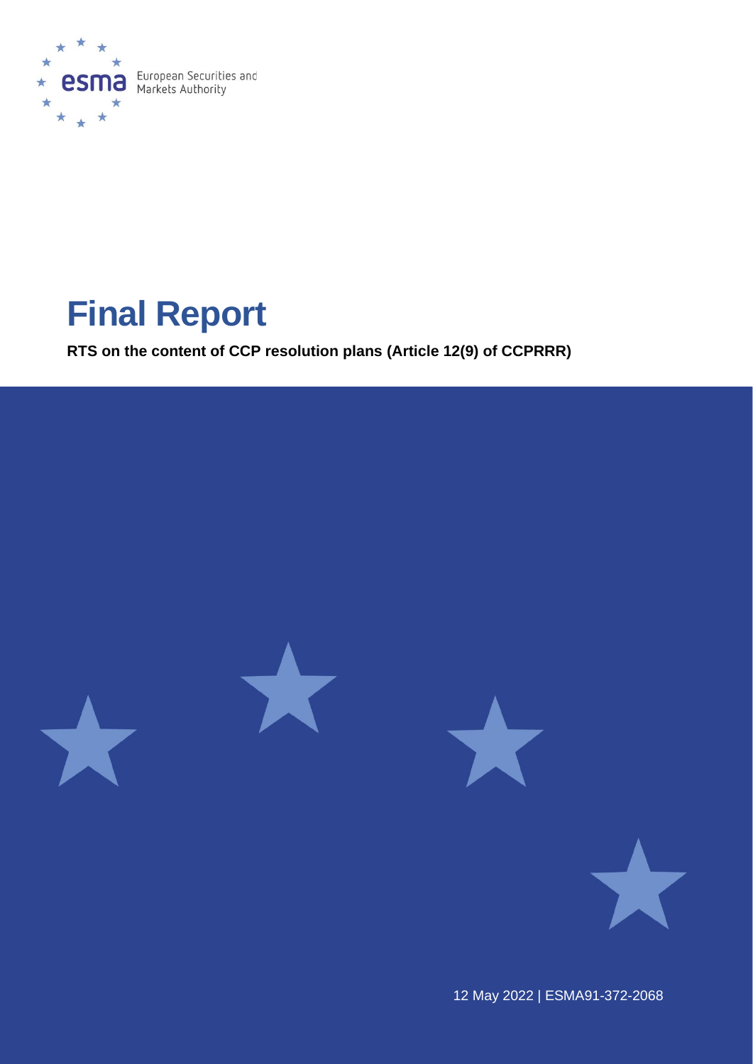European Securities and Markets Authority

# Final Report

**RTS on the content of CCP resolution plans (Article 12(9) of CCPRRR)**

12 May 2022 | ESMA91-372-2068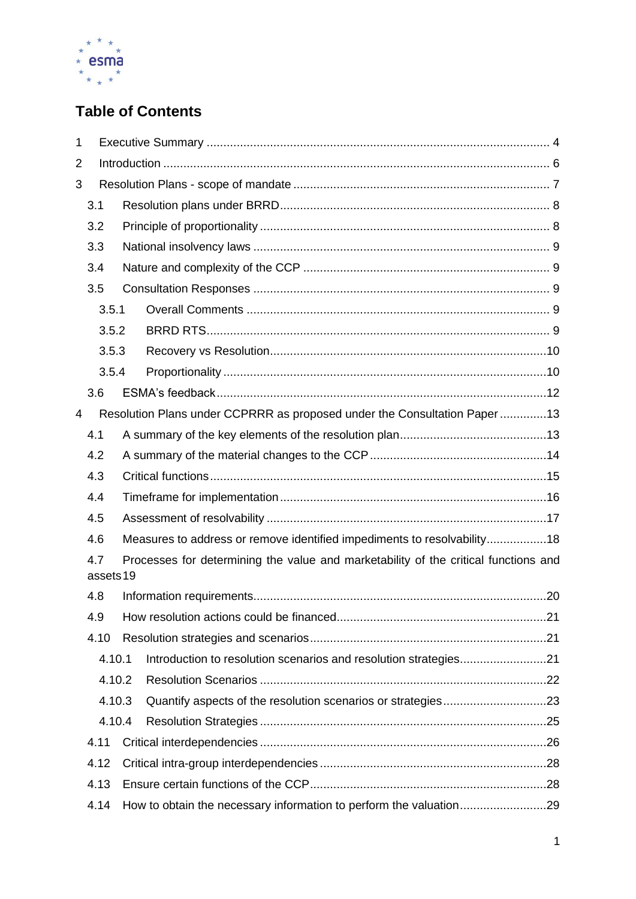# Table of Contents

1 Executive Summary ........................................................................................................ 4

2 Introduction .................................................................................................................... 6

3 Resolution Plans - scope of mandate ............................................................................. 7

3.1 Resolution plans under BRRD ................................................................................. 8

3.2 Principle of proportionality ....................................................................................... 8

3.3 National insolvency laws .......................................................................................... 9

3.4 Nature and complexity of the CCP ........................................................................... 9

3.5 Consultation Responses ........................................................................................... 9

3.5.1 Overall Comments ............................................................................................. 9

3.5.2 BRRD RTS ........................................................................................................ 9

3.5.3 Recovery vs Resolution ...................................................................................... 10

3.5.4 Proportionality .................................................................................................... 10

3.6 ESMA's feedback ...................................................................................................... 12

4 Resolution Plans under CCPRRR as proposed under the Consultation Paper .............. 13

4.1 A summary of the key elements of the resolution plan ............................................. 13

4.2 A summary of the material changes to the CCP ...................................................... 14

4.3 Critical functions ....................................................................................................... 15

4.4 Timeframe for implementation .................................................................................. 16

4.5 Assessment of resolvability ...................................................................................... 17

4.6 Measures to address or remove identified impediments to resolvability .................. 18

4.7 Processes for determining the value and marketability of the critical functions and assets 19

4.8 Information requirements .......................................................................................... 20

4.9 How resolution actions could be financed ................................................................ 21

4.10 Resolution strategies and scenarios ....................................................................... 21

4.10.1 Introduction to resolution scenarios and resolution strategies .......................... 21

4.10.2 Resolution Scenarios ...................................................................................... 22

4.10.3 Quantify aspects of the resolution scenarios or strategies ............................... 23

4.10.4 Resolution Strategies ...................................................................................... 25

4.11 Critical interdependencies ....................................................................................... 26

4.12 Critical intra-group interdependencies ..................................................................... 28

4.13 Ensure certain functions of the CCP ........................................................................ 28

4.14 How to obtain the necessary information to perform the valuation .......................... 29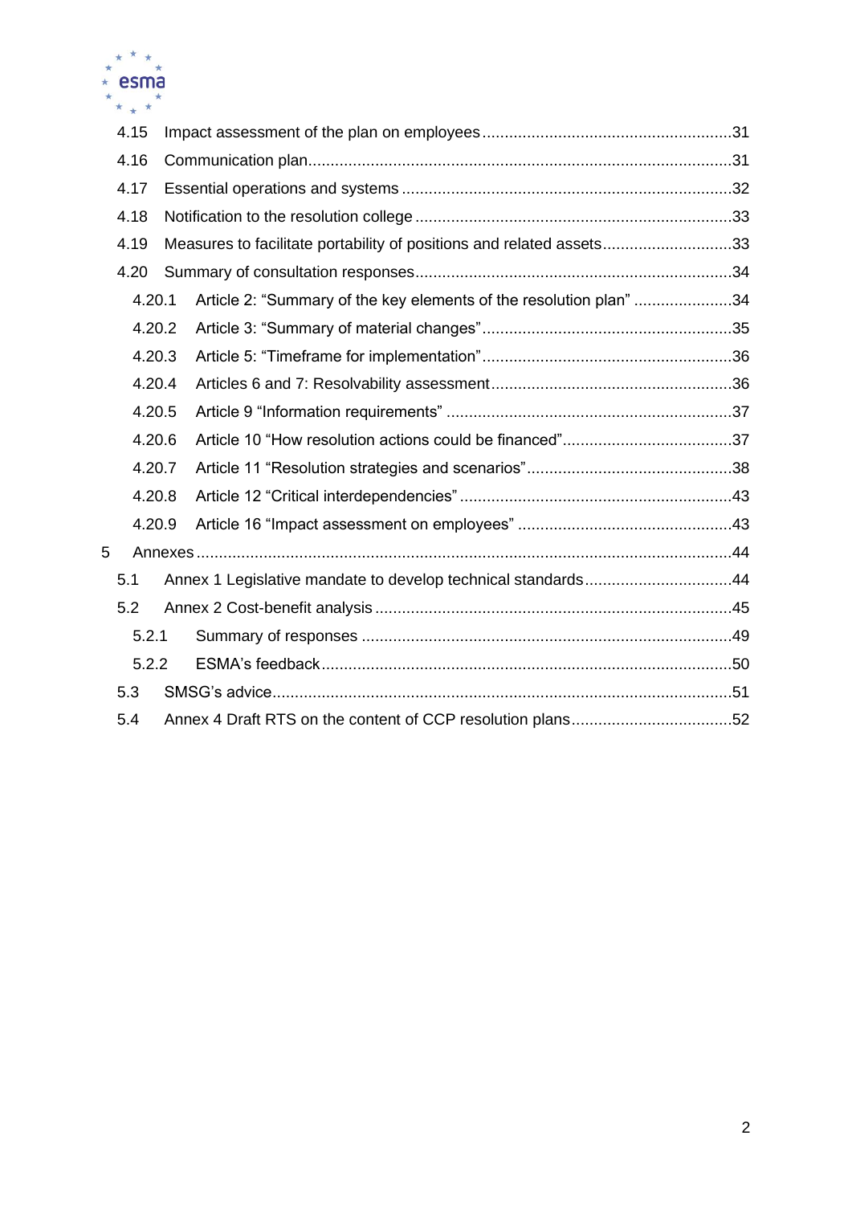4.15 Impact assessment of the plan on employees ........................................................31

4.16 Communication plan...............................................................................................31

4.17 Essential operations and systems ..........................................................................32

4.18 Notification to the resolution college .......................................................................33

4.19 Measures to facilitate portability of positions and related assets.............................33

4.20 Summary of consultation responses.......................................................................34

4.20.1 Article 2: “Summary of the key elements of the resolution plan” ......................34

4.20.2 Article 3: “Summary of material changes”........................................................35

4.20.3 Article 5: “Timeframe for implementation”........................................................36

4.20.4 Articles 6 and 7: Resolvability assessment......................................................36

4.20.5 Article 9 “Information requirements” ................................................................37

4.20.6 Article 10 “How resolution actions could be financed”......................................37

4.20.7 Article 11 “Resolution strategies and scenarios”..............................................38

4.20.8 Article 12 “Critical interdependencies” .............................................................43

4.20.9 Article 16 “Impact assessment on employees” ................................................43

5 Annexes .......................................................................................................................44

5.1 Annex 1 Legislative mandate to develop technical standards.................................44

5.2 Annex 2 Cost-benefit analysis ................................................................................45

5.2.1 Summary of responses ..................................................................................49

5.2.2 ESMA’s feedback...........................................................................................50

5.3 SMSG’s advice......................................................................................................51

5.4 Annex 4 Draft RTS on the content of CCP resolution plans....................................52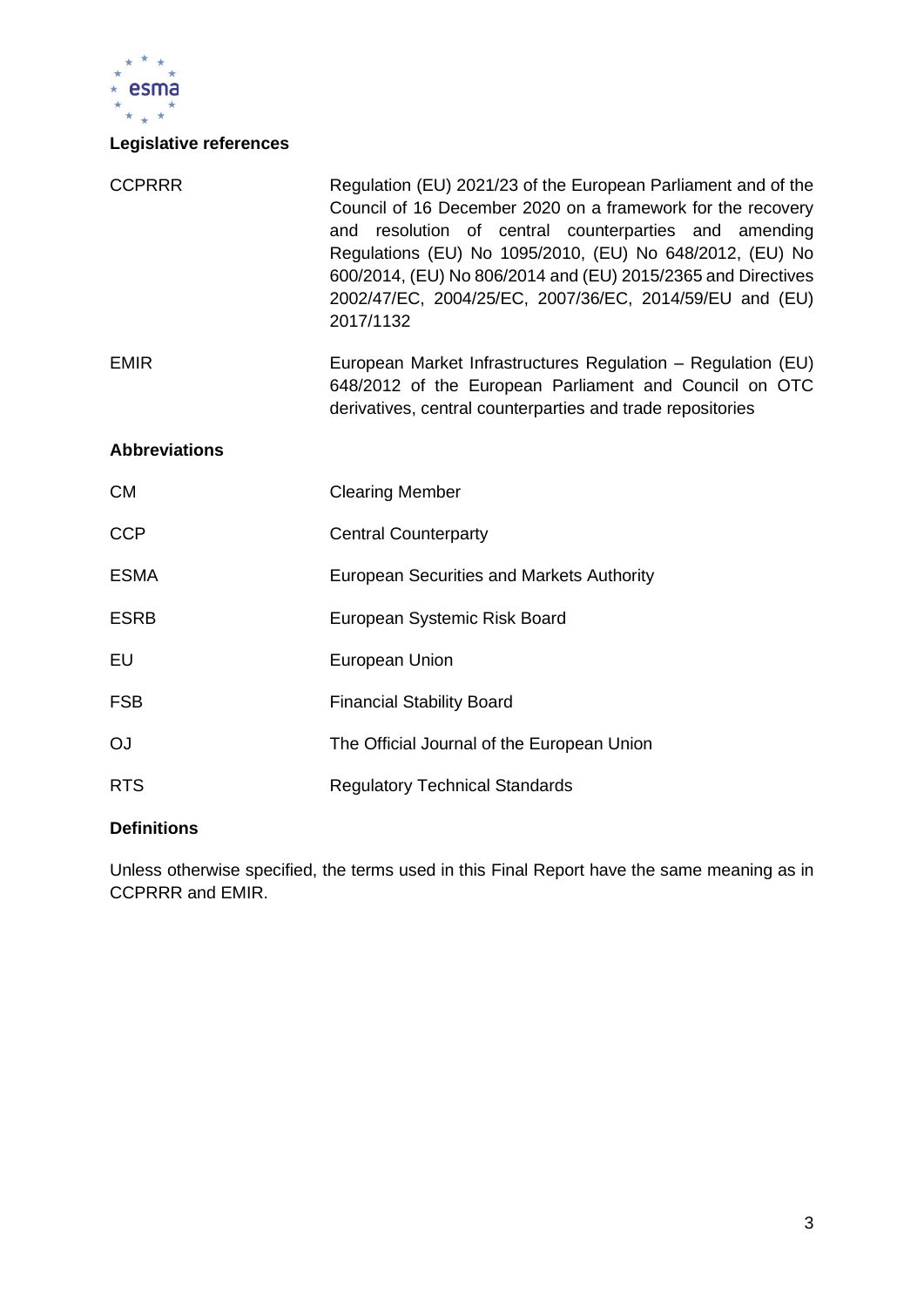## Legislative references

| | |
|---|---|
| CCPRRR | Regulation (EU) 2021/23 of the European Parliament and of the Council of 16 December 2020 on a framework for the recovery and resolution of central counterparties and amending Regulations (EU) No 1095/2010, (EU) No 648/2012, (EU) No 600/2014, (EU) No 806/2014 and (EU) 2015/2365 and Directives 2002/47/EC, 2004/25/EC, 2007/36/EC, 2014/59/EU and (EU) 2017/1132 |
| EMIR | European Market Infrastructures Regulation – Regulation (EU) 648/2012 of the European Parliament and Council on OTC derivatives, central counterparties and trade repositories |

## Abbreviations

| | |
|---|---|
| CM | Clearing Member |
| CCP | Central Counterparty |
| ESMA | European Securities and Markets Authority |
| ESRB | European Systemic Risk Board |
| EU | European Union |
| FSB | Financial Stability Board |
| OJ | The Official Journal of the European Union |
| RTS | Regulatory Technical Standards |

## Definitions

Unless otherwise specified, the terms used in this Final Report have the same meaning as in CCPRRR and EMIR.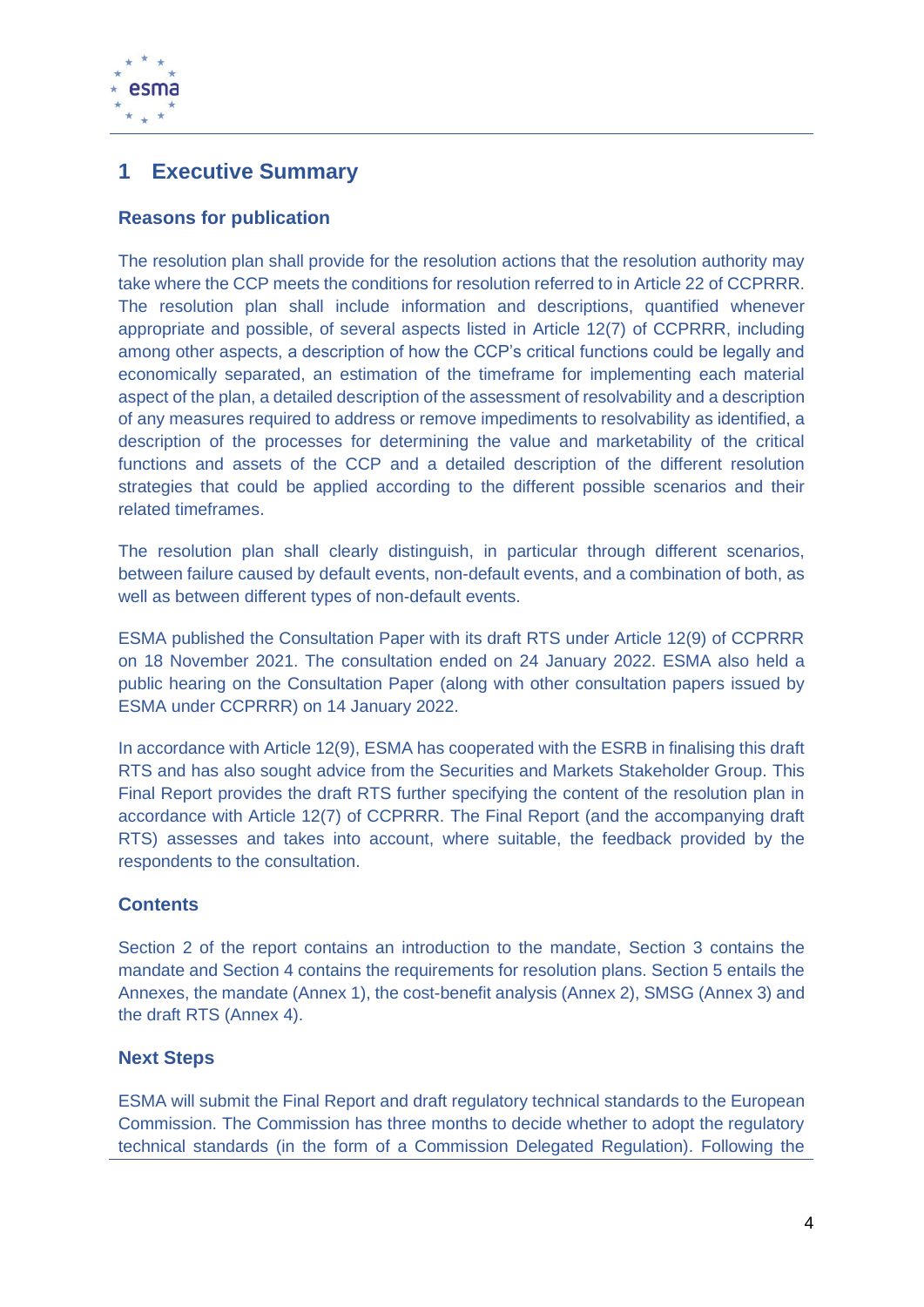# 1 Executive Summary

### Reasons for publication

The resolution plan shall provide for the resolution actions that the resolution authority may take where the CCP meets the conditions for resolution referred to in Article 22 of CCPRRR. The resolution plan shall include information and descriptions, quantified whenever appropriate and possible, of several aspects listed in Article 12(7) of CCPRRR, including among other aspects, a description of how the CCP's critical functions could be legally and economically separated, an estimation of the timeframe for implementing each material aspect of the plan, a detailed description of the assessment of resolvability and a description of any measures required to address or remove impediments to resolvability as identified, a description of the processes for determining the value and marketability of the critical functions and assets of the CCP and a detailed description of the different resolution strategies that could be applied according to the different possible scenarios and their related timeframes.

The resolution plan shall clearly distinguish, in particular through different scenarios, between failure caused by default events, non-default events, and a combination of both, as well as between different types of non-default events.

ESMA published the Consultation Paper with its draft RTS under Article 12(9) of CCPRRR on 18 November 2021. The consultation ended on 24 January 2022. ESMA also held a public hearing on the Consultation Paper (along with other consultation papers issued by ESMA under CCPRRR) on 14 January 2022.

In accordance with Article 12(9), ESMA has cooperated with the ESRB in finalising this draft RTS and has also sought advice from the Securities and Markets Stakeholder Group. This Final Report provides the draft RTS further specifying the content of the resolution plan in accordance with Article 12(7) of CCPRRR. The Final Report (and the accompanying draft RTS) assesses and takes into account, where suitable, the feedback provided by the respondents to the consultation.

### Contents

Section 2 of the report contains an introduction to the mandate, Section 3 contains the mandate and Section 4 contains the requirements for resolution plans. Section 5 entails the Annexes, the mandate (Annex 1), the cost-benefit analysis (Annex 2), SMSG (Annex 3) and the draft RTS (Annex 4).

### Next Steps

ESMA will submit the Final Report and draft regulatory technical standards to the European Commission. The Commission has three months to decide whether to adopt the regulatory technical standards (in the form of a Commission Delegated Regulation). Following the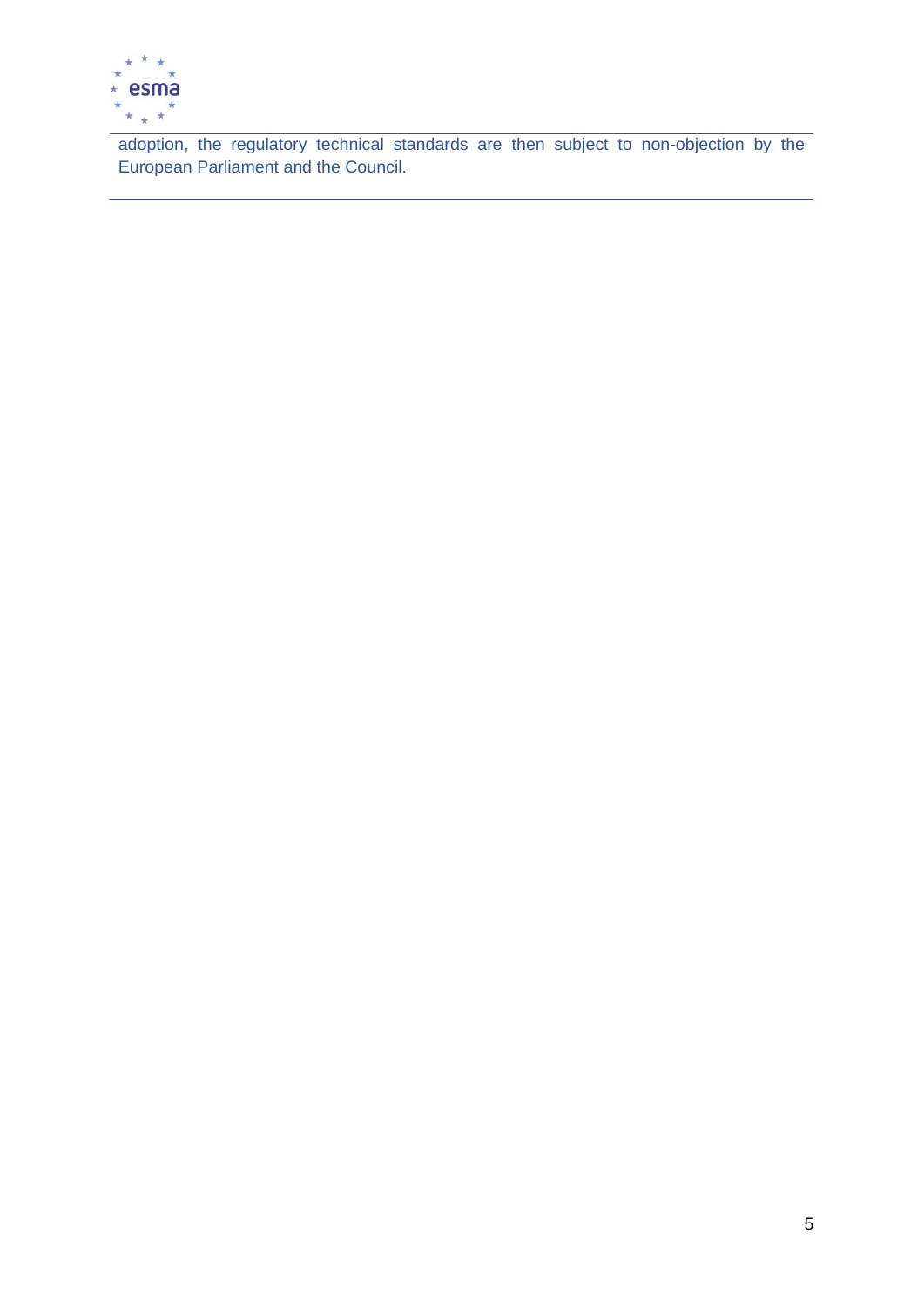adoption, the regulatory technical standards are then subject to non-objection by the European Parliament and the Council.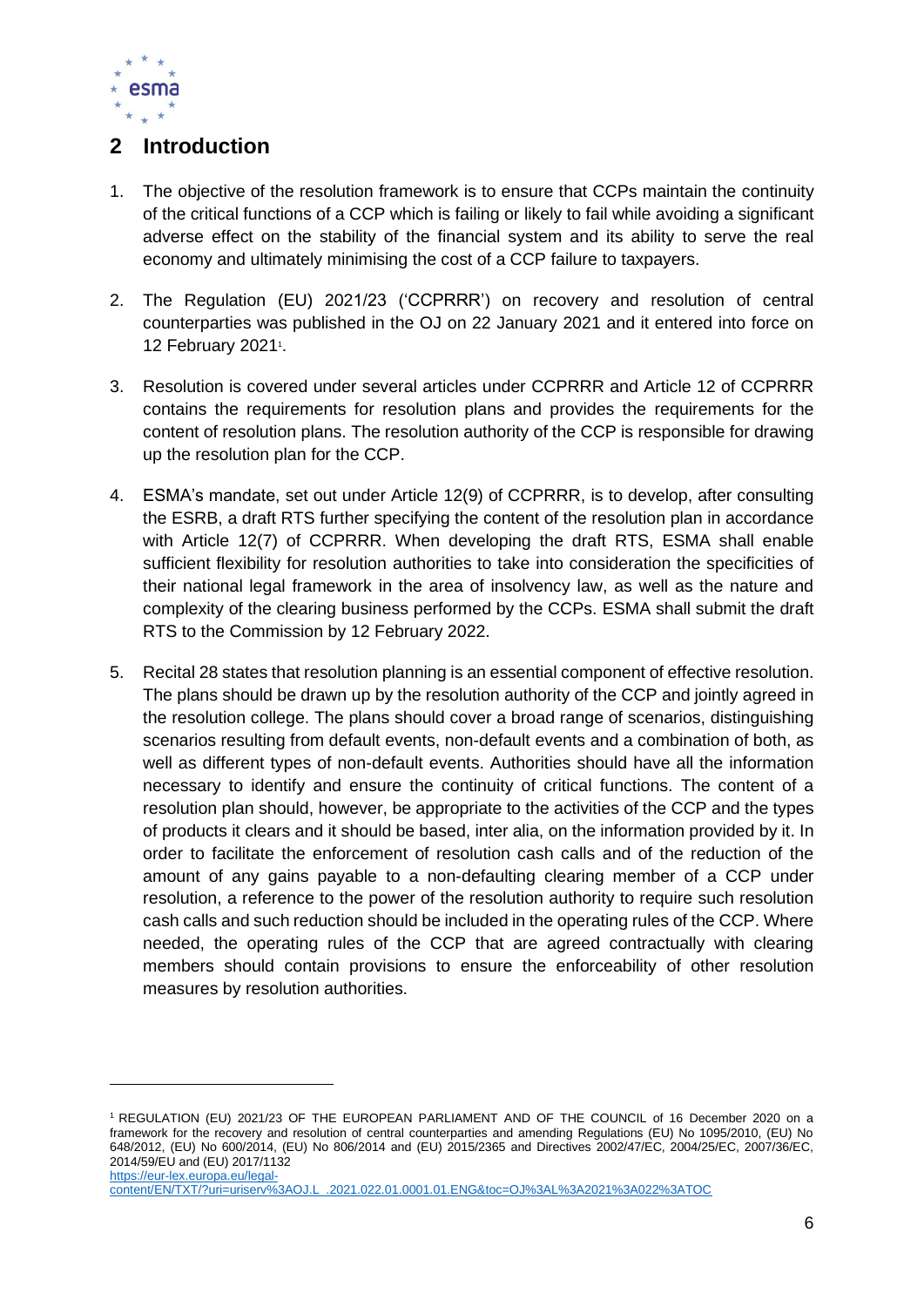## 2 Introduction

1. The objective of the resolution framework is to ensure that CCPs maintain the continuity of the critical functions of a CCP which is failing or likely to fail while avoiding a significant adverse effect on the stability of the financial system and its ability to serve the real economy and ultimately minimising the cost of a CCP failure to taxpayers.

2. The Regulation (EU) 2021/23 ('CCPRRR') on recovery and resolution of central counterparties was published in the OJ on 22 January 2021 and it entered into force on 12 February 2021[1].

3. Resolution is covered under several articles under CCPRRR and Article 12 of CCPRRR contains the requirements for resolution plans and provides the requirements for the content of resolution plans. The resolution authority of the CCP is responsible for drawing up the resolution plan for the CCP.

4. ESMA's mandate, set out under Article 12(9) of CCPRRR, is to develop, after consulting the ESRB, a draft RTS further specifying the content of the resolution plan in accordance with Article 12(7) of CCPRRR. When developing the draft RTS, ESMA shall enable sufficient flexibility for resolution authorities to take into consideration the specificities of their national legal framework in the area of insolvency law, as well as the nature and complexity of the clearing business performed by the CCPs. ESMA shall submit the draft RTS to the Commission by 12 February 2022.

5. Recital 28 states that resolution planning is an essential component of effective resolution. The plans should be drawn up by the resolution authority of the CCP and jointly agreed in the resolution college. The plans should cover a broad range of scenarios, distinguishing scenarios resulting from default events, non-default events and a combination of both, as well as different types of non-default events. Authorities should have all the information necessary to identify and ensure the continuity of critical functions. The content of a resolution plan should, however, be appropriate to the activities of the CCP and the types of products it clears and it should be based, inter alia, on the information provided by it. In order to facilitate the enforcement of resolution cash calls and of the reduction of the amount of any gains payable to a non-defaulting clearing member of a CCP under resolution, a reference to the power of the resolution authority to require such resolution cash calls and such reduction should be included in the operating rules of the CCP. Where needed, the operating rules of the CCP that are agreed contractually with clearing members should contain provisions to ensure the enforceability of other resolution measures by resolution authorities.

---

[1] REGULATION (EU) 2021/23 OF THE EUROPEAN PARLIAMENT AND OF THE COUNCIL of 16 December 2020 on a framework for the recovery and resolution of central counterparties and amending Regulations (EU) No 1095/2010, (EU) No 648/2012, (EU) No 600/2014, (EU) No 806/2014 and (EU) 2015/2365 and Directives 2002/47/EC, 2004/25/EC, 2007/36/EC, 2014/59/EU and (EU) 2017/1132 https://eur-lex.europa.eu/legal-content/EN/TXT/?uri=uriserv%3AOJ.L_.2021.022.01.0001.01.ENG&toc=OJ%3AL%3A2021%3A022%3ATOC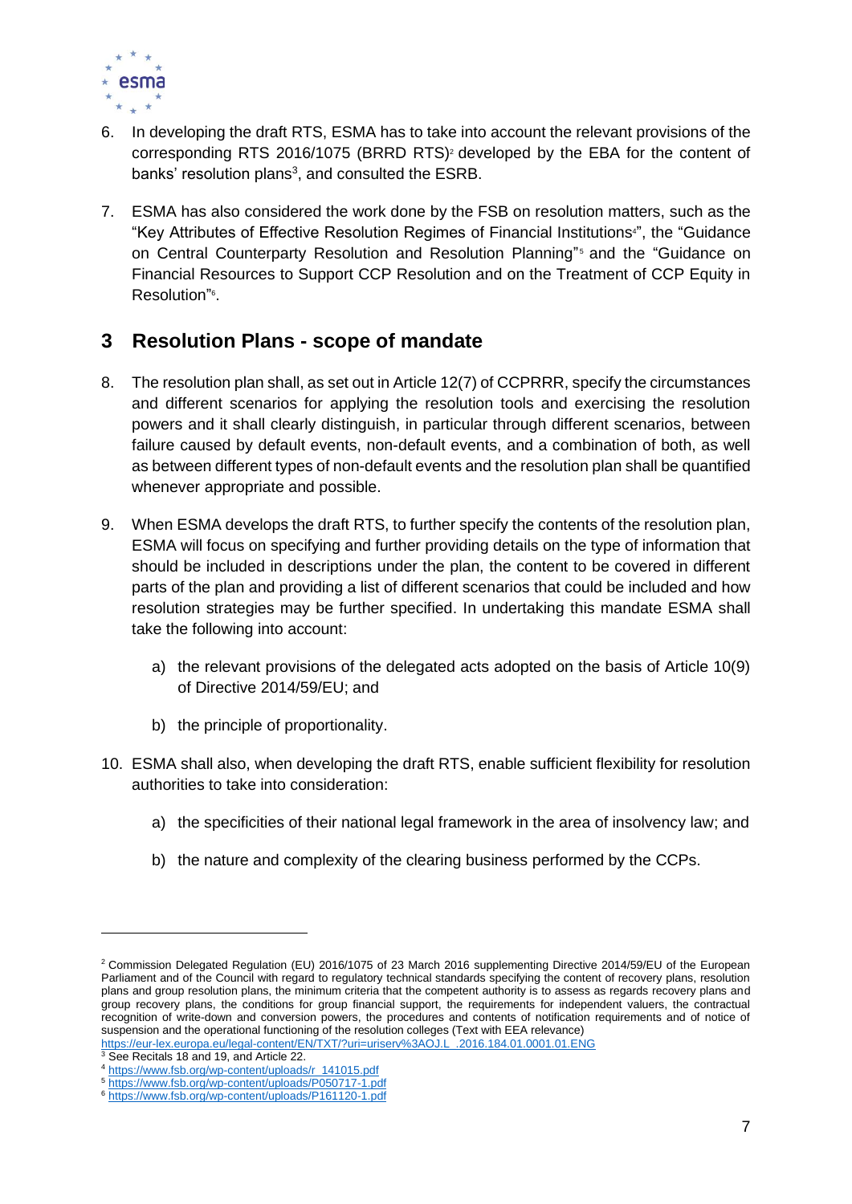6. In developing the draft RTS, ESMA has to take into account the relevant provisions of the corresponding RTS 2016/1075 (BRRD RTS)[2] developed by the EBA for the content of banks' resolution plans[3], and consulted the ESRB.

7. ESMA has also considered the work done by the FSB on resolution matters, such as the "Key Attributes of Effective Resolution Regimes of Financial Institutions[4]", the "Guidance on Central Counterparty Resolution and Resolution Planning"[5] and the "Guidance on Financial Resources to Support CCP Resolution and on the Treatment of CCP Equity in Resolution"[6].

## 3 Resolution Plans - scope of mandate

8. The resolution plan shall, as set out in Article 12(7) of CCPRRR, specify the circumstances and different scenarios for applying the resolution tools and exercising the resolution powers and it shall clearly distinguish, in particular through different scenarios, between failure caused by default events, non-default events, and a combination of both, as well as between different types of non-default events and the resolution plan shall be quantified whenever appropriate and possible.

9. When ESMA develops the draft RTS, to further specify the contents of the resolution plan, ESMA will focus on specifying and further providing details on the type of information that should be included in descriptions under the plan, the content to be covered in different parts of the plan and providing a list of different scenarios that could be included and how resolution strategies may be further specified. In undertaking this mandate ESMA shall take the following into account:

   a) the relevant provisions of the delegated acts adopted on the basis of Article 10(9) of Directive 2014/59/EU; and

   b) the principle of proportionality.

10. ESMA shall also, when developing the draft RTS, enable sufficient flexibility for resolution authorities to take into consideration:

    a) the specificities of their national legal framework in the area of insolvency law; and

    b) the nature and complexity of the clearing business performed by the CCPs.

---

[2] Commission Delegated Regulation (EU) 2016/1075 of 23 March 2016 supplementing Directive 2014/59/EU of the European Parliament and of the Council with regard to regulatory technical standards specifying the content of recovery plans, resolution plans and group resolution plans, the minimum criteria that the competent authority is to assess as regards recovery plans and group recovery plans, the conditions for group financial support, the requirements for independent valuers, the contractual recognition of write-down and conversion powers, the procedures and contents of notification requirements and of notice of suspension and the operational functioning of the resolution colleges (Text with EEA relevance) https://eur-lex.europa.eu/legal-content/EN/TXT/?uri=uriserv%3AOJ.L_.2016.184.01.0001.01.ENG

[3] See Recitals 18 and 19, and Article 22.

[4] https://www.fsb.org/wp-content/uploads/r_141015.pdf

[5] https://www.fsb.org/wp-content/uploads/P050717-1.pdf

[6] https://www.fsb.org/wp-content/uploads/P161120-1.pdf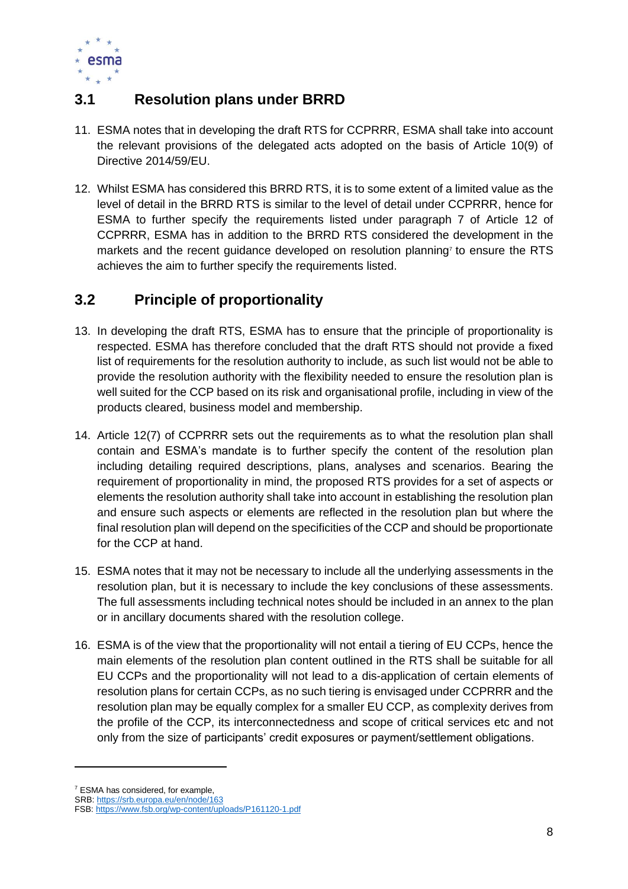## 3.1 Resolution plans under BRRD

11. ESMA notes that in developing the draft RTS for CCPRRR, ESMA shall take into account the relevant provisions of the delegated acts adopted on the basis of Article 10(9) of Directive 2014/59/EU.

12. Whilst ESMA has considered this BRRD RTS, it is to some extent of a limited value as the level of detail in the BRRD RTS is similar to the level of detail under CCPRRR, hence for ESMA to further specify the requirements listed under paragraph 7 of Article 12 of CCPRRR, ESMA has in addition to the BRRD RTS considered the development in the markets and the recent guidance developed on resolution planning[7] to ensure the RTS achieves the aim to further specify the requirements listed.

## 3.2 Principle of proportionality

13. In developing the draft RTS, ESMA has to ensure that the principle of proportionality is respected. ESMA has therefore concluded that the draft RTS should not provide a fixed list of requirements for the resolution authority to include, as such list would not be able to provide the resolution authority with the flexibility needed to ensure the resolution plan is well suited for the CCP based on its risk and organisational profile, including in view of the products cleared, business model and membership.

14. Article 12(7) of CCPRRR sets out the requirements as to what the resolution plan shall contain and ESMA's mandate is to further specify the content of the resolution plan including detailing required descriptions, plans, analyses and scenarios. Bearing the requirement of proportionality in mind, the proposed RTS provides for a set of aspects or elements the resolution authority shall take into account in establishing the resolution plan and ensure such aspects or elements are reflected in the resolution plan but where the final resolution plan will depend on the specificities of the CCP and should be proportionate for the CCP at hand.

15. ESMA notes that it may not be necessary to include all the underlying assessments in the resolution plan, but it is necessary to include the key conclusions of these assessments. The full assessments including technical notes should be included in an annex to the plan or in ancillary documents shared with the resolution college.

16. ESMA is of the view that the proportionality will not entail a tiering of EU CCPs, hence the main elements of the resolution plan content outlined in the RTS shall be suitable for all EU CCPs and the proportionality will not lead to a dis-application of certain elements of resolution plans for certain CCPs, as no such tiering is envisaged under CCPRRR and the resolution plan may be equally complex for a smaller EU CCP, as complexity derives from the profile of the CCP, its interconnectedness and scope of critical services etc and not only from the size of participants' credit exposures or payment/settlement obligations.

---

[7] ESMA has considered, for example,
SRB: https://srb.europa.eu/en/node/163
FSB: https://www.fsb.org/wp-content/uploads/P161120-1.pdf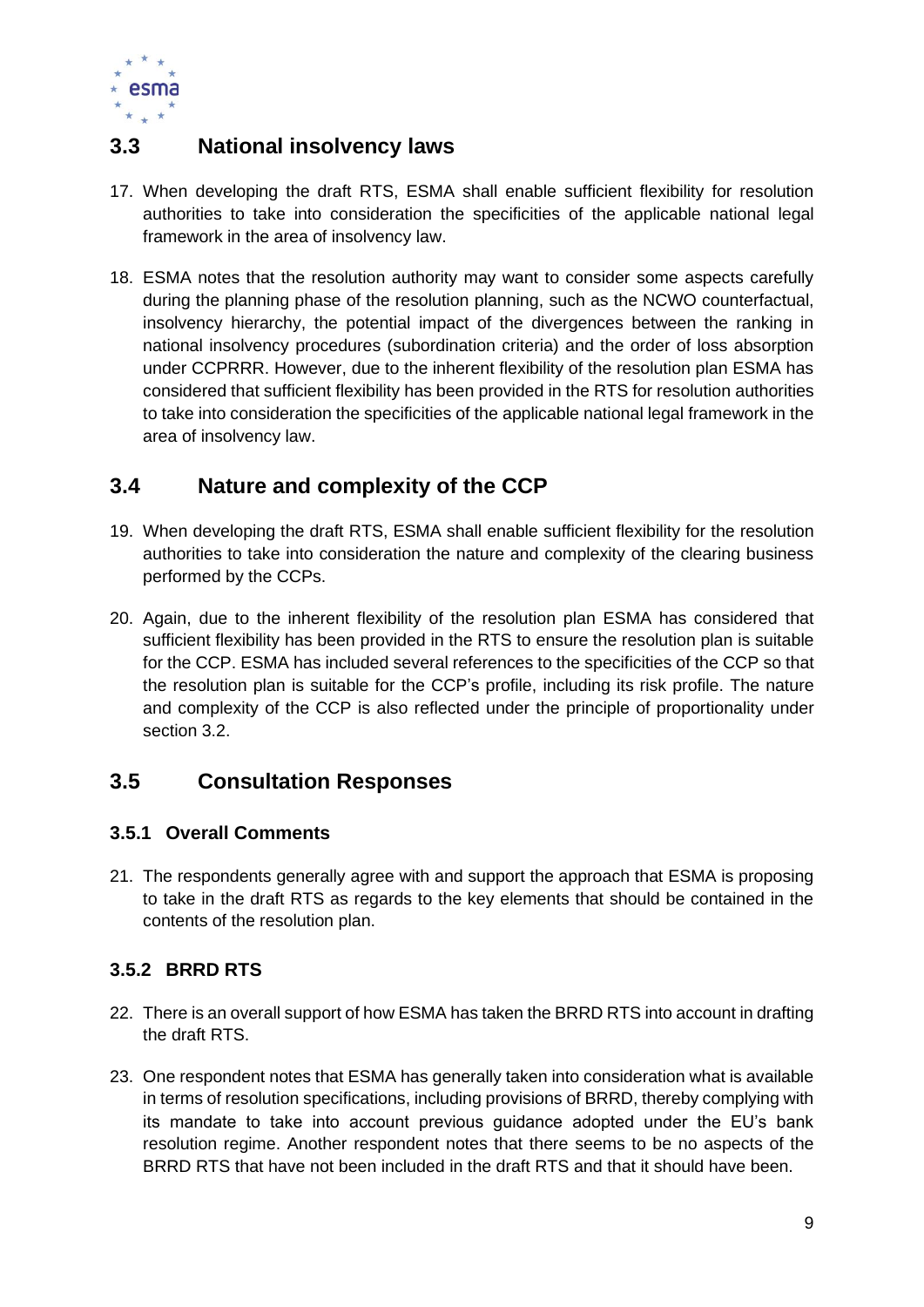## 3.3 National insolvency laws

17. When developing the draft RTS, ESMA shall enable sufficient flexibility for resolution authorities to take into consideration the specificities of the applicable national legal framework in the area of insolvency law.

18. ESMA notes that the resolution authority may want to consider some aspects carefully during the planning phase of the resolution planning, such as the NCWO counterfactual, insolvency hierarchy, the potential impact of the divergences between the ranking in national insolvency procedures (subordination criteria) and the order of loss absorption under CCPRRR. However, due to the inherent flexibility of the resolution plan ESMA has considered that sufficient flexibility has been provided in the RTS for resolution authorities to take into consideration the specificities of the applicable national legal framework in the area of insolvency law.

## 3.4 Nature and complexity of the CCP

19. When developing the draft RTS, ESMA shall enable sufficient flexibility for the resolution authorities to take into consideration the nature and complexity of the clearing business performed by the CCPs.

20. Again, due to the inherent flexibility of the resolution plan ESMA has considered that sufficient flexibility has been provided in the RTS to ensure the resolution plan is suitable for the CCP. ESMA has included several references to the specificities of the CCP so that the resolution plan is suitable for the CCP's profile, including its risk profile. The nature and complexity of the CCP is also reflected under the principle of proportionality under section 3.2.

## 3.5 Consultation Responses

### 3.5.1 Overall Comments

21. The respondents generally agree with and support the approach that ESMA is proposing to take in the draft RTS as regards to the key elements that should be contained in the contents of the resolution plan.

### 3.5.2 BRRD RTS

22. There is an overall support of how ESMA has taken the BRRD RTS into account in drafting the draft RTS.

23. One respondent notes that ESMA has generally taken into consideration what is available in terms of resolution specifications, including provisions of BRRD, thereby complying with its mandate to take into account previous guidance adopted under the EU's bank resolution regime. Another respondent notes that there seems to be no aspects of the BRRD RTS that have not been included in the draft RTS and that it should have been.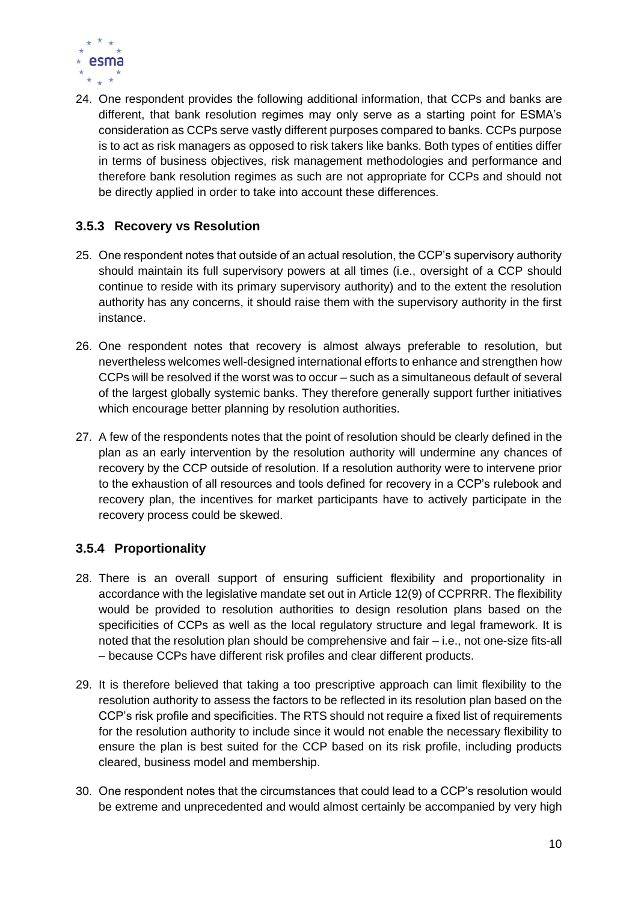24. One respondent provides the following additional information, that CCPs and banks are different, that bank resolution regimes may only serve as a starting point for ESMA's consideration as CCPs serve vastly different purposes compared to banks. CCPs purpose is to act as risk managers as opposed to risk takers like banks. Both types of entities differ in terms of business objectives, risk management methodologies and performance and therefore bank resolution regimes as such are not appropriate for CCPs and should not be directly applied in order to take into account these differences.

### 3.5.3 Recovery vs Resolution

25. One respondent notes that outside of an actual resolution, the CCP's supervisory authority should maintain its full supervisory powers at all times (i.e., oversight of a CCP should continue to reside with its primary supervisory authority) and to the extent the resolution authority has any concerns, it should raise them with the supervisory authority in the first instance.

26. One respondent notes that recovery is almost always preferable to resolution, but nevertheless welcomes well-designed international efforts to enhance and strengthen how CCPs will be resolved if the worst was to occur – such as a simultaneous default of several of the largest globally systemic banks. They therefore generally support further initiatives which encourage better planning by resolution authorities.

27. A few of the respondents notes that the point of resolution should be clearly defined in the plan as an early intervention by the resolution authority will undermine any chances of recovery by the CCP outside of resolution. If a resolution authority were to intervene prior to the exhaustion of all resources and tools defined for recovery in a CCP's rulebook and recovery plan, the incentives for market participants have to actively participate in the recovery process could be skewed.

### 3.5.4 Proportionality

28. There is an overall support of ensuring sufficient flexibility and proportionality in accordance with the legislative mandate set out in Article 12(9) of CCPRRR. The flexibility would be provided to resolution authorities to design resolution plans based on the specificities of CCPs as well as the local regulatory structure and legal framework. It is noted that the resolution plan should be comprehensive and fair – i.e., not one-size fits-all – because CCPs have different risk profiles and clear different products.

29. It is therefore believed that taking a too prescriptive approach can limit flexibility to the resolution authority to assess the factors to be reflected in its resolution plan based on the CCP's risk profile and specificities. The RTS should not require a fixed list of requirements for the resolution authority to include since it would not enable the necessary flexibility to ensure the plan is best suited for the CCP based on its risk profile, including products cleared, business model and membership.

30. One respondent notes that the circumstances that could lead to a CCP's resolution would be extreme and unprecedented and would almost certainly be accompanied by very high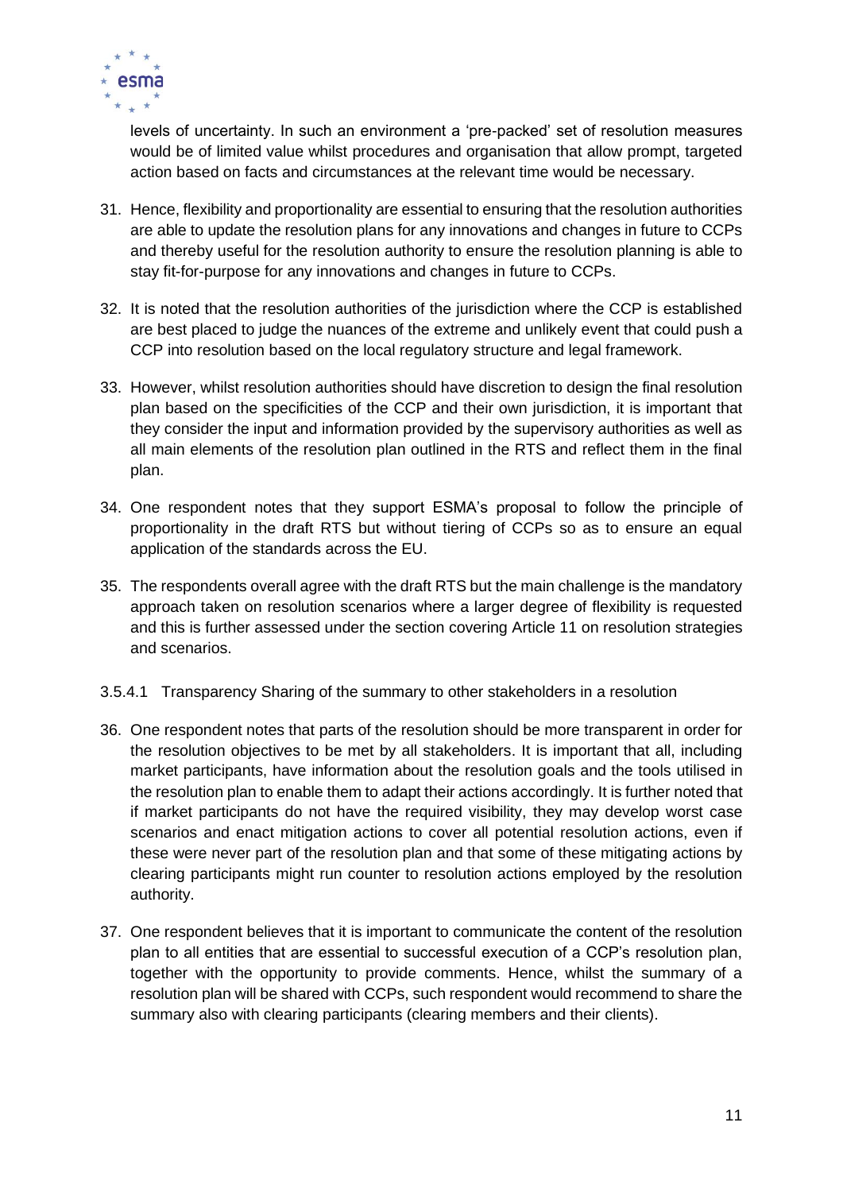levels of uncertainty. In such an environment a 'pre-packed' set of resolution measures would be of limited value whilst procedures and organisation that allow prompt, targeted action based on facts and circumstances at the relevant time would be necessary.

31. Hence, flexibility and proportionality are essential to ensuring that the resolution authorities are able to update the resolution plans for any innovations and changes in future to CCPs and thereby useful for the resolution authority to ensure the resolution planning is able to stay fit-for-purpose for any innovations and changes in future to CCPs.

32. It is noted that the resolution authorities of the jurisdiction where the CCP is established are best placed to judge the nuances of the extreme and unlikely event that could push a CCP into resolution based on the local regulatory structure and legal framework.

33. However, whilst resolution authorities should have discretion to design the final resolution plan based on the specificities of the CCP and their own jurisdiction, it is important that they consider the input and information provided by the supervisory authorities as well as all main elements of the resolution plan outlined in the RTS and reflect them in the final plan.

34. One respondent notes that they support ESMA's proposal to follow the principle of proportionality in the draft RTS but without tiering of CCPs so as to ensure an equal application of the standards across the EU.

35. The respondents overall agree with the draft RTS but the main challenge is the mandatory approach taken on resolution scenarios where a larger degree of flexibility is requested and this is further assessed under the section covering Article 11 on resolution strategies and scenarios.

#### 3.5.4.1 Transparency Sharing of the summary to other stakeholders in a resolution

36. One respondent notes that parts of the resolution should be more transparent in order for the resolution objectives to be met by all stakeholders. It is important that all, including market participants, have information about the resolution goals and the tools utilised in the resolution plan to enable them to adapt their actions accordingly. It is further noted that if market participants do not have the required visibility, they may develop worst case scenarios and enact mitigation actions to cover all potential resolution actions, even if these were never part of the resolution plan and that some of these mitigating actions by clearing participants might run counter to resolution actions employed by the resolution authority.

37. One respondent believes that it is important to communicate the content of the resolution plan to all entities that are essential to successful execution of a CCP's resolution plan, together with the opportunity to provide comments. Hence, whilst the summary of a resolution plan will be shared with CCPs, such respondent would recommend to share the summary also with clearing participants (clearing members and their clients).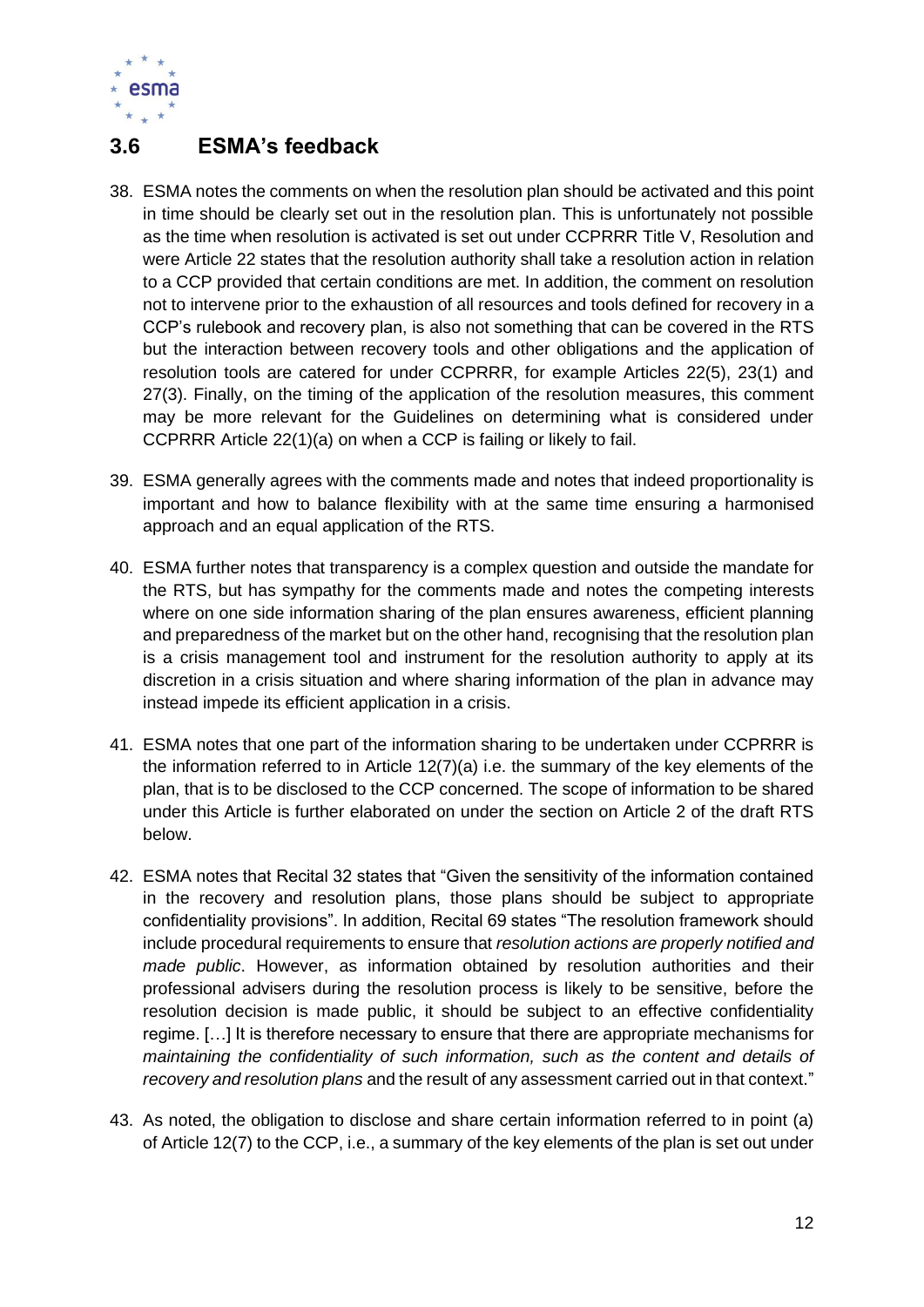## 3.6 ESMA's feedback

38. ESMA notes the comments on when the resolution plan should be activated and this point in time should be clearly set out in the resolution plan. This is unfortunately not possible as the time when resolution is activated is set out under CCPRRR Title V, Resolution and were Article 22 states that the resolution authority shall take a resolution action in relation to a CCP provided that certain conditions are met. In addition, the comment on resolution not to intervene prior to the exhaustion of all resources and tools defined for recovery in a CCP's rulebook and recovery plan, is also not something that can be covered in the RTS but the interaction between recovery tools and other obligations and the application of resolution tools are catered for under CCPRRR, for example Articles 22(5), 23(1) and 27(3). Finally, on the timing of the application of the resolution measures, this comment may be more relevant for the Guidelines on determining what is considered under CCPRRR Article 22(1)(a) on when a CCP is failing or likely to fail.

39. ESMA generally agrees with the comments made and notes that indeed proportionality is important and how to balance flexibility with at the same time ensuring a harmonised approach and an equal application of the RTS.

40. ESMA further notes that transparency is a complex question and outside the mandate for the RTS, but has sympathy for the comments made and notes the competing interests where on one side information sharing of the plan ensures awareness, efficient planning and preparedness of the market but on the other hand, recognising that the resolution plan is a crisis management tool and instrument for the resolution authority to apply at its discretion in a crisis situation and where sharing information of the plan in advance may instead impede its efficient application in a crisis.

41. ESMA notes that one part of the information sharing to be undertaken under CCPRRR is the information referred to in Article 12(7)(a) i.e. the summary of the key elements of the plan, that is to be disclosed to the CCP concerned. The scope of information to be shared under this Article is further elaborated on under the section on Article 2 of the draft RTS below.

42. ESMA notes that Recital 32 states that "Given the sensitivity of the information contained in the recovery and resolution plans, those plans should be subject to appropriate confidentiality provisions". In addition, Recital 69 states "The resolution framework should include procedural requirements to ensure that *resolution actions are properly notified and made public*. However, as information obtained by resolution authorities and their professional advisers during the resolution process is likely to be sensitive, before the resolution decision is made public, it should be subject to an effective confidentiality regime. […] It is therefore necessary to ensure that there are appropriate mechanisms for *maintaining the confidentiality of such information, such as the content and details of recovery and resolution plans* and the result of any assessment carried out in that context."

43. As noted, the obligation to disclose and share certain information referred to in point (a) of Article 12(7) to the CCP, i.e., a summary of the key elements of the plan is set out under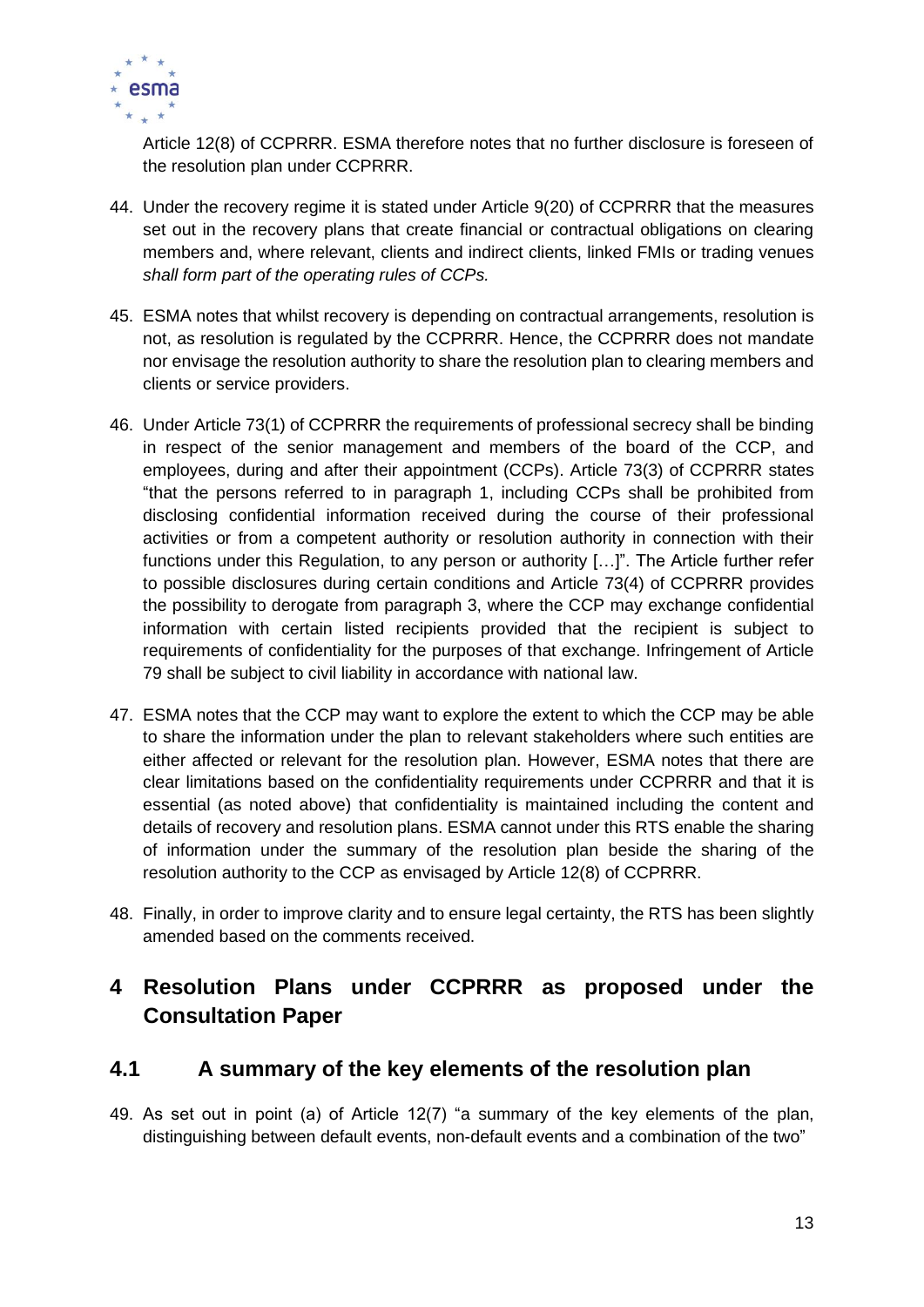Article 12(8) of CCPRRR. ESMA therefore notes that no further disclosure is foreseen of the resolution plan under CCPRRR.

44. Under the recovery regime it is stated under Article 9(20) of CCPRRR that the measures set out in the recovery plans that create financial or contractual obligations on clearing members and, where relevant, clients and indirect clients, linked FMIs or trading venues *shall form part of the operating rules of CCPs.*

45. ESMA notes that whilst recovery is depending on contractual arrangements, resolution is not, as resolution is regulated by the CCPRRR. Hence, the CCPRRR does not mandate nor envisage the resolution authority to share the resolution plan to clearing members and clients or service providers.

46. Under Article 73(1) of CCPRRR the requirements of professional secrecy shall be binding in respect of the senior management and members of the board of the CCP, and employees, during and after their appointment (CCPs). Article 73(3) of CCPRRR states "that the persons referred to in paragraph 1, including CCPs shall be prohibited from disclosing confidential information received during the course of their professional activities or from a competent authority or resolution authority in connection with their functions under this Regulation, to any person or authority […]". The Article further refer to possible disclosures during certain conditions and Article 73(4) of CCPRRR provides the possibility to derogate from paragraph 3, where the CCP may exchange confidential information with certain listed recipients provided that the recipient is subject to requirements of confidentiality for the purposes of that exchange. Infringement of Article 79 shall be subject to civil liability in accordance with national law.

47. ESMA notes that the CCP may want to explore the extent to which the CCP may be able to share the information under the plan to relevant stakeholders where such entities are either affected or relevant for the resolution plan. However, ESMA notes that there are clear limitations based on the confidentiality requirements under CCPRRR and that it is essential (as noted above) that confidentiality is maintained including the content and details of recovery and resolution plans. ESMA cannot under this RTS enable the sharing of information under the summary of the resolution plan beside the sharing of the resolution authority to the CCP as envisaged by Article 12(8) of CCPRRR.

48. Finally, in order to improve clarity and to ensure legal certainty, the RTS has been slightly amended based on the comments received.

# 4 Resolution Plans under CCPRRR as proposed under the Consultation Paper

## 4.1 A summary of the key elements of the resolution plan

49. As set out in point (a) of Article 12(7) "a summary of the key elements of the plan, distinguishing between default events, non-default events and a combination of the two"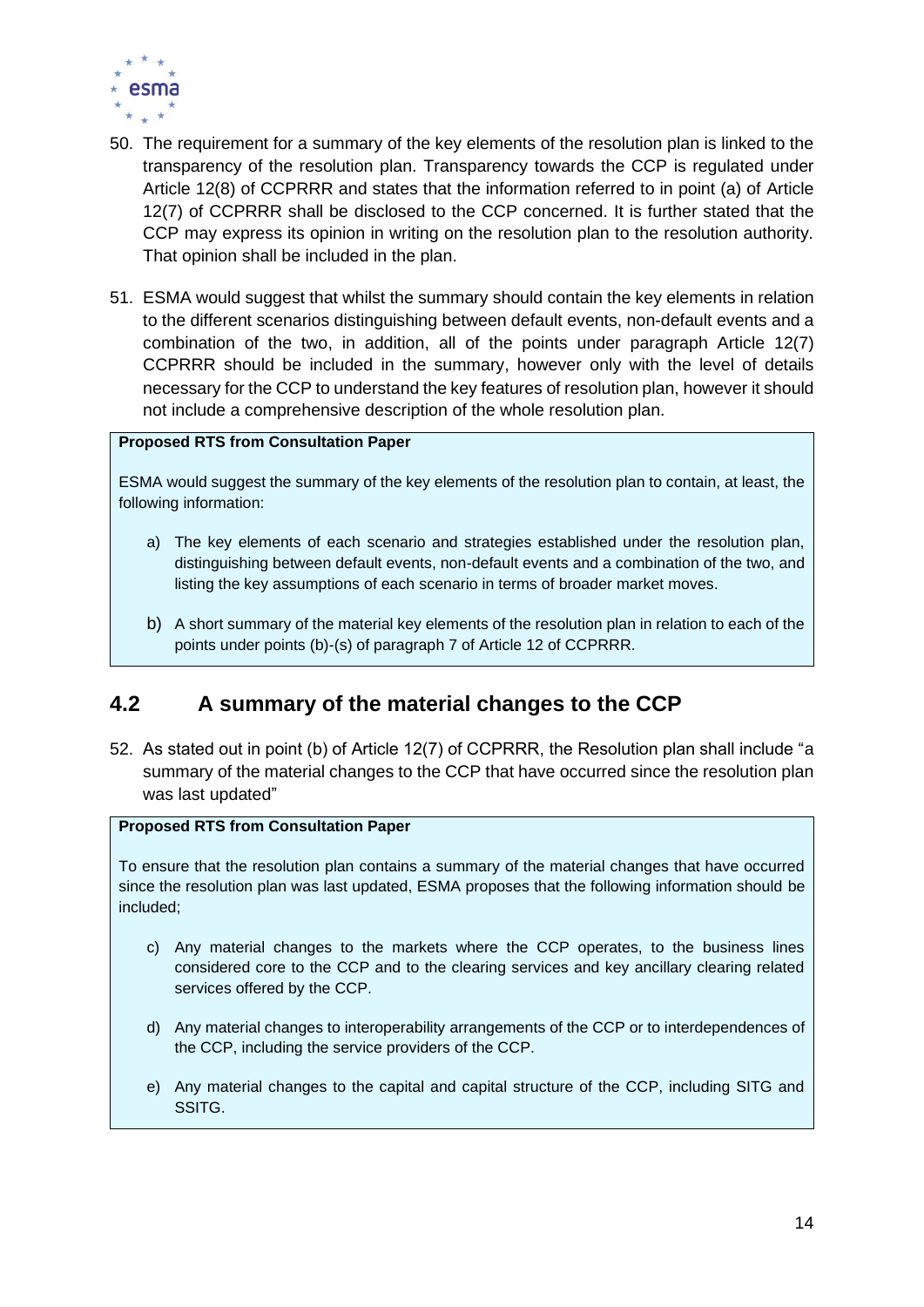50. The requirement for a summary of the key elements of the resolution plan is linked to the transparency of the resolution plan. Transparency towards the CCP is regulated under Article 12(8) of CCPRRR and states that the information referred to in point (a) of Article 12(7) of CCPRRR shall be disclosed to the CCP concerned. It is further stated that the CCP may express its opinion in writing on the resolution plan to the resolution authority. That opinion shall be included in the plan.

51. ESMA would suggest that whilst the summary should contain the key elements in relation to the different scenarios distinguishing between default events, non-default events and a combination of the two, in addition, all of the points under paragraph Article 12(7) CCPRRR should be included in the summary, however only with the level of details necessary for the CCP to understand the key features of resolution plan, however it should not include a comprehensive description of the whole resolution plan.

> **Proposed RTS from Consultation Paper**
>
> ESMA would suggest the summary of the key elements of the resolution plan to contain, at least, the following information:
>
> a) The key elements of each scenario and strategies established under the resolution plan, distinguishing between default events, non-default events and a combination of the two, and listing the key assumptions of each scenario in terms of broader market moves.
>
> b) A short summary of the material key elements of the resolution plan in relation to each of the points under points (b)-(s) of paragraph 7 of Article 12 of CCPRRR.

## 4.2 A summary of the material changes to the CCP

52. As stated out in point (b) of Article 12(7) of CCPRRR, the Resolution plan shall include "a summary of the material changes to the CCP that have occurred since the resolution plan was last updated"

> **Proposed RTS from Consultation Paper**
>
> To ensure that the resolution plan contains a summary of the material changes that have occurred since the resolution plan was last updated, ESMA proposes that the following information should be included;
>
> c) Any material changes to the markets where the CCP operates, to the business lines considered core to the CCP and to the clearing services and key ancillary clearing related services offered by the CCP.
>
> d) Any material changes to interoperability arrangements of the CCP or to interdependences of the CCP, including the service providers of the CCP.
>
> e) Any material changes to the capital and capital structure of the CCP, including SITG and SSITG.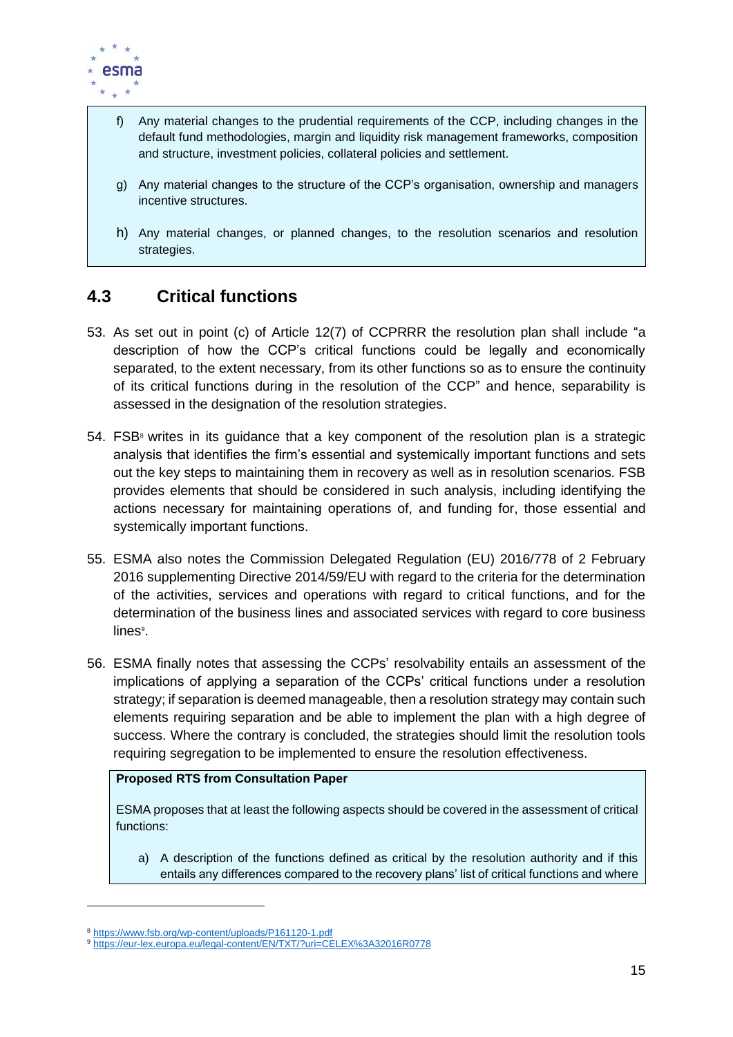f) Any material changes to the prudential requirements of the CCP, including changes in the default fund methodologies, margin and liquidity risk management frameworks, composition and structure, investment policies, collateral policies and settlement.

g) Any material changes to the structure of the CCP's organisation, ownership and managers incentive structures.

h) Any material changes, or planned changes, to the resolution scenarios and resolution strategies.

## 4.3 Critical functions

53. As set out in point (c) of Article 12(7) of CCPRRR the resolution plan shall include "a description of how the CCP's critical functions could be legally and economically separated, to the extent necessary, from its other functions so as to ensure the continuity of its critical functions during in the resolution of the CCP" and hence, separability is assessed in the designation of the resolution strategies.

54. FSB[8] writes in its guidance that a key component of the resolution plan is a strategic analysis that identifies the firm's essential and systemically important functions and sets out the key steps to maintaining them in recovery as well as in resolution scenarios. FSB provides elements that should be considered in such analysis, including identifying the actions necessary for maintaining operations of, and funding for, those essential and systemically important functions.

55. ESMA also notes the Commission Delegated Regulation (EU) 2016/778 of 2 February 2016 supplementing Directive 2014/59/EU with regard to the criteria for the determination of the activities, services and operations with regard to critical functions, and for the determination of the business lines and associated services with regard to core business lines[9].

56. ESMA finally notes that assessing the CCPs' resolvability entails an assessment of the implications of applying a separation of the CCPs' critical functions under a resolution strategy; if separation is deemed manageable, then a resolution strategy may contain such elements requiring separation and be able to implement the plan with a high degree of success. Where the contrary is concluded, the strategies should limit the resolution tools requiring segregation to be implemented to ensure the resolution effectiveness.

**Proposed RTS from Consultation Paper**

ESMA proposes that at least the following aspects should be covered in the assessment of critical functions:

a) A description of the functions defined as critical by the resolution authority and if this entails any differences compared to the recovery plans' list of critical functions and where

---

[8] https://www.fsb.org/wp-content/uploads/P161120-1.pdf

[9] https://eur-lex.europa.eu/legal-content/EN/TXT/?uri=CELEX%3A32016R0778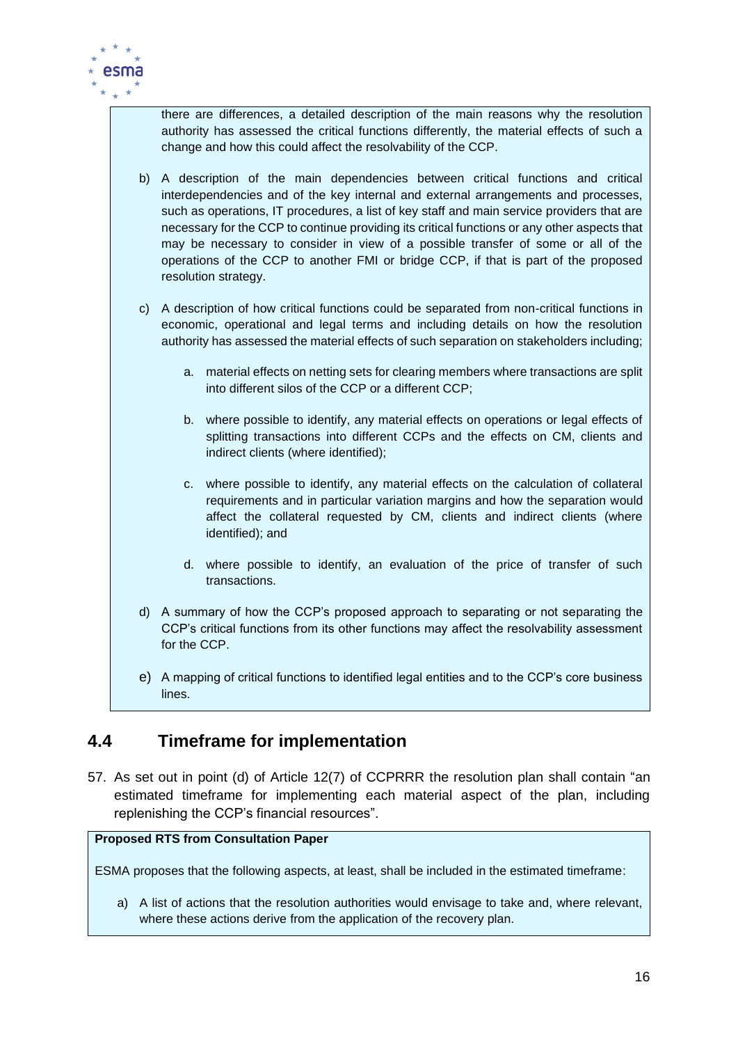there are differences, a detailed description of the main reasons why the resolution authority has assessed the critical functions differently, the material effects of such a change and how this could affect the resolvability of the CCP.

b) A description of the main dependencies between critical functions and critical interdependencies and of the key internal and external arrangements and processes, such as operations, IT procedures, a list of key staff and main service providers that are necessary for the CCP to continue providing its critical functions or any other aspects that may be necessary to consider in view of a possible transfer of some or all of the operations of the CCP to another FMI or bridge CCP, if that is part of the proposed resolution strategy.

c) A description of how critical functions could be separated from non-critical functions in economic, operational and legal terms and including details on how the resolution authority has assessed the material effects of such separation on stakeholders including;

   a. material effects on netting sets for clearing members where transactions are split into different silos of the CCP or a different CCP;

   b. where possible to identify, any material effects on operations or legal effects of splitting transactions into different CCPs and the effects on CM, clients and indirect clients (where identified);

   c. where possible to identify, any material effects on the calculation of collateral requirements and in particular variation margins and how the separation would affect the collateral requested by CM, clients and indirect clients (where identified); and

   d. where possible to identify, an evaluation of the price of transfer of such transactions.

d) A summary of how the CCP's proposed approach to separating or not separating the CCP's critical functions from its other functions may affect the resolvability assessment for the CCP.

e) A mapping of critical functions to identified legal entities and to the CCP's core business lines.

## 4.4 Timeframe for implementation

57. As set out in point (d) of Article 12(7) of CCPRRR the resolution plan shall contain "an estimated timeframe for implementing each material aspect of the plan, including replenishing the CCP's financial resources".

**Proposed RTS from Consultation Paper**

ESMA proposes that the following aspects, at least, shall be included in the estimated timeframe:

a) A list of actions that the resolution authorities would envisage to take and, where relevant, where these actions derive from the application of the recovery plan.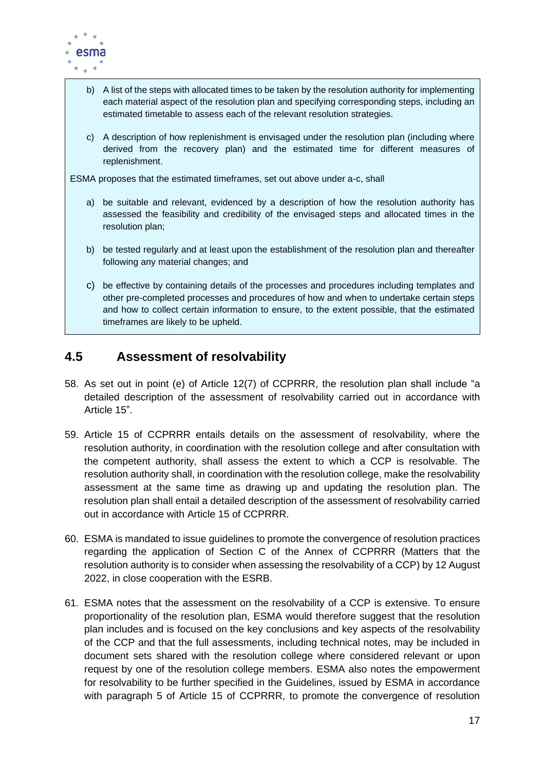b) A list of the steps with allocated times to be taken by the resolution authority for implementing each material aspect of the resolution plan and specifying corresponding steps, including an estimated timetable to assess each of the relevant resolution strategies.

c) A description of how replenishment is envisaged under the resolution plan (including where derived from the recovery plan) and the estimated time for different measures of replenishment.

ESMA proposes that the estimated timeframes, set out above under a-c, shall

a) be suitable and relevant, evidenced by a description of how the resolution authority has assessed the feasibility and credibility of the envisaged steps and allocated times in the resolution plan;

b) be tested regularly and at least upon the establishment of the resolution plan and thereafter following any material changes; and

c) be effective by containing details of the processes and procedures including templates and other pre-completed processes and procedures of how and when to undertake certain steps and how to collect certain information to ensure, to the extent possible, that the estimated timeframes are likely to be upheld.

## 4.5 Assessment of resolvability

58. As set out in point (e) of Article 12(7) of CCPRRR, the resolution plan shall include "a detailed description of the assessment of resolvability carried out in accordance with Article 15".

59. Article 15 of CCPRRR entails details on the assessment of resolvability, where the resolution authority, in coordination with the resolution college and after consultation with the competent authority, shall assess the extent to which a CCP is resolvable. The resolution authority shall, in coordination with the resolution college, make the resolvability assessment at the same time as drawing up and updating the resolution plan. The resolution plan shall entail a detailed description of the assessment of resolvability carried out in accordance with Article 15 of CCPRRR.

60. ESMA is mandated to issue guidelines to promote the convergence of resolution practices regarding the application of Section C of the Annex of CCPRRR (Matters that the resolution authority is to consider when assessing the resolvability of a CCP) by 12 August 2022, in close cooperation with the ESRB.

61. ESMA notes that the assessment on the resolvability of a CCP is extensive. To ensure proportionality of the resolution plan, ESMA would therefore suggest that the resolution plan includes and is focused on the key conclusions and key aspects of the resolvability of the CCP and that the full assessments, including technical notes, may be included in document sets shared with the resolution college where considered relevant or upon request by one of the resolution college members. ESMA also notes the empowerment for resolvability to be further specified in the Guidelines, issued by ESMA in accordance with paragraph 5 of Article 15 of CCPRRR, to promote the convergence of resolution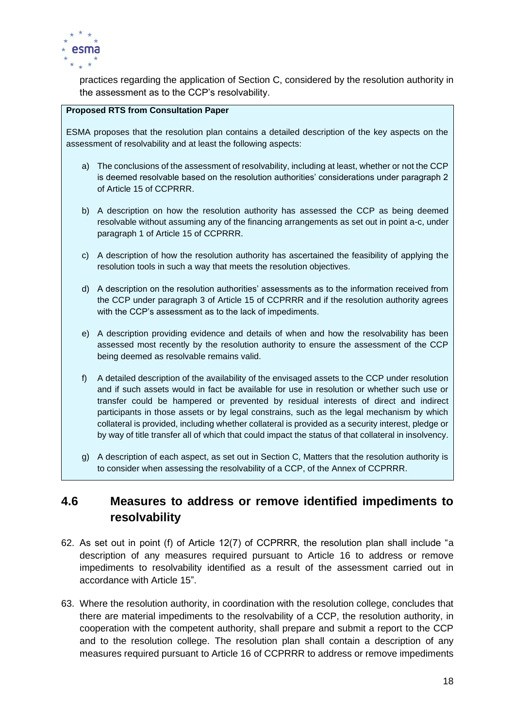practices regarding the application of Section C, considered by the resolution authority in the assessment as to the CCP's resolvability.

**Proposed RTS from Consultation Paper**

ESMA proposes that the resolution plan contains a detailed description of the key aspects on the assessment of resolvability and at least the following aspects:

a) The conclusions of the assessment of resolvability, including at least, whether or not the CCP is deemed resolvable based on the resolution authorities' considerations under paragraph 2 of Article 15 of CCPRRR.

b) A description on how the resolution authority has assessed the CCP as being deemed resolvable without assuming any of the financing arrangements as set out in point a-c, under paragraph 1 of Article 15 of CCPRRR.

c) A description of how the resolution authority has ascertained the feasibility of applying the resolution tools in such a way that meets the resolution objectives.

d) A description on the resolution authorities' assessments as to the information received from the CCP under paragraph 3 of Article 15 of CCPRRR and if the resolution authority agrees with the CCP's assessment as to the lack of impediments.

e) A description providing evidence and details of when and how the resolvability has been assessed most recently by the resolution authority to ensure the assessment of the CCP being deemed as resolvable remains valid.

f) A detailed description of the availability of the envisaged assets to the CCP under resolution and if such assets would in fact be available for use in resolution or whether such use or transfer could be hampered or prevented by residual interests of direct and indirect participants in those assets or by legal constrains, such as the legal mechanism by which collateral is provided, including whether collateral is provided as a security interest, pledge or by way of title transfer all of which that could impact the status of that collateral in insolvency.

g) A description of each aspect, as set out in Section C, Matters that the resolution authority is to consider when assessing the resolvability of a CCP, of the Annex of CCPRRR.

## 4.6 Measures to address or remove identified impediments to resolvability

62. As set out in point (f) of Article 12(7) of CCPRRR, the resolution plan shall include "a description of any measures required pursuant to Article 16 to address or remove impediments to resolvability identified as a result of the assessment carried out in accordance with Article 15".

63. Where the resolution authority, in coordination with the resolution college, concludes that there are material impediments to the resolvability of a CCP, the resolution authority, in cooperation with the competent authority, shall prepare and submit a report to the CCP and to the resolution college. The resolution plan shall contain a description of any measures required pursuant to Article 16 of CCPRRR to address or remove impediments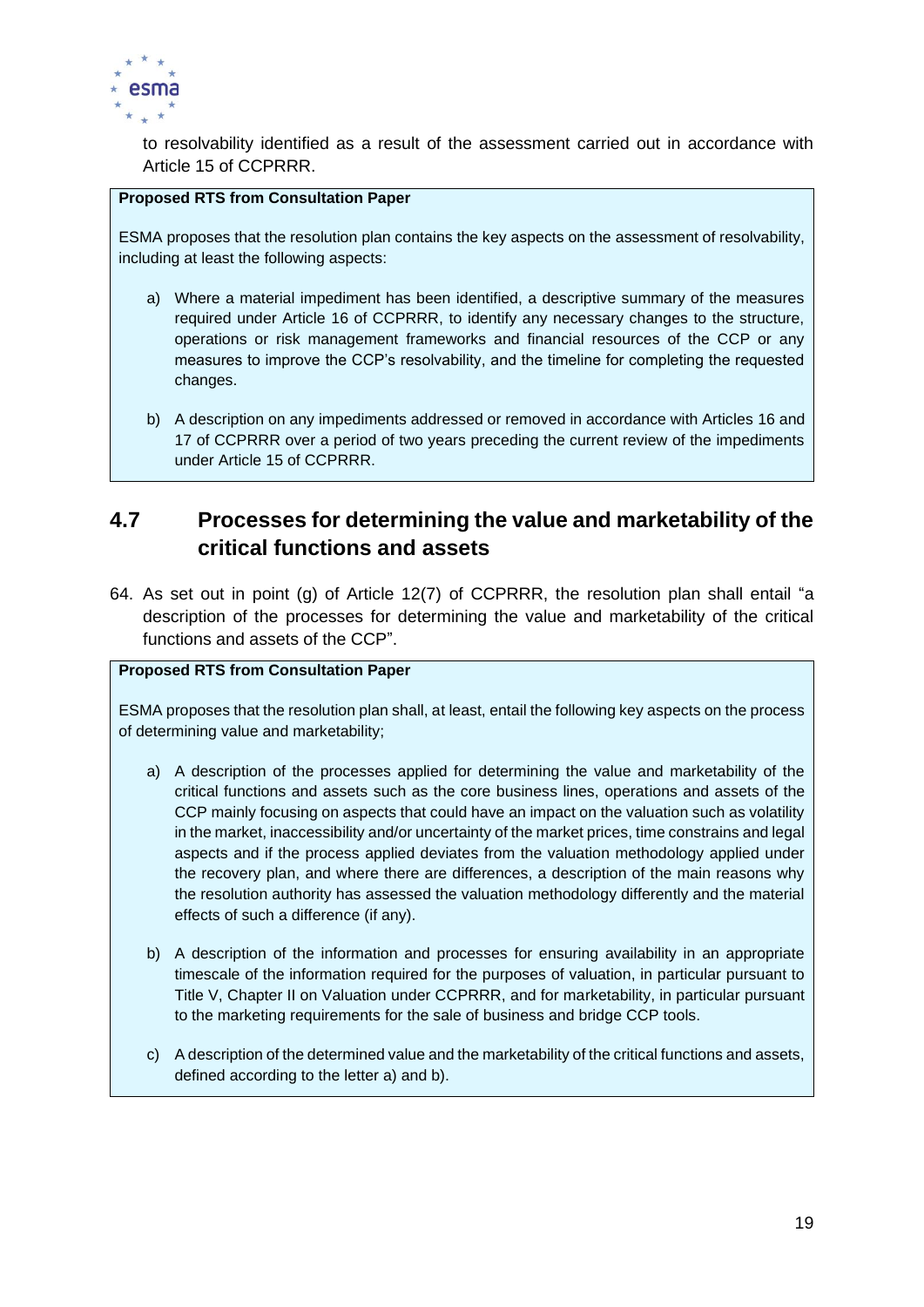to resolvability identified as a result of the assessment carried out in accordance with Article 15 of CCPRRR.

> **Proposed RTS from Consultation Paper**
>
> ESMA proposes that the resolution plan contains the key aspects on the assessment of resolvability, including at least the following aspects:
>
> a) Where a material impediment has been identified, a descriptive summary of the measures required under Article 16 of CCPRRR, to identify any necessary changes to the structure, operations or risk management frameworks and financial resources of the CCP or any measures to improve the CCP's resolvability, and the timeline for completing the requested changes.
>
> b) A description on any impediments addressed or removed in accordance with Articles 16 and 17 of CCPRRR over a period of two years preceding the current review of the impediments under Article 15 of CCPRRR.

## 4.7 Processes for determining the value and marketability of the critical functions and assets

64. As set out in point (g) of Article 12(7) of CCPRRR, the resolution plan shall entail "a description of the processes for determining the value and marketability of the critical functions and assets of the CCP".

> **Proposed RTS from Consultation Paper**
>
> ESMA proposes that the resolution plan shall, at least, entail the following key aspects on the process of determining value and marketability;
>
> a) A description of the processes applied for determining the value and marketability of the critical functions and assets such as the core business lines, operations and assets of the CCP mainly focusing on aspects that could have an impact on the valuation such as volatility in the market, inaccessibility and/or uncertainty of the market prices, time constrains and legal aspects and if the process applied deviates from the valuation methodology applied under the recovery plan, and where there are differences, a description of the main reasons why the resolution authority has assessed the valuation methodology differently and the material effects of such a difference (if any).
>
> b) A description of the information and processes for ensuring availability in an appropriate timescale of the information required for the purposes of valuation, in particular pursuant to Title V, Chapter II on Valuation under CCPRRR, and for marketability, in particular pursuant to the marketing requirements for the sale of business and bridge CCP tools.
>
> c) A description of the determined value and the marketability of the critical functions and assets, defined according to the letter a) and b).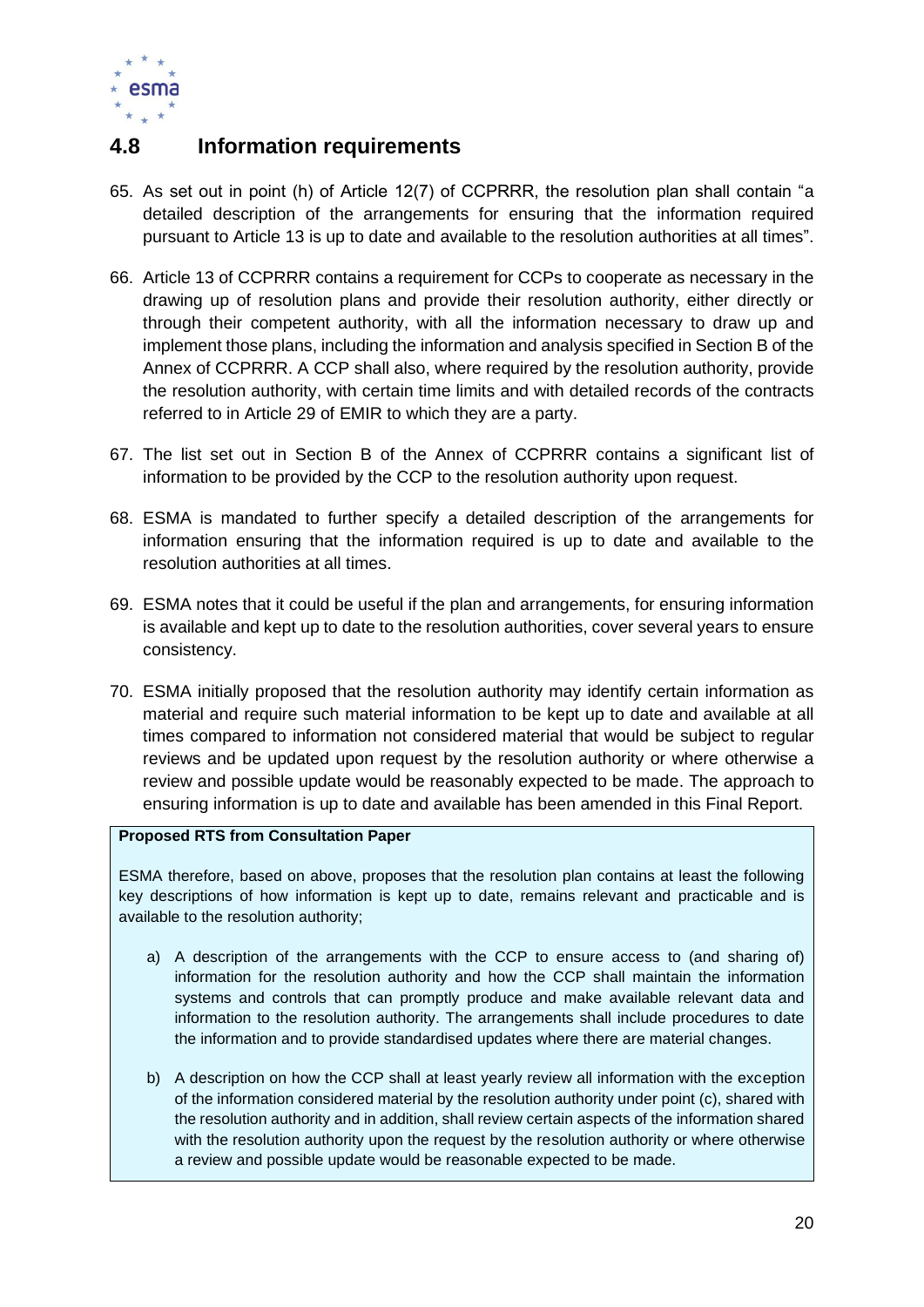## 4.8 Information requirements

65. As set out in point (h) of Article 12(7) of CCPRRR, the resolution plan shall contain "a detailed description of the arrangements for ensuring that the information required pursuant to Article 13 is up to date and available to the resolution authorities at all times".

66. Article 13 of CCPRRR contains a requirement for CCPs to cooperate as necessary in the drawing up of resolution plans and provide their resolution authority, either directly or through their competent authority, with all the information necessary to draw up and implement those plans, including the information and analysis specified in Section B of the Annex of CCPRRR. A CCP shall also, where required by the resolution authority, provide the resolution authority, with certain time limits and with detailed records of the contracts referred to in Article 29 of EMIR to which they are a party.

67. The list set out in Section B of the Annex of CCPRRR contains a significant list of information to be provided by the CCP to the resolution authority upon request.

68. ESMA is mandated to further specify a detailed description of the arrangements for information ensuring that the information required is up to date and available to the resolution authorities at all times.

69. ESMA notes that it could be useful if the plan and arrangements, for ensuring information is available and kept up to date to the resolution authorities, cover several years to ensure consistency.

70. ESMA initially proposed that the resolution authority may identify certain information as material and require such material information to be kept up to date and available at all times compared to information not considered material that would be subject to regular reviews and be updated upon request by the resolution authority or where otherwise a review and possible update would be reasonably expected to be made. The approach to ensuring information is up to date and available has been amended in this Final Report.

**Proposed RTS from Consultation Paper**

ESMA therefore, based on above, proposes that the resolution plan contains at least the following key descriptions of how information is kept up to date, remains relevant and practicable and is available to the resolution authority;

a) A description of the arrangements with the CCP to ensure access to (and sharing of) information for the resolution authority and how the CCP shall maintain the information systems and controls that can promptly produce and make available relevant data and information to the resolution authority. The arrangements shall include procedures to date the information and to provide standardised updates where there are material changes.

b) A description on how the CCP shall at least yearly review all information with the exception of the information considered material by the resolution authority under point (c), shared with the resolution authority and in addition, shall review certain aspects of the information shared with the resolution authority upon the request by the resolution authority or where otherwise a review and possible update would be reasonable expected to be made.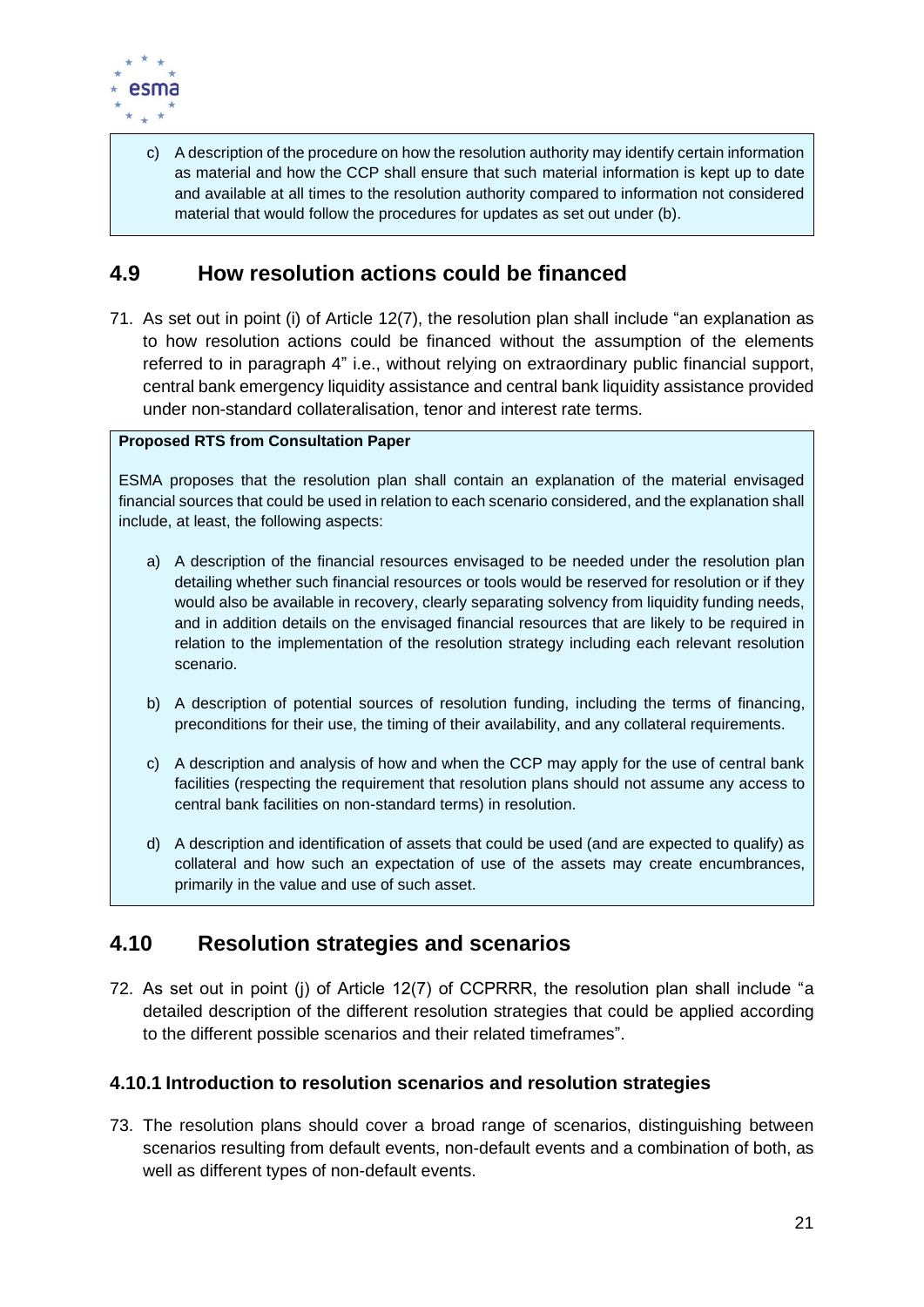c) A description of the procedure on how the resolution authority may identify certain information as material and how the CCP shall ensure that such material information is kept up to date and available at all times to the resolution authority compared to information not considered material that would follow the procedures for updates as set out under (b).

## 4.9 How resolution actions could be financed

71. As set out in point (i) of Article 12(7), the resolution plan shall include "an explanation as to how resolution actions could be financed without the assumption of the elements referred to in paragraph 4" i.e., without relying on extraordinary public financial support, central bank emergency liquidity assistance and central bank liquidity assistance provided under non-standard collateralisation, tenor and interest rate terms.

**Proposed RTS from Consultation Paper**

ESMA proposes that the resolution plan shall contain an explanation of the material envisaged financial sources that could be used in relation to each scenario considered, and the explanation shall include, at least, the following aspects:

a) A description of the financial resources envisaged to be needed under the resolution plan detailing whether such financial resources or tools would be reserved for resolution or if they would also be available in recovery, clearly separating solvency from liquidity funding needs, and in addition details on the envisaged financial resources that are likely to be required in relation to the implementation of the resolution strategy including each relevant resolution scenario.

b) A description of potential sources of resolution funding, including the terms of financing, preconditions for their use, the timing of their availability, and any collateral requirements.

c) A description and analysis of how and when the CCP may apply for the use of central bank facilities (respecting the requirement that resolution plans should not assume any access to central bank facilities on non-standard terms) in resolution.

d) A description and identification of assets that could be used (and are expected to qualify) as collateral and how such an expectation of use of the assets may create encumbrances, primarily in the value and use of such asset.

## 4.10 Resolution strategies and scenarios

72. As set out in point (j) of Article 12(7) of CCPRRR, the resolution plan shall include "a detailed description of the different resolution strategies that could be applied according to the different possible scenarios and their related timeframes".

### 4.10.1 Introduction to resolution scenarios and resolution strategies

73. The resolution plans should cover a broad range of scenarios, distinguishing between scenarios resulting from default events, non-default events and a combination of both, as well as different types of non-default events.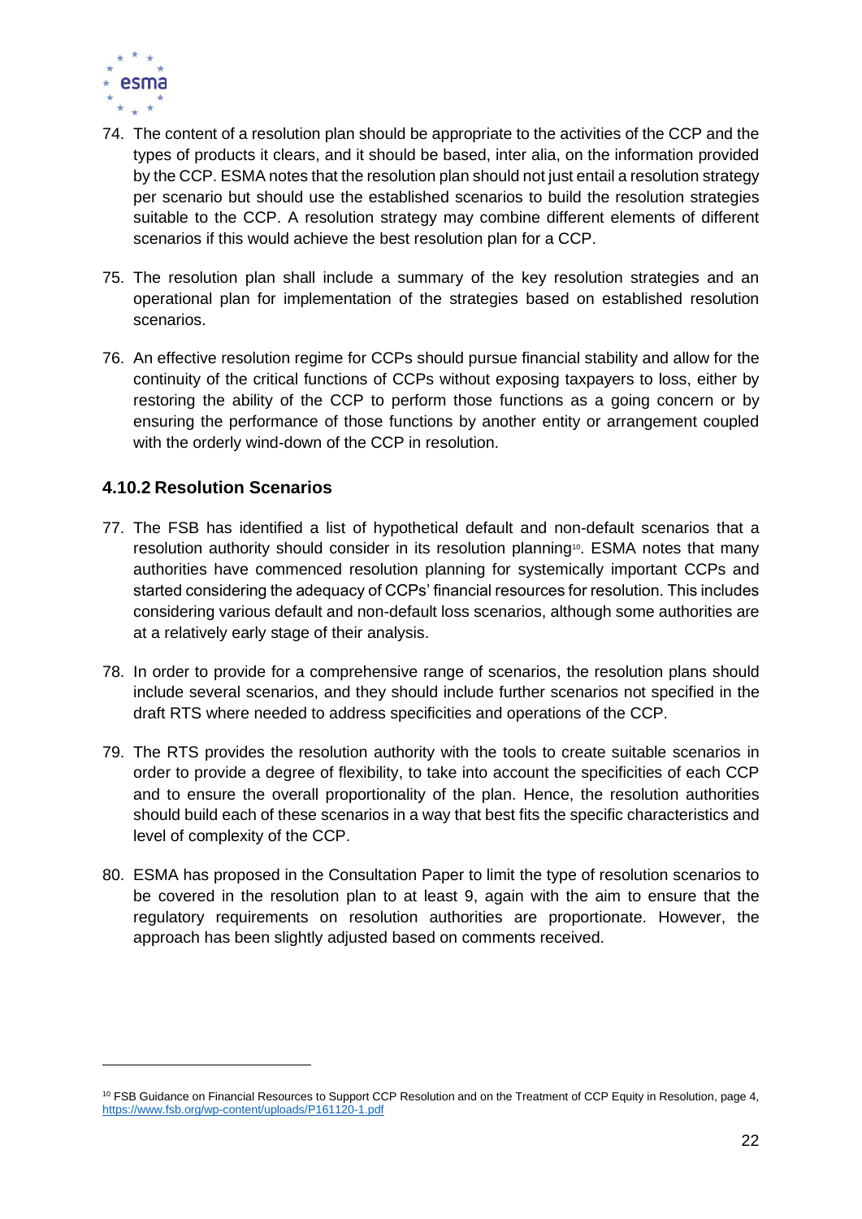74. The content of a resolution plan should be appropriate to the activities of the CCP and the types of products it clears, and it should be based, inter alia, on the information provided by the CCP. ESMA notes that the resolution plan should not just entail a resolution strategy per scenario but should use the established scenarios to build the resolution strategies suitable to the CCP. A resolution strategy may combine different elements of different scenarios if this would achieve the best resolution plan for a CCP.

75. The resolution plan shall include a summary of the key resolution strategies and an operational plan for implementation of the strategies based on established resolution scenarios.

76. An effective resolution regime for CCPs should pursue financial stability and allow for the continuity of the critical functions of CCPs without exposing taxpayers to loss, either by restoring the ability of the CCP to perform those functions as a going concern or by ensuring the performance of those functions by another entity or arrangement coupled with the orderly wind-down of the CCP in resolution.

### 4.10.2 Resolution Scenarios

77. The FSB has identified a list of hypothetical default and non-default scenarios that a resolution authority should consider in its resolution planning[10]. ESMA notes that many authorities have commenced resolution planning for systemically important CCPs and started considering the adequacy of CCPs' financial resources for resolution. This includes considering various default and non-default loss scenarios, although some authorities are at a relatively early stage of their analysis.

78. In order to provide for a comprehensive range of scenarios, the resolution plans should include several scenarios, and they should include further scenarios not specified in the draft RTS where needed to address specificities and operations of the CCP.

79. The RTS provides the resolution authority with the tools to create suitable scenarios in order to provide a degree of flexibility, to take into account the specificities of each CCP and to ensure the overall proportionality of the plan. Hence, the resolution authorities should build each of these scenarios in a way that best fits the specific characteristics and level of complexity of the CCP.

80. ESMA has proposed in the Consultation Paper to limit the type of resolution scenarios to be covered in the resolution plan to at least 9, again with the aim to ensure that the regulatory requirements on resolution authorities are proportionate. However, the approach has been slightly adjusted based on comments received.

[10] FSB Guidance on Financial Resources to Support CCP Resolution and on the Treatment of CCP Equity in Resolution, page 4, https://www.fsb.org/wp-content/uploads/P161120-1.pdf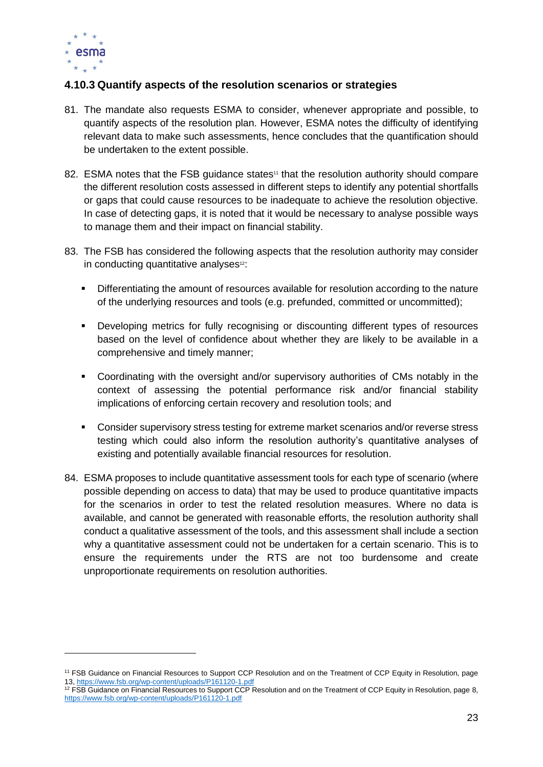### 4.10.3 Quantify aspects of the resolution scenarios or strategies

81. The mandate also requests ESMA to consider, whenever appropriate and possible, to quantify aspects of the resolution plan. However, ESMA notes the difficulty of identifying relevant data to make such assessments, hence concludes that the quantification should be undertaken to the extent possible.

82. ESMA notes that the FSB guidance states[11] that the resolution authority should compare the different resolution costs assessed in different steps to identify any potential shortfalls or gaps that could cause resources to be inadequate to achieve the resolution objective. In case of detecting gaps, it is noted that it would be necessary to analyse possible ways to manage them and their impact on financial stability.

83. The FSB has considered the following aspects that the resolution authority may consider in conducting quantitative analyses[12]:

    - Differentiating the amount of resources available for resolution according to the nature of the underlying resources and tools (e.g. prefunded, committed or uncommitted);
    - Developing metrics for fully recognising or discounting different types of resources based on the level of confidence about whether they are likely to be available in a comprehensive and timely manner;
    - Coordinating with the oversight and/or supervisory authorities of CMs notably in the context of assessing the potential performance risk and/or financial stability implications of enforcing certain recovery and resolution tools; and
    - Consider supervisory stress testing for extreme market scenarios and/or reverse stress testing which could also inform the resolution authority's quantitative analyses of existing and potentially available financial resources for resolution.

84. ESMA proposes to include quantitative assessment tools for each type of scenario (where possible depending on access to data) that may be used to produce quantitative impacts for the scenarios in order to test the related resolution measures. Where no data is available, and cannot be generated with reasonable efforts, the resolution authority shall conduct a qualitative assessment of the tools, and this assessment shall include a section why a quantitative assessment could not be undertaken for a certain scenario. This is to ensure the requirements under the RTS are not too burdensome and create unproportionate requirements on resolution authorities.

---

[11] FSB Guidance on Financial Resources to Support CCP Resolution and on the Treatment of CCP Equity in Resolution, page 13, https://www.fsb.org/wp-content/uploads/P161120-1.pdf

[12] FSB Guidance on Financial Resources to Support CCP Resolution and on the Treatment of CCP Equity in Resolution, page 8, https://www.fsb.org/wp-content/uploads/P161120-1.pdf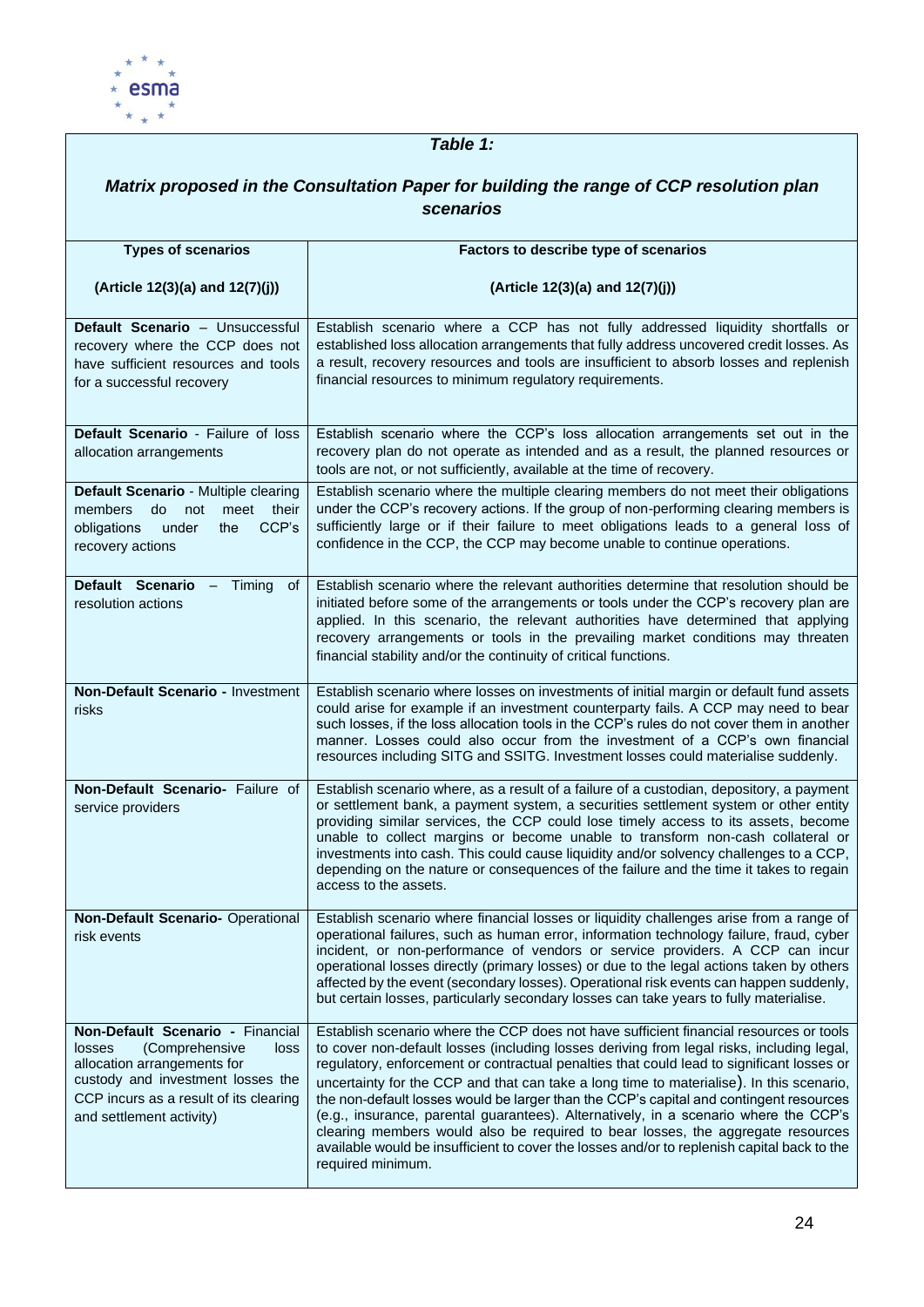| *Table 1:* *Matrix proposed in the Consultation Paper for building the range of CCP resolution plan scenarios* | |
|---|---|
| **Types of scenarios** **(Article 12(3)(a) and 12(7)(j))** | **Factors to describe type of scenarios** **(Article 12(3)(a) and 12(7)(j))** |
| **Default Scenario** – Unsuccessful recovery where the CCP does not have sufficient resources and tools for a successful recovery | Establish scenario where a CCP has not fully addressed liquidity shortfalls or established loss allocation arrangements that fully address uncovered credit losses. As a result, recovery resources and tools are insufficient to absorb losses and replenish financial resources to minimum regulatory requirements. |
| **Default Scenario** - Failure of loss allocation arrangements | Establish scenario where the CCP's loss allocation arrangements set out in the recovery plan do not operate as intended and as a result, the planned resources or tools are not, or not sufficiently, available at the time of recovery. |
| **Default Scenario** - Multiple clearing members do not meet their obligations under the CCP's recovery actions | Establish scenario where the multiple clearing members do not meet their obligations under the CCP's recovery actions. If the group of non-performing clearing members is sufficiently large or if their failure to meet obligations leads to a general loss of confidence in the CCP, the CCP may become unable to continue operations. |
| **Default Scenario** – Timing of resolution actions | Establish scenario where the relevant authorities determine that resolution should be initiated before some of the arrangements or tools under the CCP's recovery plan are applied. In this scenario, the relevant authorities have determined that applying recovery arrangements or tools in the prevailing market conditions may threaten financial stability and/or the continuity of critical functions. |
| **Non-Default Scenario -** Investment risks | Establish scenario where losses on investments of initial margin or default fund assets could arise for example if an investment counterparty fails. A CCP may need to bear such losses, if the loss allocation tools in the CCP's rules do not cover them in another manner. Losses could also occur from the investment of a CCP's own financial resources including SITG and SSITG. Investment losses could materialise suddenly. |
| **Non-Default Scenario-** Failure of service providers | Establish scenario where, as a result of a failure of a custodian, depository, a payment or settlement bank, a payment system, a securities settlement system or other entity providing similar services, the CCP could lose timely access to its assets, become unable to collect margins or become unable to transform non-cash collateral or investments into cash. This could cause liquidity and/or solvency challenges to a CCP, depending on the nature or consequences of the failure and the time it takes to regain access to the assets. |
| **Non-Default Scenario-** Operational risk events | Establish scenario where financial losses or liquidity challenges arise from a range of operational failures, such as human error, information technology failure, fraud, cyber incident, or non-performance of vendors or service providers. A CCP can incur operational losses directly (primary losses) or due to the legal actions taken by others affected by the event (secondary losses). Operational risk events can happen suddenly, but certain losses, particularly secondary losses can take years to fully materialise. |
| **Non-Default Scenario -** Financial losses (Comprehensive loss allocation arrangements for custody and investment losses the CCP incurs as a result of its clearing and settlement activity) | Establish scenario where the CCP does not have sufficient financial resources or tools to cover non-default losses (including losses deriving from legal risks, including legal, regulatory, enforcement or contractual penalties that could lead to significant losses or uncertainty for the CCP and that can take a long time to materialise). In this scenario, the non-default losses would be larger than the CCP's capital and contingent resources (e.g., insurance, parental guarantees). Alternatively, in a scenario where the CCP's clearing members would also be required to bear losses, the aggregate resources available would be insufficient to cover the losses and/or to replenish capital back to the required minimum. |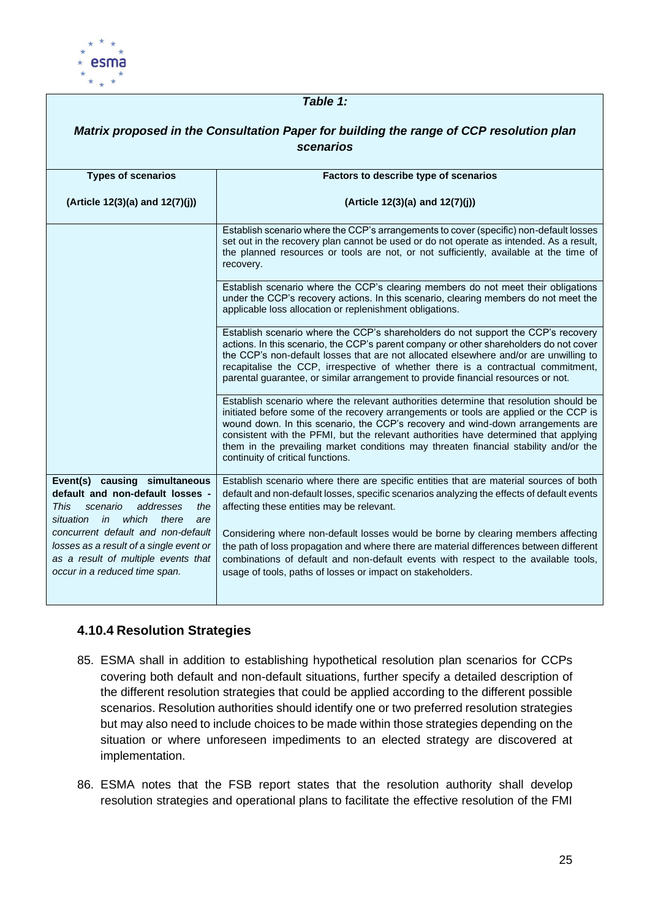**Table 1:**

***Matrix proposed in the Consultation Paper for building the range of CCP resolution plan scenarios***

| Types of scenarios<br><br>(Article 12(3)(a) and 12(7)(j)) | Factors to describe type of scenarios<br><br>(Article 12(3)(a) and 12(7)(j)) |
|---|---|
| | Establish scenario where the CCP's arrangements to cover (specific) non-default losses set out in the recovery plan cannot be used or do not operate as intended. As a result, the planned resources or tools are not, or not sufficiently, available at the time of recovery. |
| | Establish scenario where the CCP's clearing members do not meet their obligations under the CCP's recovery actions. In this scenario, clearing members do not meet the applicable loss allocation or replenishment obligations. |
| | Establish scenario where the CCP's shareholders do not support the CCP's recovery actions. In this scenario, the CCP's parent company or other shareholders do not cover the CCP's non-default losses that are not allocated elsewhere and/or are unwilling to recapitalise the CCP, irrespective of whether there is a contractual commitment, parental guarantee, or similar arrangement to provide financial resources or not. |
| | Establish scenario where the relevant authorities determine that resolution should be initiated before some of the recovery arrangements or tools are applied or the CCP is wound down. In this scenario, the CCP's recovery and wind-down arrangements are consistent with the PFMI, but the relevant authorities have determined that applying them in the prevailing market conditions may threaten financial stability and/or the continuity of critical functions. |
| **Event(s) causing simultaneous default and non-default losses** - *This scenario addresses the situation in which there are concurrent default and non-default losses as a result of a single event or as a result of multiple events that occur in a reduced time span.* | Establish scenario where there are specific entities that are material sources of both default and non-default losses, specific scenarios analyzing the effects of default events affecting these entities may be relevant.<br><br>Considering where non-default losses would be borne by clearing members affecting the path of loss propagation and where there are material differences between different combinations of default and non-default events with respect to the available tools, usage of tools, paths of losses or impact on stakeholders. |

### 4.10.4 Resolution Strategies

85. ESMA shall in addition to establishing hypothetical resolution plan scenarios for CCPs covering both default and non-default situations, further specify a detailed description of the different resolution strategies that could be applied according to the different possible scenarios. Resolution authorities should identify one or two preferred resolution strategies but may also need to include choices to be made within those strategies depending on the situation or where unforeseen impediments to an elected strategy are discovered at implementation.

86. ESMA notes that the FSB report states that the resolution authority shall develop resolution strategies and operational plans to facilitate the effective resolution of the FMI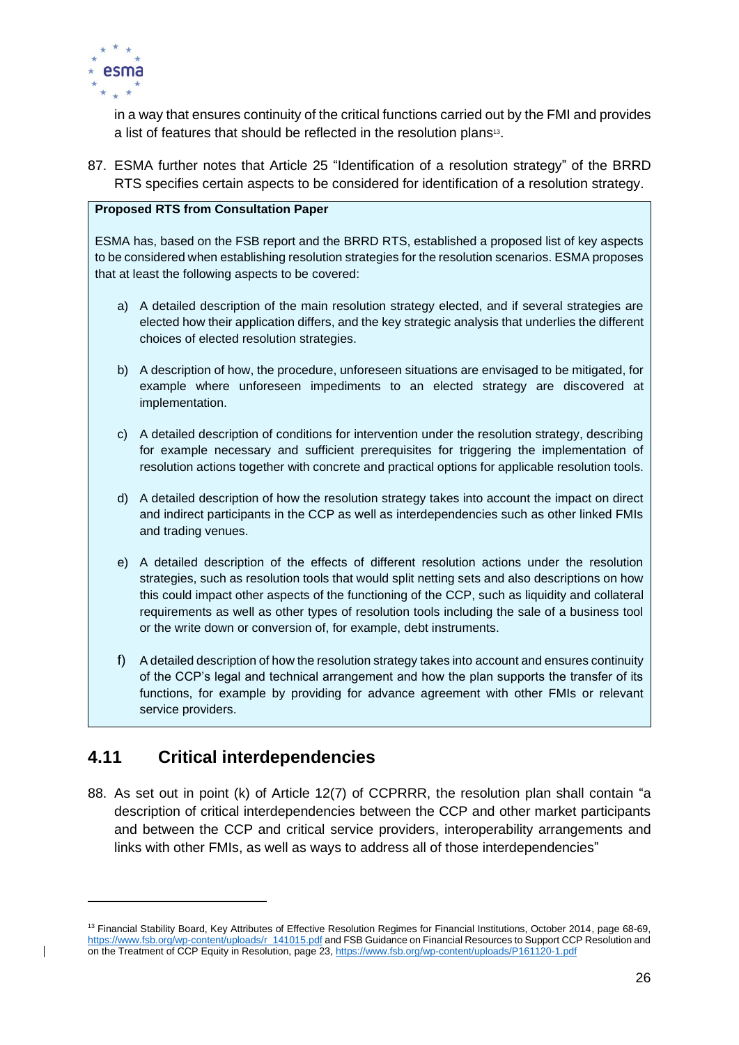in a way that ensures continuity of the critical functions carried out by the FMI and provides a list of features that should be reflected in the resolution plans[13].

87. ESMA further notes that Article 25 "Identification of a resolution strategy" of the BRRD RTS specifies certain aspects to be considered for identification of a resolution strategy.

> **Proposed RTS from Consultation Paper**
>
> ESMA has, based on the FSB report and the BRRD RTS, established a proposed list of key aspects to be considered when establishing resolution strategies for the resolution scenarios. ESMA proposes that at least the following aspects to be covered:
>
> a) A detailed description of the main resolution strategy elected, and if several strategies are elected how their application differs, and the key strategic analysis that underlies the different choices of elected resolution strategies.
>
> b) A description of how, the procedure, unforeseen situations are envisaged to be mitigated, for example where unforeseen impediments to an elected strategy are discovered at implementation.
>
> c) A detailed description of conditions for intervention under the resolution strategy, describing for example necessary and sufficient prerequisites for triggering the implementation of resolution actions together with concrete and practical options for applicable resolution tools.
>
> d) A detailed description of how the resolution strategy takes into account the impact on direct and indirect participants in the CCP as well as interdependencies such as other linked FMIs and trading venues.
>
> e) A detailed description of the effects of different resolution actions under the resolution strategies, such as resolution tools that would split netting sets and also descriptions on how this could impact other aspects of the functioning of the CCP, such as liquidity and collateral requirements as well as other types of resolution tools including the sale of a business tool or the write down or conversion of, for example, debt instruments.
>
> f) A detailed description of how the resolution strategy takes into account and ensures continuity of the CCP's legal and technical arrangement and how the plan supports the transfer of its functions, for example by providing for advance agreement with other FMIs or relevant service providers.

## 4.11 Critical interdependencies

88. As set out in point (k) of Article 12(7) of CCPRRR, the resolution plan shall contain "a description of critical interdependencies between the CCP and other market participants and between the CCP and critical service providers, interoperability arrangements and links with other FMIs, as well as ways to address all of those interdependencies"

---

[13] Financial Stability Board, Key Attributes of Effective Resolution Regimes for Financial Institutions, October 2014, page 68-69, https://www.fsb.org/wp-content/uploads/r_141015.pdf and FSB Guidance on Financial Resources to Support CCP Resolution and on the Treatment of CCP Equity in Resolution, page 23, https://www.fsb.org/wp-content/uploads/P161120-1.pdf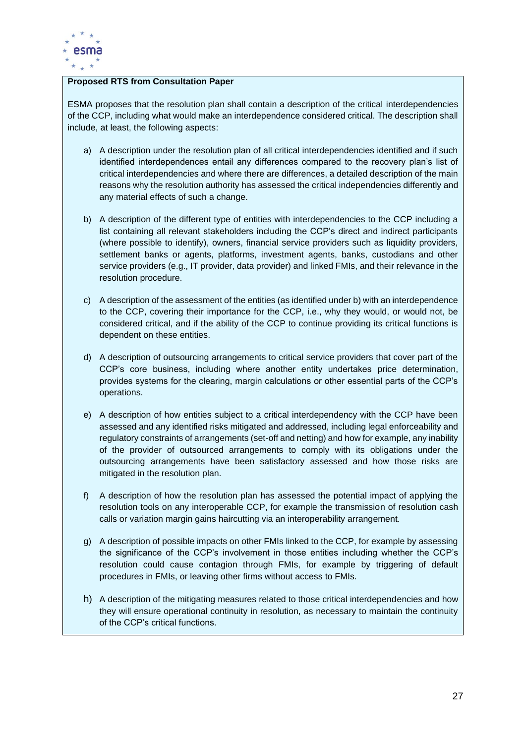**Proposed RTS from Consultation Paper**

ESMA proposes that the resolution plan shall contain a description of the critical interdependencies of the CCP, including what would make an interdependence considered critical. The description shall include, at least, the following aspects:

a) A description under the resolution plan of all critical interdependencies identified and if such identified interdependences entail any differences compared to the recovery plan's list of critical interdependencies and where there are differences, a detailed description of the main reasons why the resolution authority has assessed the critical independencies differently and any material effects of such a change.

b) A description of the different type of entities with interdependencies to the CCP including a list containing all relevant stakeholders including the CCP's direct and indirect participants (where possible to identify), owners, financial service providers such as liquidity providers, settlement banks or agents, platforms, investment agents, banks, custodians and other service providers (e.g., IT provider, data provider) and linked FMIs, and their relevance in the resolution procedure.

c) A description of the assessment of the entities (as identified under b) with an interdependence to the CCP, covering their importance for the CCP, i.e., why they would, or would not, be considered critical, and if the ability of the CCP to continue providing its critical functions is dependent on these entities.

d) A description of outsourcing arrangements to critical service providers that cover part of the CCP's core business, including where another entity undertakes price determination, provides systems for the clearing, margin calculations or other essential parts of the CCP's operations.

e) A description of how entities subject to a critical interdependency with the CCP have been assessed and any identified risks mitigated and addressed, including legal enforceability and regulatory constraints of arrangements (set-off and netting) and how for example, any inability of the provider of outsourced arrangements to comply with its obligations under the outsourcing arrangements have been satisfactory assessed and how those risks are mitigated in the resolution plan.

f) A description of how the resolution plan has assessed the potential impact of applying the resolution tools on any interoperable CCP, for example the transmission of resolution cash calls or variation margin gains haircutting via an interoperability arrangement.

g) A description of possible impacts on other FMIs linked to the CCP, for example by assessing the significance of the CCP's involvement in those entities including whether the CCP's resolution could cause contagion through FMIs, for example by triggering of default procedures in FMIs, or leaving other firms without access to FMIs.

h) A description of the mitigating measures related to those critical interdependencies and how they will ensure operational continuity in resolution, as necessary to maintain the continuity of the CCP's critical functions.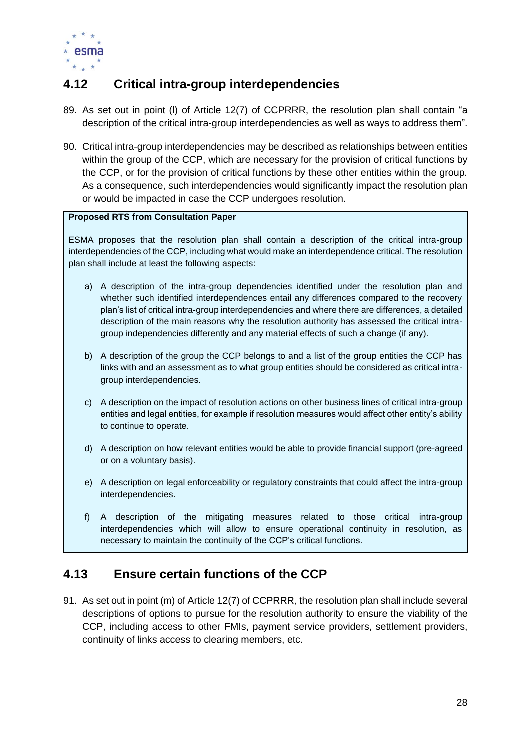## 4.12 Critical intra-group interdependencies

89. As set out in point (l) of Article 12(7) of CCPRRR, the resolution plan shall contain "a description of the critical intra-group interdependencies as well as ways to address them".

90. Critical intra-group interdependencies may be described as relationships between entities within the group of the CCP, which are necessary for the provision of critical functions by the CCP, or for the provision of critical functions by these other entities within the group. As a consequence, such interdependencies would significantly impact the resolution plan or would be impacted in case the CCP undergoes resolution.

> **Proposed RTS from Consultation Paper**
>
> ESMA proposes that the resolution plan shall contain a description of the critical intra-group interdependencies of the CCP, including what would make an interdependence critical. The resolution plan shall include at least the following aspects:
>
> a) A description of the intra-group dependencies identified under the resolution plan and whether such identified interdependences entail any differences compared to the recovery plan's list of critical intra-group interdependencies and where there are differences, a detailed description of the main reasons why the resolution authority has assessed the critical intra-group independencies differently and any material effects of such a change (if any).
>
> b) A description of the group the CCP belongs to and a list of the group entities the CCP has links with and an assessment as to what group entities should be considered as critical intra-group interdependencies.
>
> c) A description on the impact of resolution actions on other business lines of critical intra-group entities and legal entities, for example if resolution measures would affect other entity's ability to continue to operate.
>
> d) A description on how relevant entities would be able to provide financial support (pre-agreed or on a voluntary basis).
>
> e) A description on legal enforceability or regulatory constraints that could affect the intra-group interdependencies.
>
> f) A description of the mitigating measures related to those critical intra-group interdependencies which will allow to ensure operational continuity in resolution, as necessary to maintain the continuity of the CCP's critical functions.

## 4.13 Ensure certain functions of the CCP

91. As set out in point (m) of Article 12(7) of CCPRRR, the resolution plan shall include several descriptions of options to pursue for the resolution authority to ensure the viability of the CCP, including access to other FMIs, payment service providers, settlement providers, continuity of links access to clearing members, etc.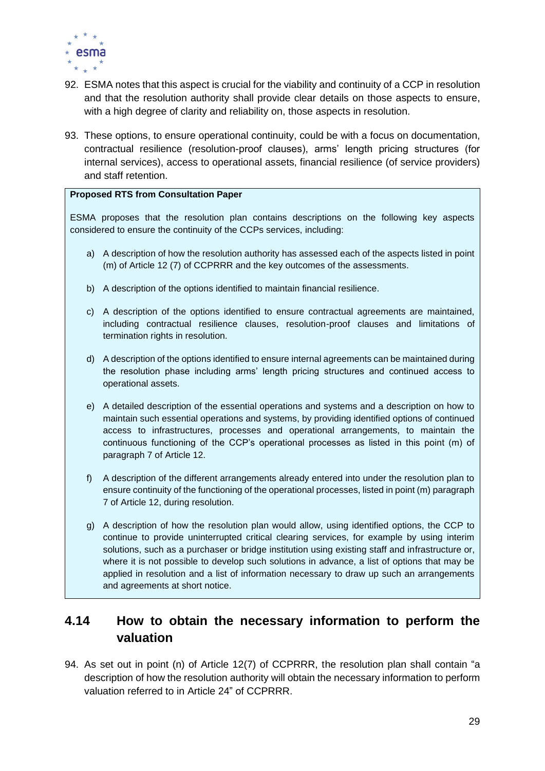92. ESMA notes that this aspect is crucial for the viability and continuity of a CCP in resolution and that the resolution authority shall provide clear details on those aspects to ensure, with a high degree of clarity and reliability on, those aspects in resolution.

93. These options, to ensure operational continuity, could be with a focus on documentation, contractual resilience (resolution-proof clauses), arms' length pricing structures (for internal services), access to operational assets, financial resilience (of service providers) and staff retention.

> **Proposed RTS from Consultation Paper**
>
> ESMA proposes that the resolution plan contains descriptions on the following key aspects considered to ensure the continuity of the CCPs services, including:
>
> a) A description of how the resolution authority has assessed each of the aspects listed in point (m) of Article 12 (7) of CCPRRR and the key outcomes of the assessments.
>
> b) A description of the options identified to maintain financial resilience.
>
> c) A description of the options identified to ensure contractual agreements are maintained, including contractual resilience clauses, resolution-proof clauses and limitations of termination rights in resolution.
>
> d) A description of the options identified to ensure internal agreements can be maintained during the resolution phase including arms' length pricing structures and continued access to operational assets.
>
> e) A detailed description of the essential operations and systems and a description on how to maintain such essential operations and systems, by providing identified options of continued access to infrastructures, processes and operational arrangements, to maintain the continuous functioning of the CCP's operational processes as listed in this point (m) of paragraph 7 of Article 12.
>
> f) A description of the different arrangements already entered into under the resolution plan to ensure continuity of the functioning of the operational processes, listed in point (m) paragraph 7 of Article 12, during resolution.
>
> g) A description of how the resolution plan would allow, using identified options, the CCP to continue to provide uninterrupted critical clearing services, for example by using interim solutions, such as a purchaser or bridge institution using existing staff and infrastructure or, where it is not possible to develop such solutions in advance, a list of options that may be applied in resolution and a list of information necessary to draw up such an arrangements and agreements at short notice.

## 4.14 How to obtain the necessary information to perform the valuation

94. As set out in point (n) of Article 12(7) of CCPRRR, the resolution plan shall contain "a description of how the resolution authority will obtain the necessary information to perform valuation referred to in Article 24" of CCPRRR.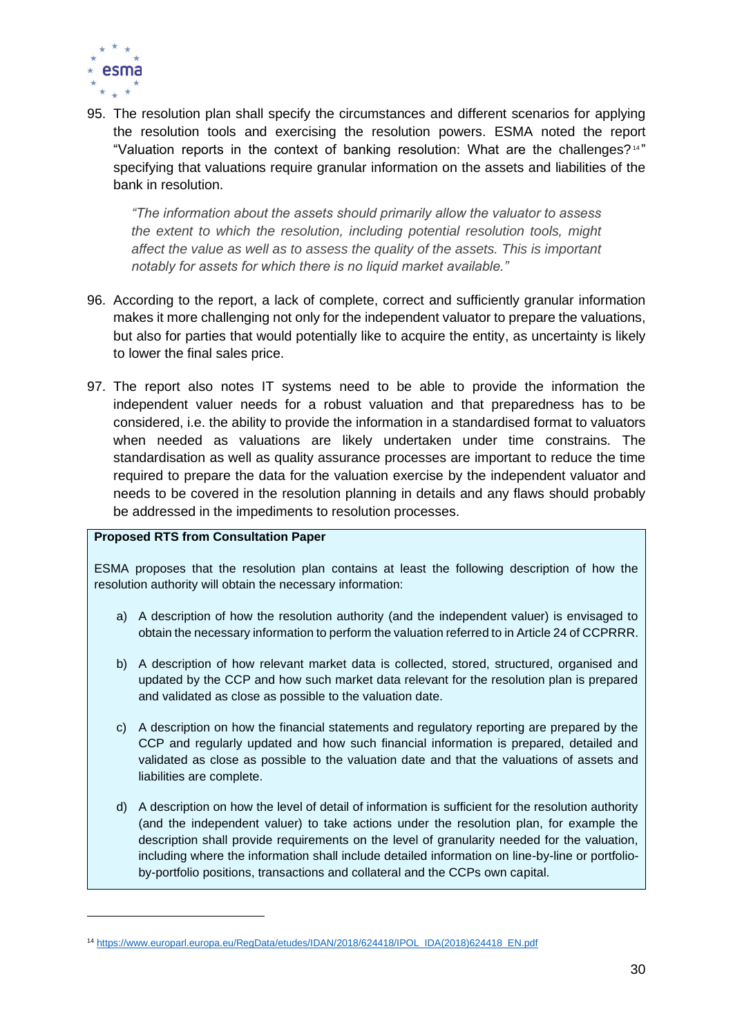95. The resolution plan shall specify the circumstances and different scenarios for applying the resolution tools and exercising the resolution powers. ESMA noted the report "Valuation reports in the context of banking resolution: What are the challenges?[14]" specifying that valuations require granular information on the assets and liabilities of the bank in resolution.

> *"The information about the assets should primarily allow the valuator to assess the extent to which the resolution, including potential resolution tools, might affect the value as well as to assess the quality of the assets. This is important notably for assets for which there is no liquid market available."*

96. According to the report, a lack of complete, correct and sufficiently granular information makes it more challenging not only for the independent valuator to prepare the valuations, but also for parties that would potentially like to acquire the entity, as uncertainty is likely to lower the final sales price.

97. The report also notes IT systems need to be able to provide the information the independent valuer needs for a robust valuation and that preparedness has to be considered, i.e. the ability to provide the information in a standardised format to valuators when needed as valuations are likely undertaken under time constrains. The standardisation as well as quality assurance processes are important to reduce the time required to prepare the data for the valuation exercise by the independent valuator and needs to be covered in the resolution planning in details and any flaws should probably be addressed in the impediments to resolution processes.

**Proposed RTS from Consultation Paper**

ESMA proposes that the resolution plan contains at least the following description of how the resolution authority will obtain the necessary information:

a) A description of how the resolution authority (and the independent valuer) is envisaged to obtain the necessary information to perform the valuation referred to in Article 24 of CCPRRR.

b) A description of how relevant market data is collected, stored, structured, organised and updated by the CCP and how such market data relevant for the resolution plan is prepared and validated as close as possible to the valuation date.

c) A description on how the financial statements and regulatory reporting are prepared by the CCP and regularly updated and how such financial information is prepared, detailed and validated as close as possible to the valuation date and that the valuations of assets and liabilities are complete.

d) A description on how the level of detail of information is sufficient for the resolution authority (and the independent valuer) to take actions under the resolution plan, for example the description shall provide requirements on the level of granularity needed for the valuation, including where the information shall include detailed information on line-by-line or portfolio-by-portfolio positions, transactions and collateral and the CCPs own capital.

---

[14] https://www.europarl.europa.eu/RegData/etudes/IDAN/2018/624418/IPOL_IDA(2018)624418_EN.pdf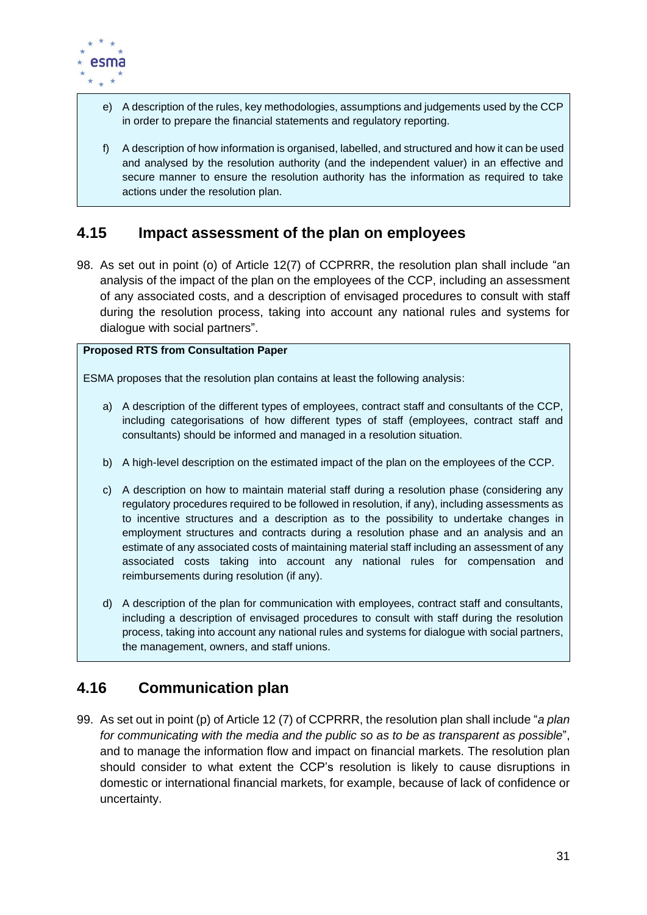e) A description of the rules, key methodologies, assumptions and judgements used by the CCP in order to prepare the financial statements and regulatory reporting.

f) A description of how information is organised, labelled, and structured and how it can be used and analysed by the resolution authority (and the independent valuer) in an effective and secure manner to ensure the resolution authority has the information as required to take actions under the resolution plan.

## 4.15 Impact assessment of the plan on employees

98. As set out in point (o) of Article 12(7) of CCPRRR, the resolution plan shall include "an analysis of the impact of the plan on the employees of the CCP, including an assessment of any associated costs, and a description of envisaged procedures to consult with staff during the resolution process, taking into account any national rules and systems for dialogue with social partners".

**Proposed RTS from Consultation Paper**

ESMA proposes that the resolution plan contains at least the following analysis:

a) A description of the different types of employees, contract staff and consultants of the CCP, including categorisations of how different types of staff (employees, contract staff and consultants) should be informed and managed in a resolution situation.

b) A high-level description on the estimated impact of the plan on the employees of the CCP.

c) A description on how to maintain material staff during a resolution phase (considering any regulatory procedures required to be followed in resolution, if any), including assessments as to incentive structures and a description as to the possibility to undertake changes in employment structures and contracts during a resolution phase and an analysis and an estimate of any associated costs of maintaining material staff including an assessment of any associated costs taking into account any national rules for compensation and reimbursements during resolution (if any).

d) A description of the plan for communication with employees, contract staff and consultants, including a description of envisaged procedures to consult with staff during the resolution process, taking into account any national rules and systems for dialogue with social partners, the management, owners, and staff unions.

## 4.16 Communication plan

99. As set out in point (p) of Article 12 (7) of CCPRRR, the resolution plan shall include "*a plan for communicating with the media and the public so as to be as transparent as possible*", and to manage the information flow and impact on financial markets. The resolution plan should consider to what extent the CCP's resolution is likely to cause disruptions in domestic or international financial markets, for example, because of lack of confidence or uncertainty.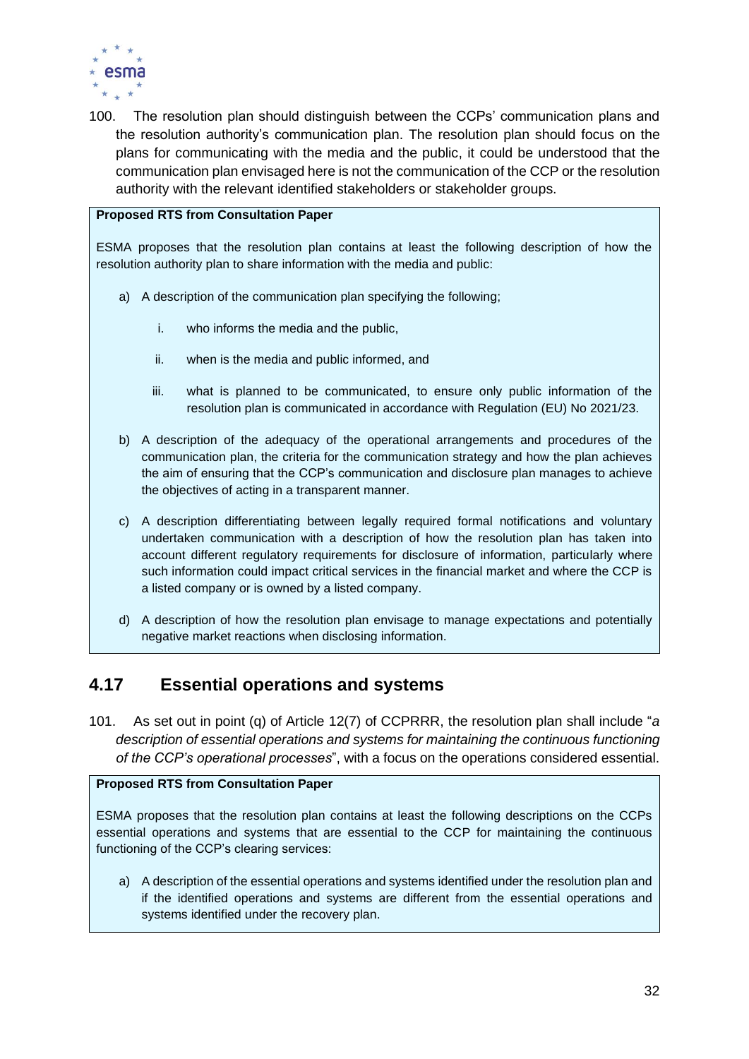100. The resolution plan should distinguish between the CCPs' communication plans and the resolution authority's communication plan. The resolution plan should focus on the plans for communicating with the media and the public, it could be understood that the communication plan envisaged here is not the communication of the CCP or the resolution authority with the relevant identified stakeholders or stakeholder groups.

> **Proposed RTS from Consultation Paper**
>
> ESMA proposes that the resolution plan contains at least the following description of how the resolution authority plan to share information with the media and public:
>
> a) A description of the communication plan specifying the following;
>
>    i. who informs the media and the public,
>
>    ii. when is the media and public informed, and
>
>    iii. what is planned to be communicated, to ensure only public information of the resolution plan is communicated in accordance with Regulation (EU) No 2021/23.
>
> b) A description of the adequacy of the operational arrangements and procedures of the communication plan, the criteria for the communication strategy and how the plan achieves the aim of ensuring that the CCP's communication and disclosure plan manages to achieve the objectives of acting in a transparent manner.
>
> c) A description differentiating between legally required formal notifications and voluntary undertaken communication with a description of how the resolution plan has taken into account different regulatory requirements for disclosure of information, particularly where such information could impact critical services in the financial market and where the CCP is a listed company or is owned by a listed company.
>
> d) A description of how the resolution plan envisage to manage expectations and potentially negative market reactions when disclosing information.

## 4.17 Essential operations and systems

101. As set out in point (q) of Article 12(7) of CCPRRR, the resolution plan shall include "*a description of essential operations and systems for maintaining the continuous functioning of the CCP's operational processes*", with a focus on the operations considered essential.

> **Proposed RTS from Consultation Paper**
>
> ESMA proposes that the resolution plan contains at least the following descriptions on the CCPs essential operations and systems that are essential to the CCP for maintaining the continuous functioning of the CCP's clearing services:
>
> a) A description of the essential operations and systems identified under the resolution plan and if the identified operations and systems are different from the essential operations and systems identified under the recovery plan.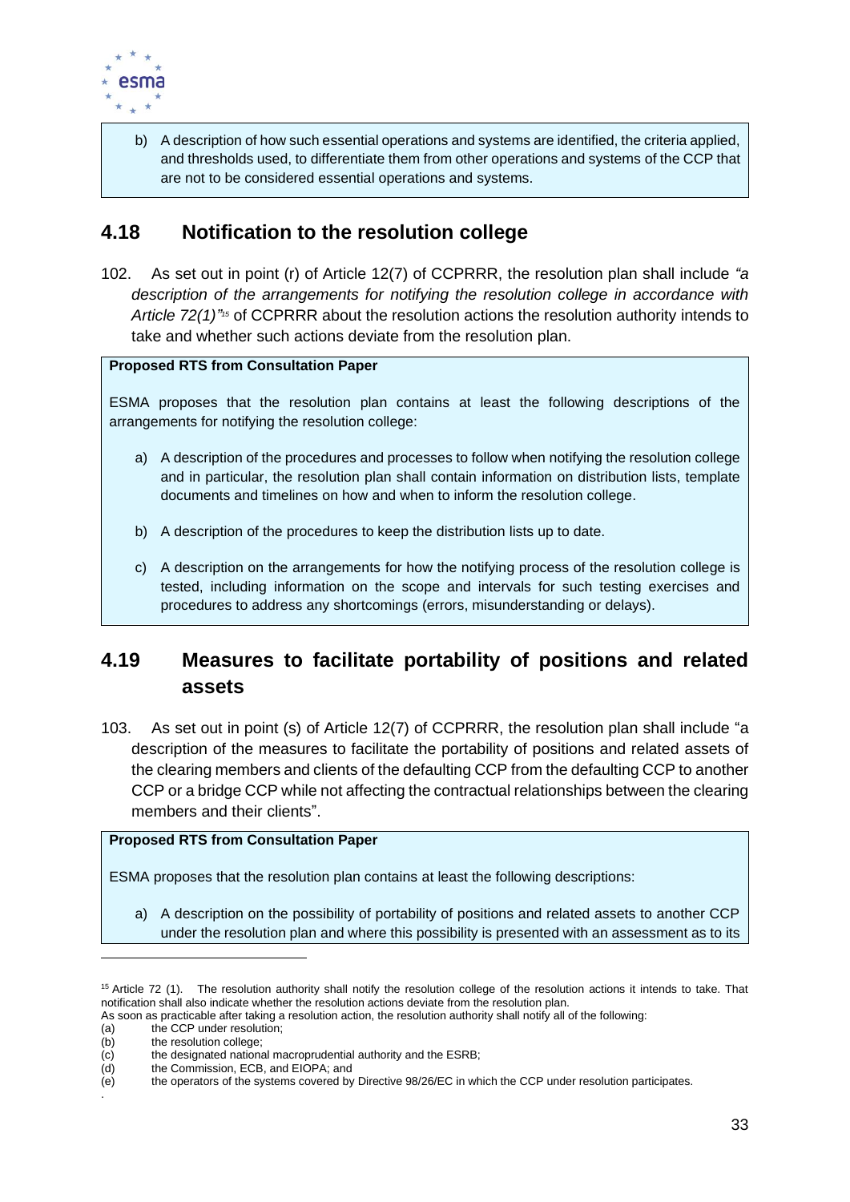b) A description of how such essential operations and systems are identified, the criteria applied, and thresholds used, to differentiate them from other operations and systems of the CCP that are not to be considered essential operations and systems.

## 4.18 Notification to the resolution college

102. As set out in point (r) of Article 12(7) of CCPRRR, the resolution plan shall include *"a description of the arrangements for notifying the resolution college in accordance with Article 72(1)"*[15] of CCPRRR about the resolution actions the resolution authority intends to take and whether such actions deviate from the resolution plan.

**Proposed RTS from Consultation Paper**

ESMA proposes that the resolution plan contains at least the following descriptions of the arrangements for notifying the resolution college:

a) A description of the procedures and processes to follow when notifying the resolution college and in particular, the resolution plan shall contain information on distribution lists, template documents and timelines on how and when to inform the resolution college.

b) A description of the procedures to keep the distribution lists up to date.

c) A description on the arrangements for how the notifying process of the resolution college is tested, including information on the scope and intervals for such testing exercises and procedures to address any shortcomings (errors, misunderstanding or delays).

## 4.19 Measures to facilitate portability of positions and related assets

103. As set out in point (s) of Article 12(7) of CCPRRR, the resolution plan shall include "a description of the measures to facilitate the portability of positions and related assets of the clearing members and clients of the defaulting CCP from the defaulting CCP to another CCP or a bridge CCP while not affecting the contractual relationships between the clearing members and their clients".

**Proposed RTS from Consultation Paper**

ESMA proposes that the resolution plan contains at least the following descriptions:

a) A description on the possibility of portability of positions and related assets to another CCP under the resolution plan and where this possibility is presented with an assessment as to its

---

[15] Article 72 (1). The resolution authority shall notify the resolution college of the resolution actions it intends to take. That notification shall also indicate whether the resolution actions deviate from the resolution plan.
As soon as practicable after taking a resolution action, the resolution authority shall notify all of the following:
(a) the CCP under resolution;
(b) the resolution college;
(c) the designated national macroprudential authority and the ESRB;
(d) the Commission, ECB, and EIOPA; and
(e) the operators of the systems covered by Directive 98/26/EC in which the CCP under resolution participates.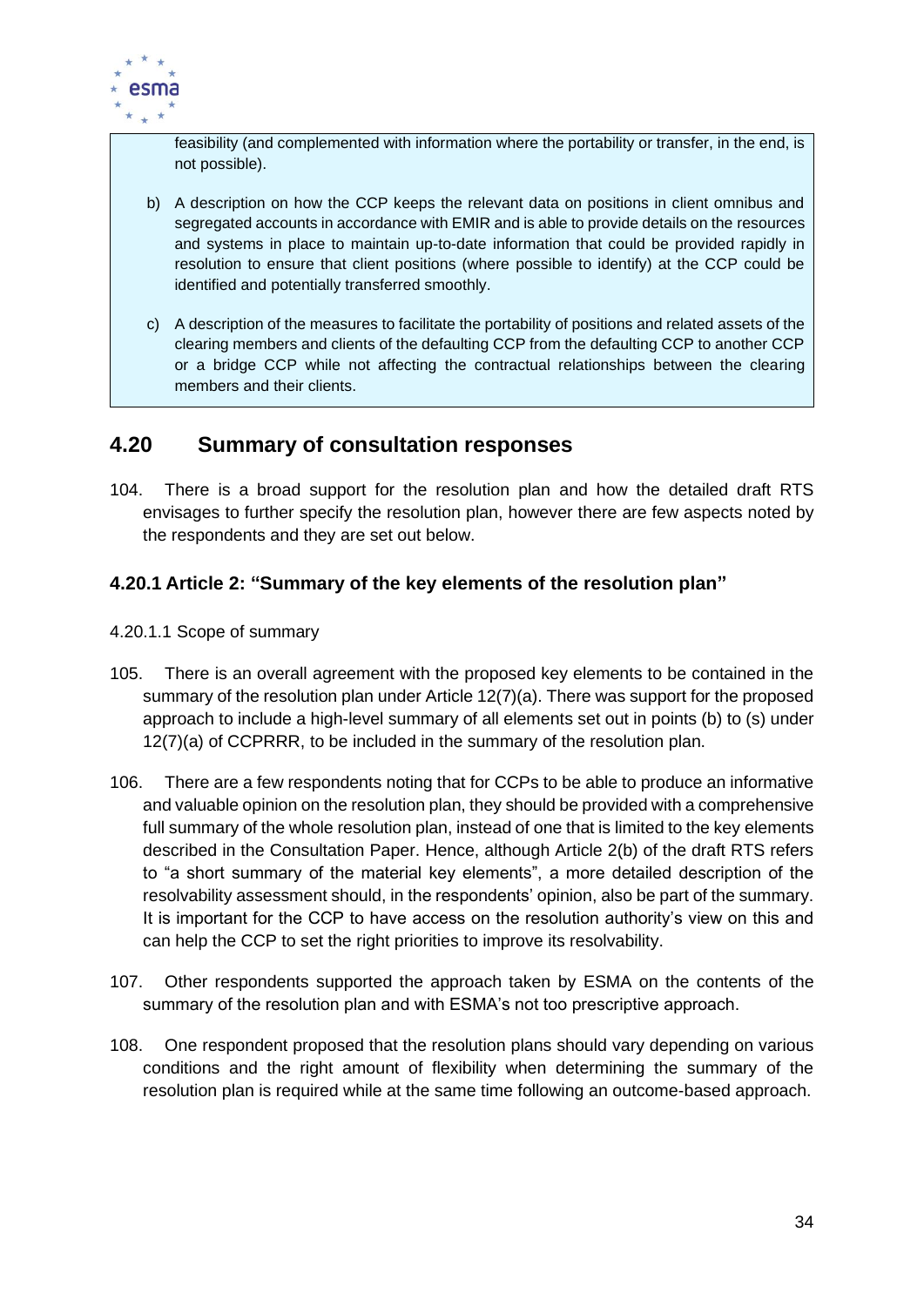feasibility (and complemented with information where the portability or transfer, in the end, is not possible).

b) A description on how the CCP keeps the relevant data on positions in client omnibus and segregated accounts in accordance with EMIR and is able to provide details on the resources and systems in place to maintain up-to-date information that could be provided rapidly in resolution to ensure that client positions (where possible to identify) at the CCP could be identified and potentially transferred smoothly.

c) A description of the measures to facilitate the portability of positions and related assets of the clearing members and clients of the defaulting CCP from the defaulting CCP to another CCP or a bridge CCP while not affecting the contractual relationships between the clearing members and their clients.

## 4.20 Summary of consultation responses

104. There is a broad support for the resolution plan and how the detailed draft RTS envisages to further specify the resolution plan, however there are few aspects noted by the respondents and they are set out below.

### 4.20.1 Article 2: "Summary of the key elements of the resolution plan"

4.20.1.1 Scope of summary

105. There is an overall agreement with the proposed key elements to be contained in the summary of the resolution plan under Article 12(7)(a). There was support for the proposed approach to include a high-level summary of all elements set out in points (b) to (s) under 12(7)(a) of CCPRRR, to be included in the summary of the resolution plan.

106. There are a few respondents noting that for CCPs to be able to produce an informative and valuable opinion on the resolution plan, they should be provided with a comprehensive full summary of the whole resolution plan, instead of one that is limited to the key elements described in the Consultation Paper. Hence, although Article 2(b) of the draft RTS refers to "a short summary of the material key elements", a more detailed description of the resolvability assessment should, in the respondents' opinion, also be part of the summary. It is important for the CCP to have access on the resolution authority's view on this and can help the CCP to set the right priorities to improve its resolvability.

107. Other respondents supported the approach taken by ESMA on the contents of the summary of the resolution plan and with ESMA's not too prescriptive approach.

108. One respondent proposed that the resolution plans should vary depending on various conditions and the right amount of flexibility when determining the summary of the resolution plan is required while at the same time following an outcome-based approach.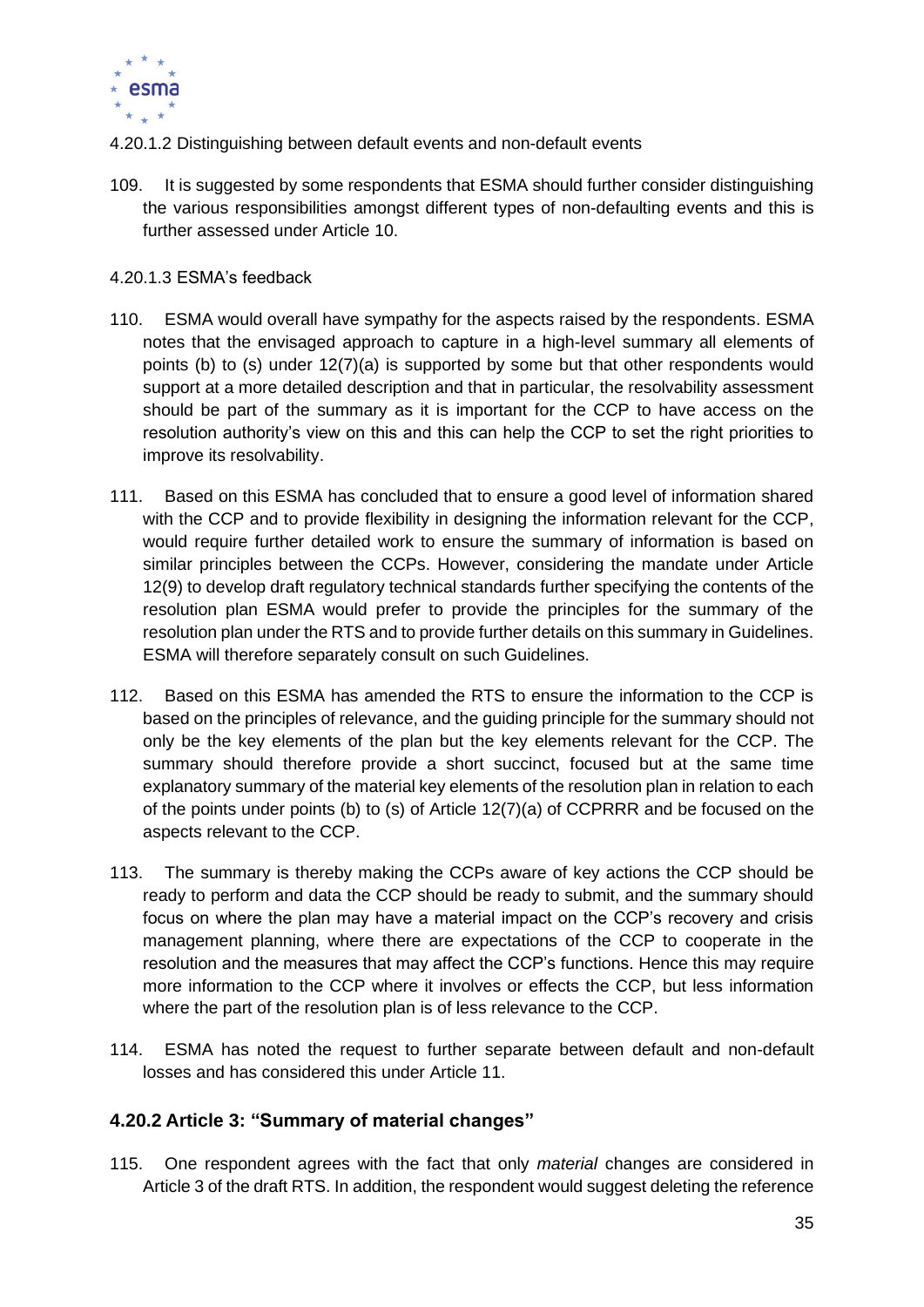4.20.1.2 Distinguishing between default events and non-default events

109. It is suggested by some respondents that ESMA should further consider distinguishing the various responsibilities amongst different types of non-defaulting events and this is further assessed under Article 10.

4.20.1.3 ESMA's feedback

110. ESMA would overall have sympathy for the aspects raised by the respondents. ESMA notes that the envisaged approach to capture in a high-level summary all elements of points (b) to (s) under 12(7)(a) is supported by some but that other respondents would support at a more detailed description and that in particular, the resolvability assessment should be part of the summary as it is important for the CCP to have access on the resolution authority's view on this and this can help the CCP to set the right priorities to improve its resolvability.

111. Based on this ESMA has concluded that to ensure a good level of information shared with the CCP and to provide flexibility in designing the information relevant for the CCP, would require further detailed work to ensure the summary of information is based on similar principles between the CCPs. However, considering the mandate under Article 12(9) to develop draft regulatory technical standards further specifying the contents of the resolution plan ESMA would prefer to provide the principles for the summary of the resolution plan under the RTS and to provide further details on this summary in Guidelines. ESMA will therefore separately consult on such Guidelines.

112. Based on this ESMA has amended the RTS to ensure the information to the CCP is based on the principles of relevance, and the guiding principle for the summary should not only be the key elements of the plan but the key elements relevant for the CCP. The summary should therefore provide a short succinct, focused but at the same time explanatory summary of the material key elements of the resolution plan in relation to each of the points under points (b) to (s) of Article 12(7)(a) of CCPRRR and be focused on the aspects relevant to the CCP.

113. The summary is thereby making the CCPs aware of key actions the CCP should be ready to perform and data the CCP should be ready to submit, and the summary should focus on where the plan may have a material impact on the CCP's recovery and crisis management planning, where there are expectations of the CCP to cooperate in the resolution and the measures that may affect the CCP's functions. Hence this may require more information to the CCP where it involves or effects the CCP, but less information where the part of the resolution plan is of less relevance to the CCP.

114. ESMA has noted the request to further separate between default and non-default losses and has considered this under Article 11.

### 4.20.2 Article 3: "Summary of material changes"

115. One respondent agrees with the fact that only *material* changes are considered in Article 3 of the draft RTS. In addition, the respondent would suggest deleting the reference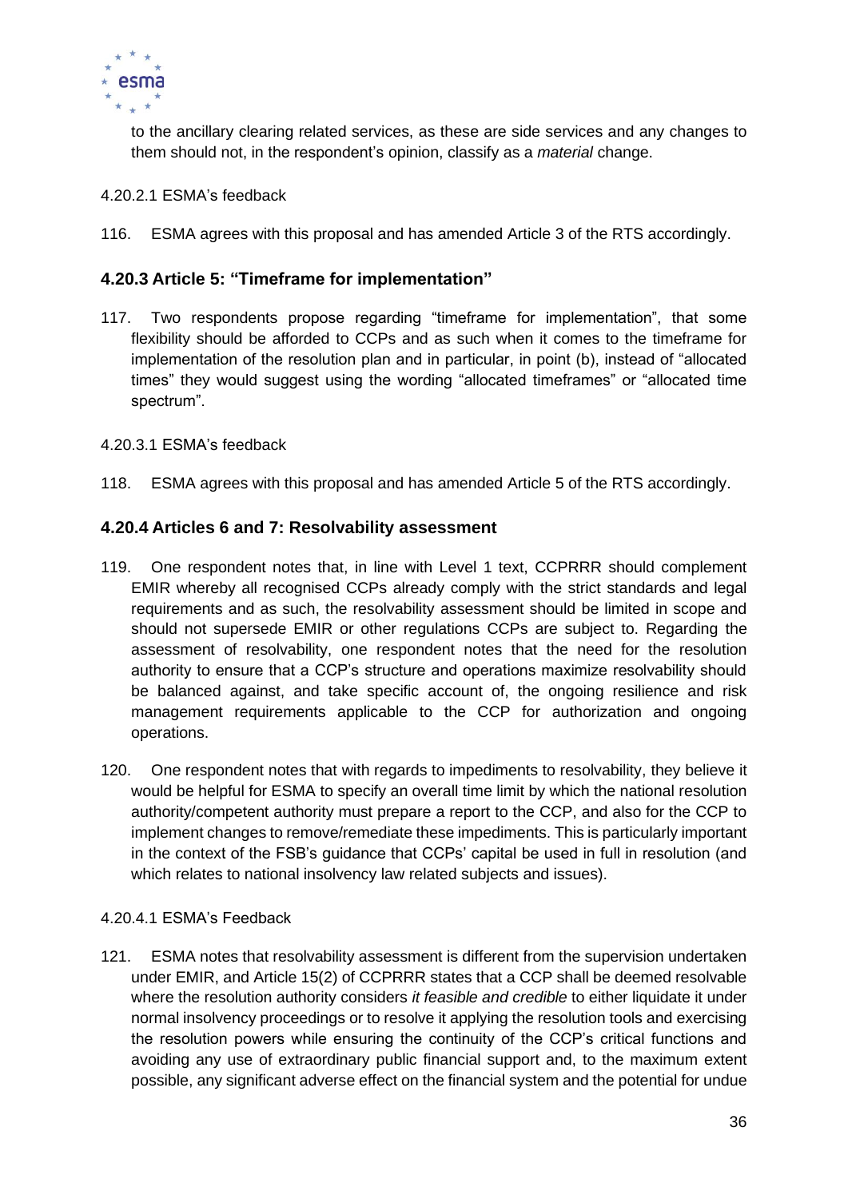to the ancillary clearing related services, as these are side services and any changes to them should not, in the respondent's opinion, classify as a *material* change.

4.20.2.1 ESMA's feedback

116. ESMA agrees with this proposal and has amended Article 3 of the RTS accordingly.

### 4.20.3 Article 5: "Timeframe for implementation"

117. Two respondents propose regarding "timeframe for implementation", that some flexibility should be afforded to CCPs and as such when it comes to the timeframe for implementation of the resolution plan and in particular, in point (b), instead of "allocated times" they would suggest using the wording "allocated timeframes" or "allocated time spectrum".

4.20.3.1 ESMA's feedback

118. ESMA agrees with this proposal and has amended Article 5 of the RTS accordingly.

### 4.20.4 Articles 6 and 7: Resolvability assessment

119. One respondent notes that, in line with Level 1 text, CCPRRR should complement EMIR whereby all recognised CCPs already comply with the strict standards and legal requirements and as such, the resolvability assessment should be limited in scope and should not supersede EMIR or other regulations CCPs are subject to. Regarding the assessment of resolvability, one respondent notes that the need for the resolution authority to ensure that a CCP's structure and operations maximize resolvability should be balanced against, and take specific account of, the ongoing resilience and risk management requirements applicable to the CCP for authorization and ongoing operations.

120. One respondent notes that with regards to impediments to resolvability, they believe it would be helpful for ESMA to specify an overall time limit by which the national resolution authority/competent authority must prepare a report to the CCP, and also for the CCP to implement changes to remove/remediate these impediments. This is particularly important in the context of the FSB's guidance that CCPs' capital be used in full in resolution (and which relates to national insolvency law related subjects and issues).

4.20.4.1 ESMA's Feedback

121. ESMA notes that resolvability assessment is different from the supervision undertaken under EMIR, and Article 15(2) of CCPRRR states that a CCP shall be deemed resolvable where the resolution authority considers *it feasible and credible* to either liquidate it under normal insolvency proceedings or to resolve it applying the resolution tools and exercising the resolution powers while ensuring the continuity of the CCP's critical functions and avoiding any use of extraordinary public financial support and, to the maximum extent possible, any significant adverse effect on the financial system and the potential for undue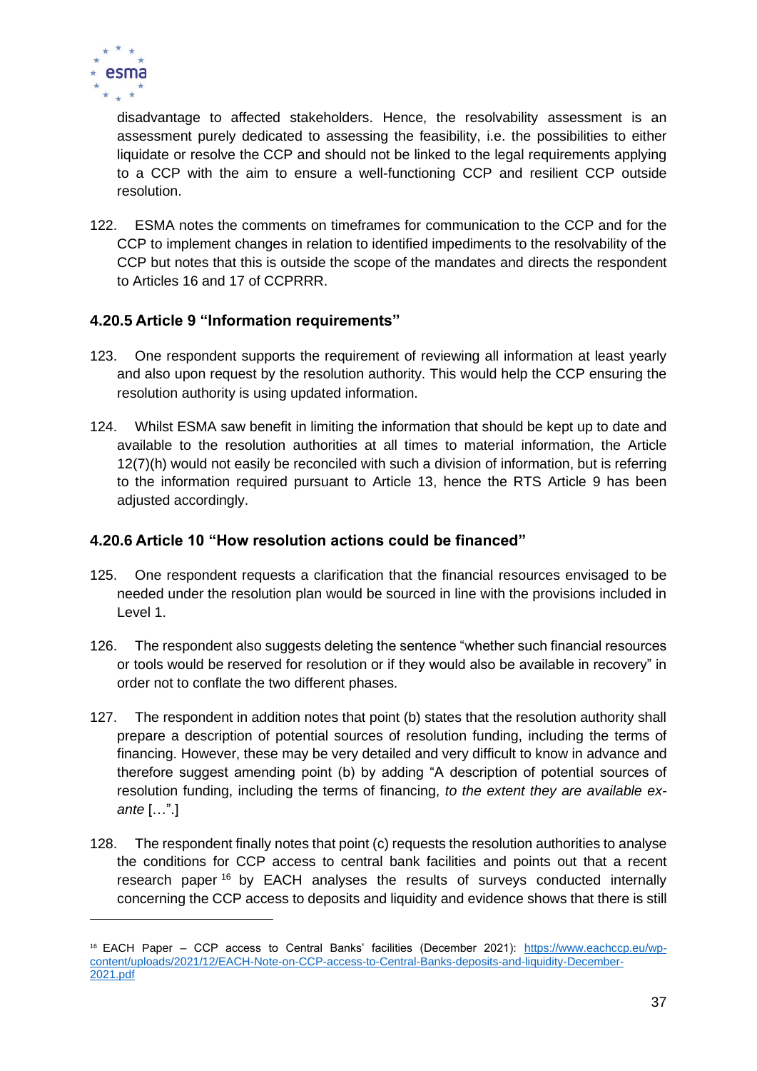disadvantage to affected stakeholders. Hence, the resolvability assessment is an assessment purely dedicated to assessing the feasibility, i.e. the possibilities to either liquidate or resolve the CCP and should not be linked to the legal requirements applying to a CCP with the aim to ensure a well-functioning CCP and resilient CCP outside resolution.

122. ESMA notes the comments on timeframes for communication to the CCP and for the CCP to implement changes in relation to identified impediments to the resolvability of the CCP but notes that this is outside the scope of the mandates and directs the respondent to Articles 16 and 17 of CCPRRR.

### 4.20.5 Article 9 "Information requirements"

123. One respondent supports the requirement of reviewing all information at least yearly and also upon request by the resolution authority. This would help the CCP ensuring the resolution authority is using updated information.

124. Whilst ESMA saw benefit in limiting the information that should be kept up to date and available to the resolution authorities at all times to material information, the Article 12(7)(h) would not easily be reconciled with such a division of information, but is referring to the information required pursuant to Article 13, hence the RTS Article 9 has been adjusted accordingly.

### 4.20.6 Article 10 "How resolution actions could be financed"

125. One respondent requests a clarification that the financial resources envisaged to be needed under the resolution plan would be sourced in line with the provisions included in Level 1.

126. The respondent also suggests deleting the sentence "whether such financial resources or tools would be reserved for resolution or if they would also be available in recovery" in order not to conflate the two different phases.

127. The respondent in addition notes that point (b) states that the resolution authority shall prepare a description of potential sources of resolution funding, including the terms of financing. However, these may be very detailed and very difficult to know in advance and therefore suggest amending point (b) by adding "A description of potential sources of resolution funding, including the terms of financing, *to the extent they are available ex-ante* […".]

128. The respondent finally notes that point (c) requests the resolution authorities to analyse the conditions for CCP access to central bank facilities and points out that a recent research paper [16] by EACH analyses the results of surveys conducted internally concerning the CCP access to deposits and liquidity and evidence shows that there is still

[16] EACH Paper – CCP access to Central Banks' facilities (December 2021): https://www.eachccp.eu/wp-content/uploads/2021/12/EACH-Note-on-CCP-access-to-Central-Banks-deposits-and-liquidity-December-2021.pdf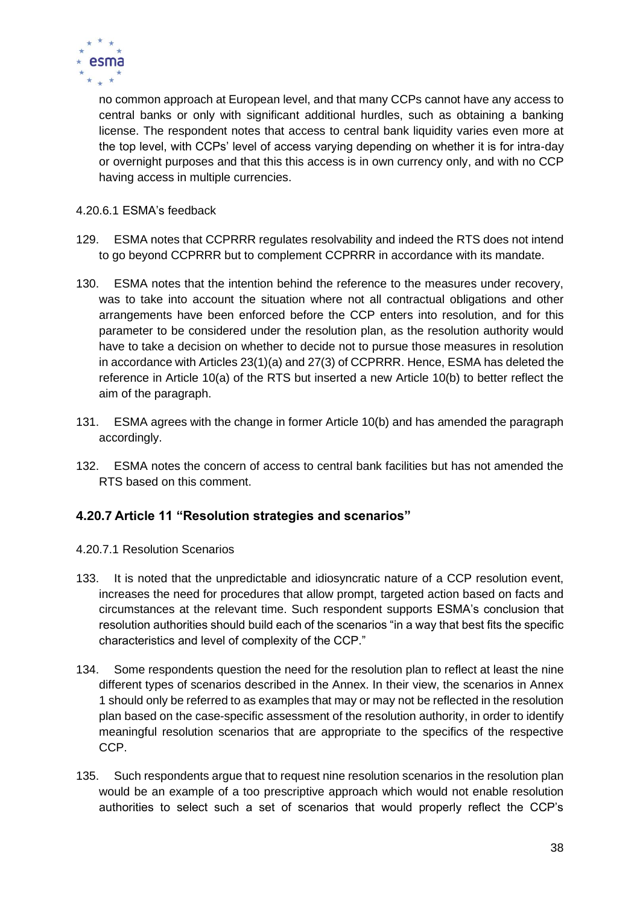no common approach at European level, and that many CCPs cannot have any access to central banks or only with significant additional hurdles, such as obtaining a banking license. The respondent notes that access to central bank liquidity varies even more at the top level, with CCPs' level of access varying depending on whether it is for intra-day or overnight purposes and that this this access is in own currency only, and with no CCP having access in multiple currencies.

4.20.6.1 ESMA's feedback

129. ESMA notes that CCPRRR regulates resolvability and indeed the RTS does not intend to go beyond CCPRRR but to complement CCPRRR in accordance with its mandate.

130. ESMA notes that the intention behind the reference to the measures under recovery, was to take into account the situation where not all contractual obligations and other arrangements have been enforced before the CCP enters into resolution, and for this parameter to be considered under the resolution plan, as the resolution authority would have to take a decision on whether to decide not to pursue those measures in resolution in accordance with Articles 23(1)(a) and 27(3) of CCPRRR. Hence, ESMA has deleted the reference in Article 10(a) of the RTS but inserted a new Article 10(b) to better reflect the aim of the paragraph.

131. ESMA agrees with the change in former Article 10(b) and has amended the paragraph accordingly.

132. ESMA notes the concern of access to central bank facilities but has not amended the RTS based on this comment.

### 4.20.7 Article 11 "Resolution strategies and scenarios"

4.20.7.1 Resolution Scenarios

133. It is noted that the unpredictable and idiosyncratic nature of a CCP resolution event, increases the need for procedures that allow prompt, targeted action based on facts and circumstances at the relevant time. Such respondent supports ESMA's conclusion that resolution authorities should build each of the scenarios "in a way that best fits the specific characteristics and level of complexity of the CCP."

134. Some respondents question the need for the resolution plan to reflect at least the nine different types of scenarios described in the Annex. In their view, the scenarios in Annex 1 should only be referred to as examples that may or may not be reflected in the resolution plan based on the case-specific assessment of the resolution authority, in order to identify meaningful resolution scenarios that are appropriate to the specifics of the respective CCP.

135. Such respondents argue that to request nine resolution scenarios in the resolution plan would be an example of a too prescriptive approach which would not enable resolution authorities to select such a set of scenarios that would properly reflect the CCP's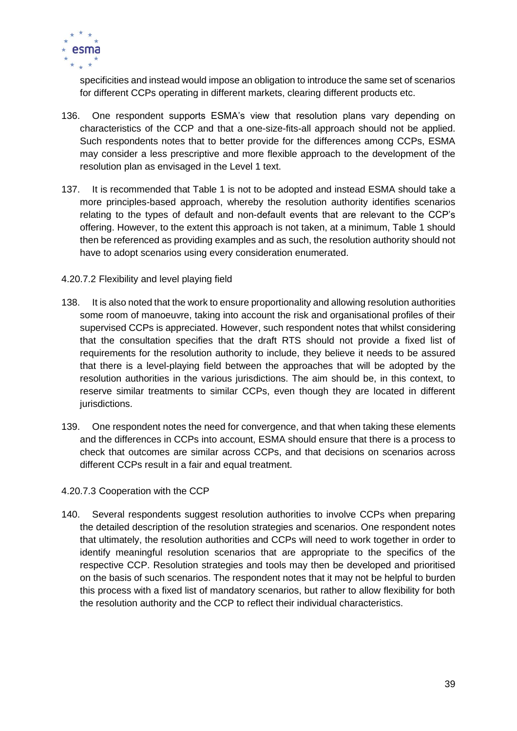specificities and instead would impose an obligation to introduce the same set of scenarios for different CCPs operating in different markets, clearing different products etc.

136. One respondent supports ESMA's view that resolution plans vary depending on characteristics of the CCP and that a one-size-fits-all approach should not be applied. Such respondents notes that to better provide for the differences among CCPs, ESMA may consider a less prescriptive and more flexible approach to the development of the resolution plan as envisaged in the Level 1 text.

137. It is recommended that Table 1 is not to be adopted and instead ESMA should take a more principles-based approach, whereby the resolution authority identifies scenarios relating to the types of default and non-default events that are relevant to the CCP's offering. However, to the extent this approach is not taken, at a minimum, Table 1 should then be referenced as providing examples and as such, the resolution authority should not have to adopt scenarios using every consideration enumerated.

#### 4.20.7.2 Flexibility and level playing field

138. It is also noted that the work to ensure proportionality and allowing resolution authorities some room of manoeuvre, taking into account the risk and organisational profiles of their supervised CCPs is appreciated. However, such respondent notes that whilst considering that the consultation specifies that the draft RTS should not provide a fixed list of requirements for the resolution authority to include, they believe it needs to be assured that there is a level-playing field between the approaches that will be adopted by the resolution authorities in the various jurisdictions. The aim should be, in this context, to reserve similar treatments to similar CCPs, even though they are located in different jurisdictions.

139. One respondent notes the need for convergence, and that when taking these elements and the differences in CCPs into account, ESMA should ensure that there is a process to check that outcomes are similar across CCPs, and that decisions on scenarios across different CCPs result in a fair and equal treatment.

#### 4.20.7.3 Cooperation with the CCP

140. Several respondents suggest resolution authorities to involve CCPs when preparing the detailed description of the resolution strategies and scenarios. One respondent notes that ultimately, the resolution authorities and CCPs will need to work together in order to identify meaningful resolution scenarios that are appropriate to the specifics of the respective CCP. Resolution strategies and tools may then be developed and prioritised on the basis of such scenarios. The respondent notes that it may not be helpful to burden this process with a fixed list of mandatory scenarios, but rather to allow flexibility for both the resolution authority and the CCP to reflect their individual characteristics.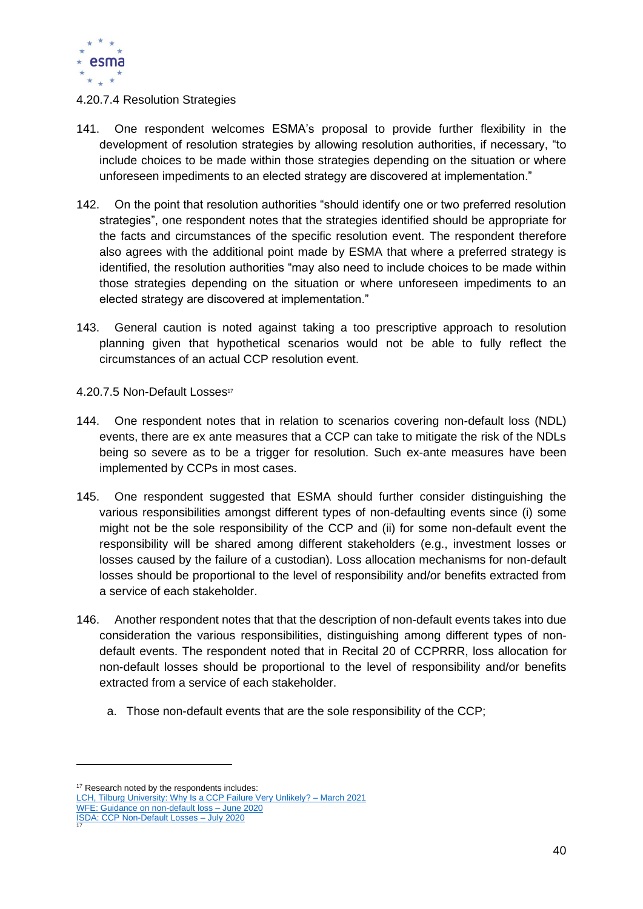#### 4.20.7.4 Resolution Strategies

141. One respondent welcomes ESMA's proposal to provide further flexibility in the development of resolution strategies by allowing resolution authorities, if necessary, "to include choices to be made within those strategies depending on the situation or where unforeseen impediments to an elected strategy are discovered at implementation."

142. On the point that resolution authorities "should identify one or two preferred resolution strategies", one respondent notes that the strategies identified should be appropriate for the facts and circumstances of the specific resolution event. The respondent therefore also agrees with the additional point made by ESMA that where a preferred strategy is identified, the resolution authorities "may also need to include choices to be made within those strategies depending on the situation or where unforeseen impediments to an elected strategy are discovered at implementation."

143. General caution is noted against taking a too prescriptive approach to resolution planning given that hypothetical scenarios would not be able to fully reflect the circumstances of an actual CCP resolution event.

#### 4.20.7.5 Non-Default Losses[17]

144. One respondent notes that in relation to scenarios covering non-default loss (NDL) events, there are ex ante measures that a CCP can take to mitigate the risk of the NDLs being so severe as to be a trigger for resolution. Such ex-ante measures have been implemented by CCPs in most cases.

145. One respondent suggested that ESMA should further consider distinguishing the various responsibilities amongst different types of non-defaulting events since (i) some might not be the sole responsibility of the CCP and (ii) for some non-default event the responsibility will be shared among different stakeholders (e.g., investment losses or losses caused by the failure of a custodian). Loss allocation mechanisms for non-default losses should be proportional to the level of responsibility and/or benefits extracted from a service of each stakeholder.

146. Another respondent notes that that the description of non-default events takes into due consideration the various responsibilities, distinguishing among different types of non-default events. The respondent noted that in Recital 20 of CCPRRR, loss allocation for non-default losses should be proportional to the level of responsibility and/or benefits extracted from a service of each stakeholder.

    a. Those non-default events that are the sole responsibility of the CCP;

---

[17] Research noted by the respondents includes:
[LCH, Tilburg University: Why Is a CCP Failure Very Unlikely? – March 2021]
[WFE: Guidance on non-default loss – June 2020]
[ISDA: CCP Non-Default Losses – July 2020]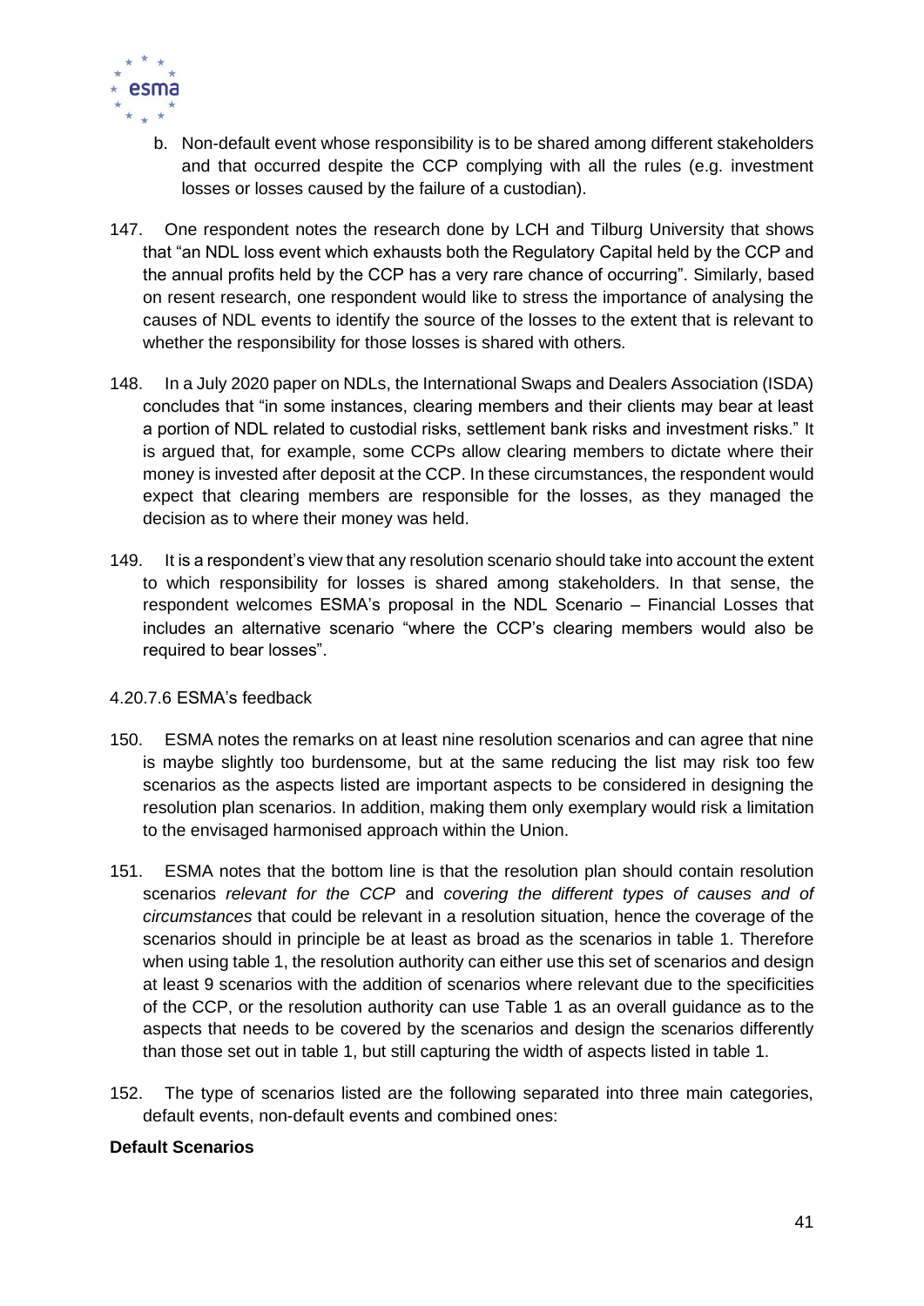b. Non-default event whose responsibility is to be shared among different stakeholders and that occurred despite the CCP complying with all the rules (e.g. investment losses or losses caused by the failure of a custodian).

147. One respondent notes the research done by LCH and Tilburg University that shows that "an NDL loss event which exhausts both the Regulatory Capital held by the CCP and the annual profits held by the CCP has a very rare chance of occurring". Similarly, based on resent research, one respondent would like to stress the importance of analysing the causes of NDL events to identify the source of the losses to the extent that is relevant to whether the responsibility for those losses is shared with others.

148. In a July 2020 paper on NDLs, the International Swaps and Dealers Association (ISDA) concludes that "in some instances, clearing members and their clients may bear at least a portion of NDL related to custodial risks, settlement bank risks and investment risks." It is argued that, for example, some CCPs allow clearing members to dictate where their money is invested after deposit at the CCP. In these circumstances, the respondent would expect that clearing members are responsible for the losses, as they managed the decision as to where their money was held.

149. It is a respondent's view that any resolution scenario should take into account the extent to which responsibility for losses is shared among stakeholders. In that sense, the respondent welcomes ESMA's proposal in the NDL Scenario – Financial Losses that includes an alternative scenario "where the CCP's clearing members would also be required to bear losses".

#### 4.20.7.6 ESMA's feedback

150. ESMA notes the remarks on at least nine resolution scenarios and can agree that nine is maybe slightly too burdensome, but at the same reducing the list may risk too few scenarios as the aspects listed are important aspects to be considered in designing the resolution plan scenarios. In addition, making them only exemplary would risk a limitation to the envisaged harmonised approach within the Union.

151. ESMA notes that the bottom line is that the resolution plan should contain resolution scenarios *relevant for the CCP* and *covering the different types of causes and of circumstances* that could be relevant in a resolution situation, hence the coverage of the scenarios should in principle be at least as broad as the scenarios in table 1. Therefore when using table 1, the resolution authority can either use this set of scenarios and design at least 9 scenarios with the addition of scenarios where relevant due to the specificities of the CCP, or the resolution authority can use Table 1 as an overall guidance as to the aspects that needs to be covered by the scenarios and design the scenarios differently than those set out in table 1, but still capturing the width of aspects listed in table 1.

152. The type of scenarios listed are the following separated into three main categories, default events, non-default events and combined ones:

**Default Scenarios**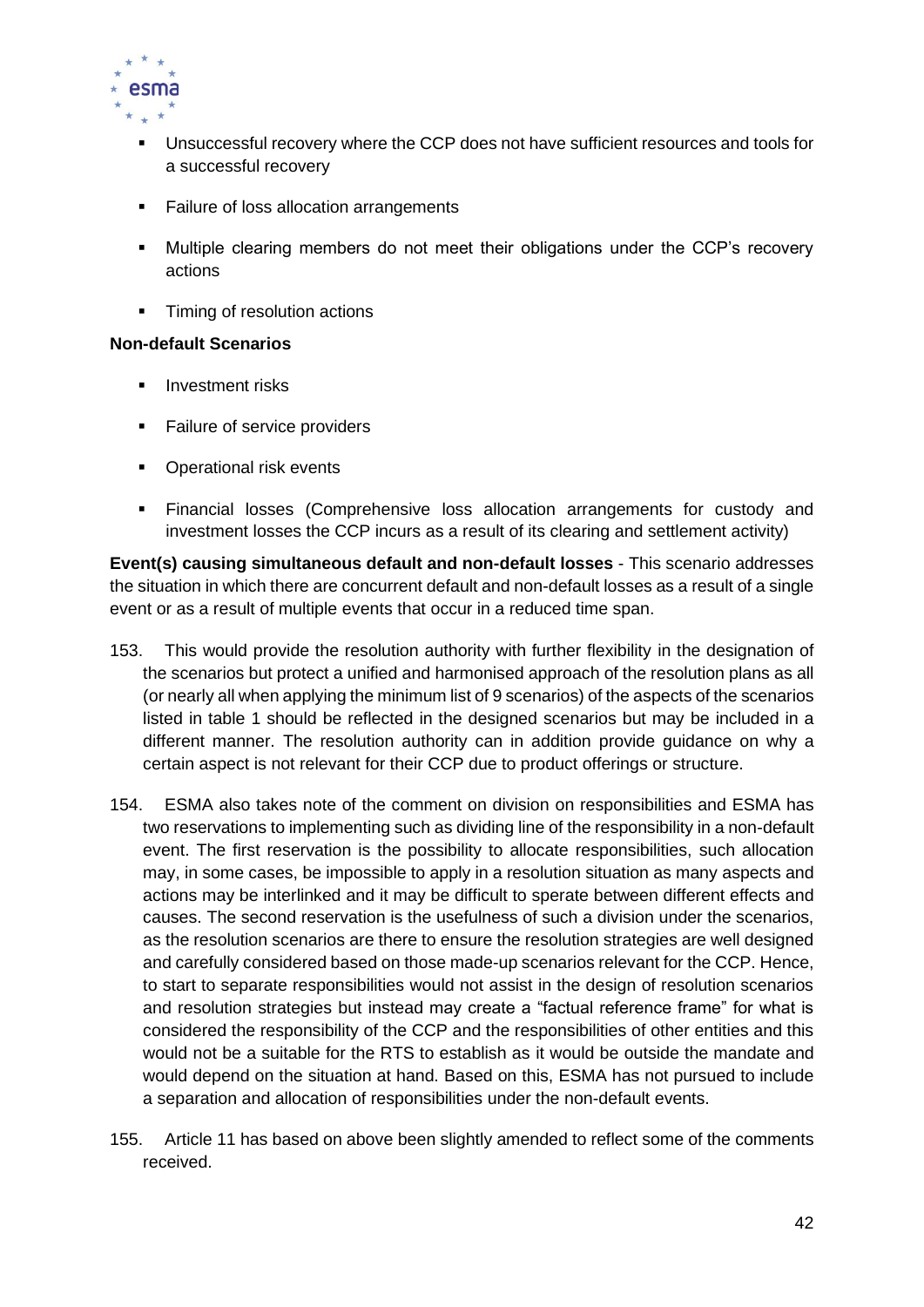- Unsuccessful recovery where the CCP does not have sufficient resources and tools for a successful recovery
- Failure of loss allocation arrangements
- Multiple clearing members do not meet their obligations under the CCP's recovery actions
- Timing of resolution actions

**Non-default Scenarios**

- Investment risks
- Failure of service providers
- Operational risk events
- Financial losses (Comprehensive loss allocation arrangements for custody and investment losses the CCP incurs as a result of its clearing and settlement activity)

**Event(s) causing simultaneous default and non-default losses** - This scenario addresses the situation in which there are concurrent default and non-default losses as a result of a single event or as a result of multiple events that occur in a reduced time span.

153. This would provide the resolution authority with further flexibility in the designation of the scenarios but protect a unified and harmonised approach of the resolution plans as all (or nearly all when applying the minimum list of 9 scenarios) of the aspects of the scenarios listed in table 1 should be reflected in the designed scenarios but may be included in a different manner. The resolution authority can in addition provide guidance on why a certain aspect is not relevant for their CCP due to product offerings or structure.

154. ESMA also takes note of the comment on division on responsibilities and ESMA has two reservations to implementing such as dividing line of the responsibility in a non-default event. The first reservation is the possibility to allocate responsibilities, such allocation may, in some cases, be impossible to apply in a resolution situation as many aspects and actions may be interlinked and it may be difficult to sperate between different effects and causes. The second reservation is the usefulness of such a division under the scenarios, as the resolution scenarios are there to ensure the resolution strategies are well designed and carefully considered based on those made-up scenarios relevant for the CCP. Hence, to start to separate responsibilities would not assist in the design of resolution scenarios and resolution strategies but instead may create a "factual reference frame" for what is considered the responsibility of the CCP and the responsibilities of other entities and this would not be a suitable for the RTS to establish as it would be outside the mandate and would depend on the situation at hand. Based on this, ESMA has not pursued to include a separation and allocation of responsibilities under the non-default events.

155. Article 11 has based on above been slightly amended to reflect some of the comments received.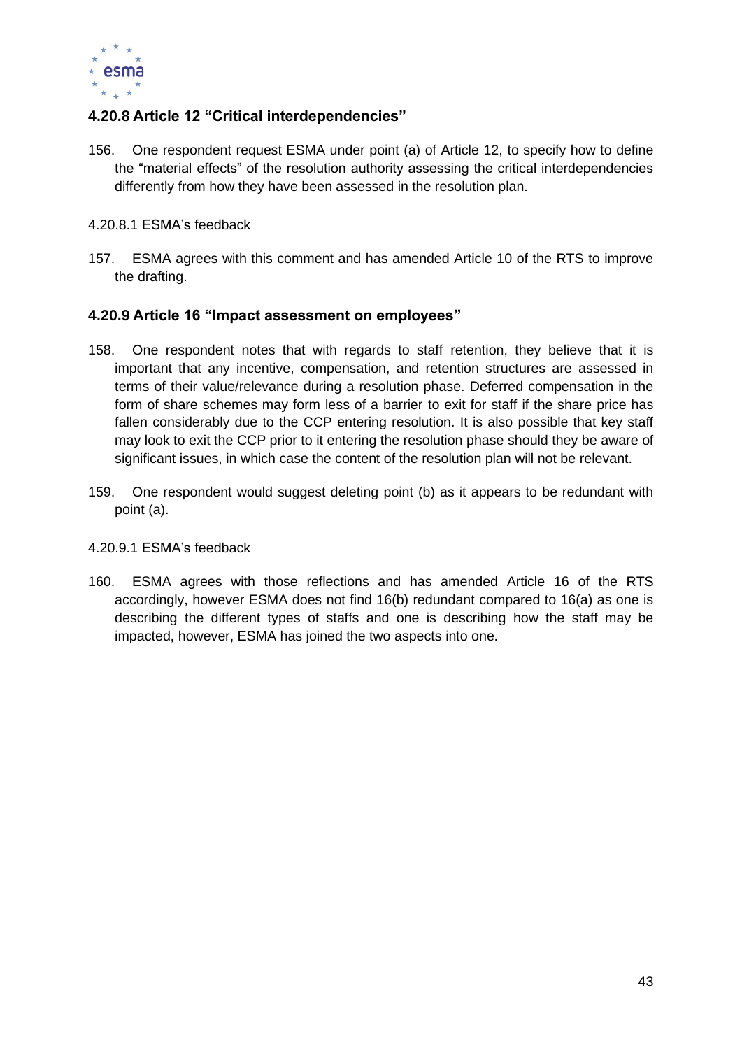### 4.20.8 Article 12 "Critical interdependencies"

156. One respondent request ESMA under point (a) of Article 12, to specify how to define the "material effects" of the resolution authority assessing the critical interdependencies differently from how they have been assessed in the resolution plan.

4.20.8.1 ESMA's feedback

157. ESMA agrees with this comment and has amended Article 10 of the RTS to improve the drafting.

### 4.20.9 Article 16 "Impact assessment on employees"

158. One respondent notes that with regards to staff retention, they believe that it is important that any incentive, compensation, and retention structures are assessed in terms of their value/relevance during a resolution phase. Deferred compensation in the form of share schemes may form less of a barrier to exit for staff if the share price has fallen considerably due to the CCP entering resolution. It is also possible that key staff may look to exit the CCP prior to it entering the resolution phase should they be aware of significant issues, in which case the content of the resolution plan will not be relevant.

159. One respondent would suggest deleting point (b) as it appears to be redundant with point (a).

4.20.9.1 ESMA's feedback

160. ESMA agrees with those reflections and has amended Article 16 of the RTS accordingly, however ESMA does not find 16(b) redundant compared to 16(a) as one is describing the different types of staffs and one is describing how the staff may be impacted, however, ESMA has joined the two aspects into one.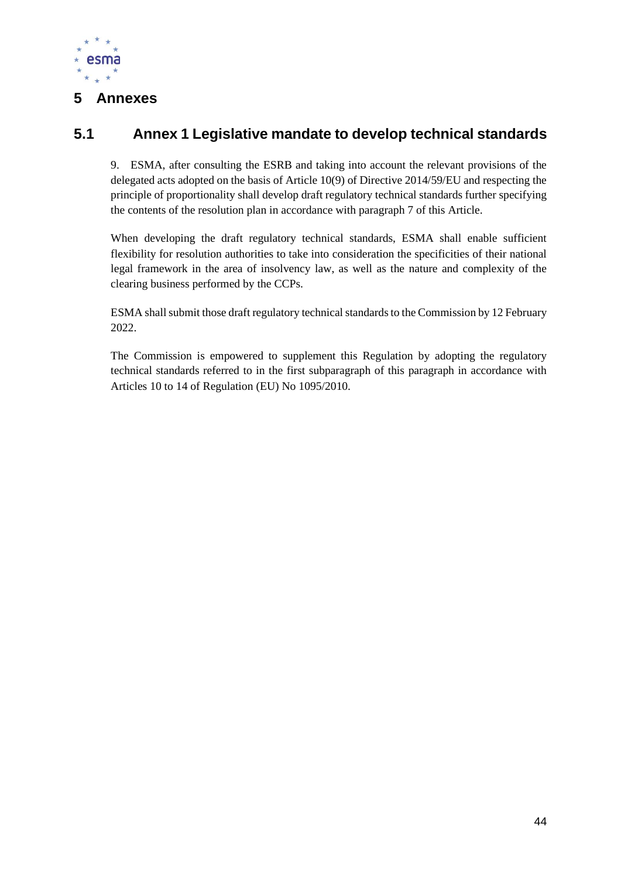# 5 Annexes

## 5.1 Annex 1 Legislative mandate to develop technical standards

9. ESMA, after consulting the ESRB and taking into account the relevant provisions of the delegated acts adopted on the basis of Article 10(9) of Directive 2014/59/EU and respecting the principle of proportionality shall develop draft regulatory technical standards further specifying the contents of the resolution plan in accordance with paragraph 7 of this Article.

When developing the draft regulatory technical standards, ESMA shall enable sufficient flexibility for resolution authorities to take into consideration the specificities of their national legal framework in the area of insolvency law, as well as the nature and complexity of the clearing business performed by the CCPs.

ESMA shall submit those draft regulatory technical standards to the Commission by 12 February 2022.

The Commission is empowered to supplement this Regulation by adopting the regulatory technical standards referred to in the first subparagraph of this paragraph in accordance with Articles 10 to 14 of Regulation (EU) No 1095/2010.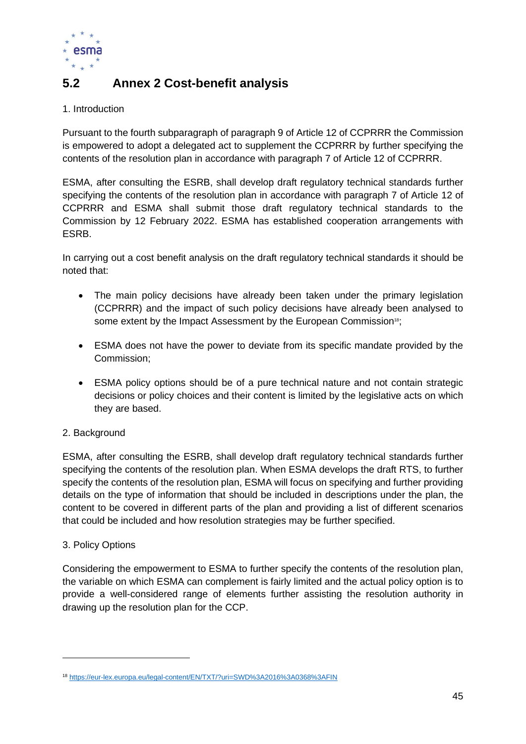## 5.2 Annex 2 Cost-benefit analysis

1. Introduction

Pursuant to the fourth subparagraph of paragraph 9 of Article 12 of CCPRRR the Commission is empowered to adopt a delegated act to supplement the CCPRRR by further specifying the contents of the resolution plan in accordance with paragraph 7 of Article 12 of CCPRRR.

ESMA, after consulting the ESRB, shall develop draft regulatory technical standards further specifying the contents of the resolution plan in accordance with paragraph 7 of Article 12 of CCPRRR and ESMA shall submit those draft regulatory technical standards to the Commission by 12 February 2022. ESMA has established cooperation arrangements with ESRB.

In carrying out a cost benefit analysis on the draft regulatory technical standards it should be noted that:

- The main policy decisions have already been taken under the primary legislation (CCPRRR) and the impact of such policy decisions have already been analysed to some extent by the Impact Assessment by the European Commission[18];
- ESMA does not have the power to deviate from its specific mandate provided by the Commission;
- ESMA policy options should be of a pure technical nature and not contain strategic decisions or policy choices and their content is limited by the legislative acts on which they are based.

2. Background

ESMA, after consulting the ESRB, shall develop draft regulatory technical standards further specifying the contents of the resolution plan. When ESMA develops the draft RTS, to further specify the contents of the resolution plan, ESMA will focus on specifying and further providing details on the type of information that should be included in descriptions under the plan, the content to be covered in different parts of the plan and providing a list of different scenarios that could be included and how resolution strategies may be further specified.

3. Policy Options

Considering the empowerment to ESMA to further specify the contents of the resolution plan, the variable on which ESMA can complement is fairly limited and the actual policy option is to provide a well-considered range of elements further assisting the resolution authority in drawing up the resolution plan for the CCP.

---

[18] https://eur-lex.europa.eu/legal-content/EN/TXT/?uri=SWD%3A2016%3A0368%3AFIN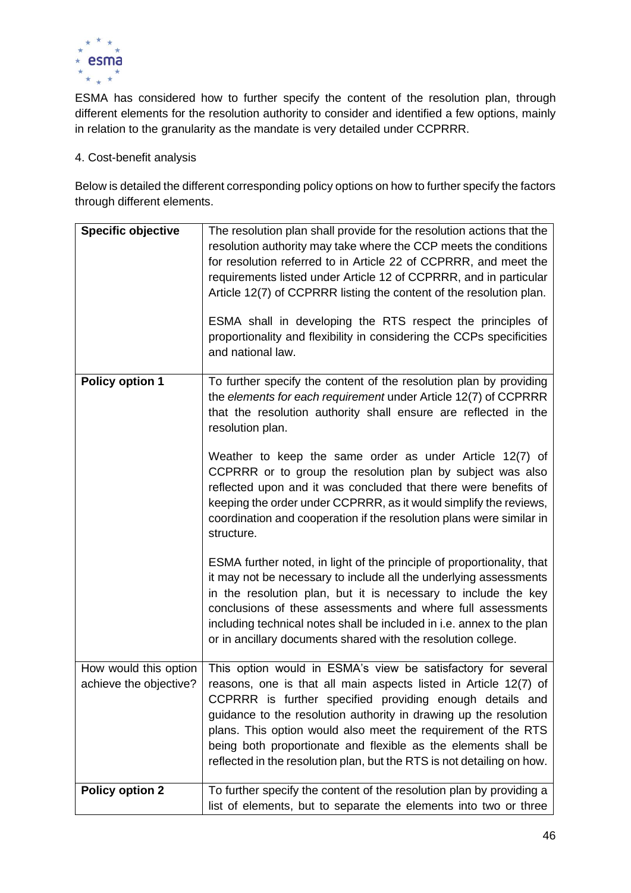ESMA has considered how to further specify the content of the resolution plan, through different elements for the resolution authority to consider and identified a few options, mainly in relation to the granularity as the mandate is very detailed under CCPRRR.

4. Cost-benefit analysis

Below is detailed the different corresponding policy options on how to further specify the factors through different elements.

| **Specific objective** | The resolution plan shall provide for the resolution actions that the resolution authority may take where the CCP meets the conditions for resolution referred to in Article 22 of CCPRRR, and meet the requirements listed under Article 12 of CCPRRR, and in particular Article 12(7) of CCPRRR listing the content of the resolution plan.<br><br>ESMA shall in developing the RTS respect the principles of proportionality and flexibility in considering the CCPs specificities and national law. |
|---|---|
| **Policy option 1** | To further specify the content of the resolution plan by providing the *elements for each requirement* under Article 12(7) of CCPRRR that the resolution authority shall ensure are reflected in the resolution plan.<br><br>Weather to keep the same order as under Article 12(7) of CCPRRR or to group the resolution plan by subject was also reflected upon and it was concluded that there were benefits of keeping the order under CCPRRR, as it would simplify the reviews, coordination and cooperation if the resolution plans were similar in structure.<br><br>ESMA further noted, in light of the principle of proportionality, that it may not be necessary to include all the underlying assessments in the resolution plan, but it is necessary to include the key conclusions of these assessments and where full assessments including technical notes shall be included in i.e. annex to the plan or in ancillary documents shared with the resolution college. |
| How would this option achieve the objective? | This option would in ESMA's view be satisfactory for several reasons, one is that all main aspects listed in Article 12(7) of CCPRRR is further specified providing enough details and guidance to the resolution authority in drawing up the resolution plans. This option would also meet the requirement of the RTS being both proportionate and flexible as the elements shall be reflected in the resolution plan, but the RTS is not detailing on how. |
| **Policy option 2** | To further specify the content of the resolution plan by providing a list of elements, but to separate the elements into two or three |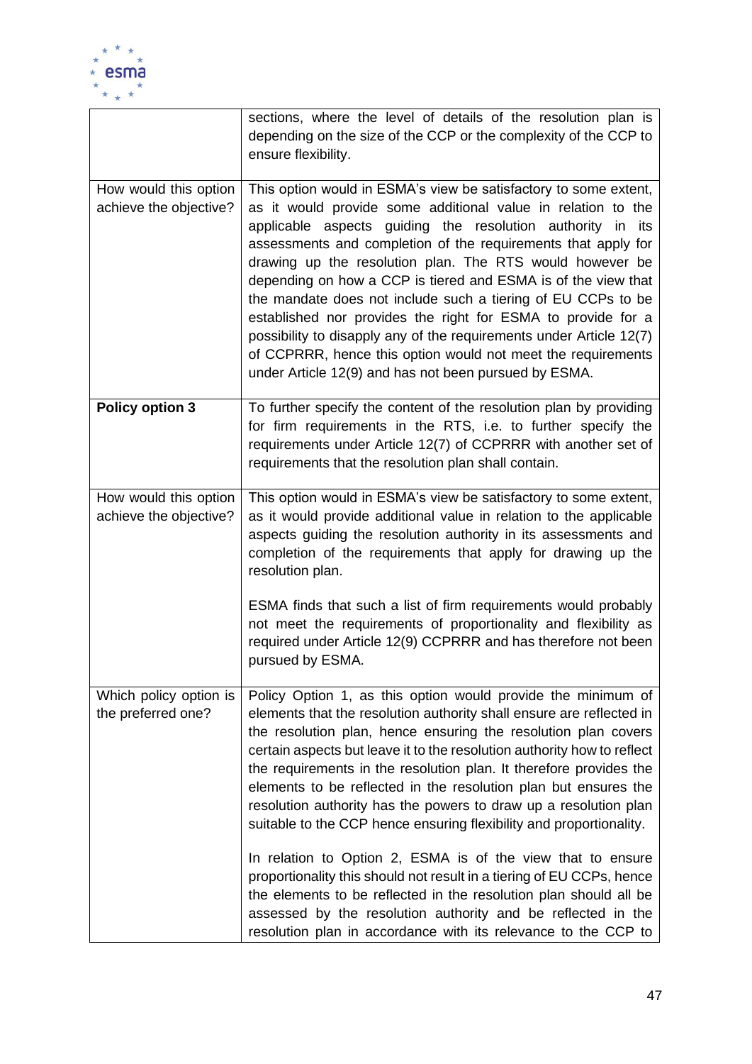|  |  |
|---|---|
|  | sections, where the level of details of the resolution plan is depending on the size of the CCP or the complexity of the CCP to ensure flexibility. |
| How would this option achieve the objective? | This option would in ESMA's view be satisfactory to some extent, as it would provide some additional value in relation to the applicable aspects guiding the resolution authority in its assessments and completion of the requirements that apply for drawing up the resolution plan. The RTS would however be depending on how a CCP is tiered and ESMA is of the view that the mandate does not include such a tiering of EU CCPs to be established nor provides the right for ESMA to provide for a possibility to disapply any of the requirements under Article 12(7) of CCPRRR, hence this option would not meet the requirements under Article 12(9) and has not been pursued by ESMA. |
| **Policy option 3** | To further specify the content of the resolution plan by providing for firm requirements in the RTS, i.e. to further specify the requirements under Article 12(7) of CCPRRR with another set of requirements that the resolution plan shall contain. |
| How would this option achieve the objective? | This option would in ESMA's view be satisfactory to some extent, as it would provide additional value in relation to the applicable aspects guiding the resolution authority in its assessments and completion of the requirements that apply for drawing up the resolution plan.<br><br>ESMA finds that such a list of firm requirements would probably not meet the requirements of proportionality and flexibility as required under Article 12(9) CCPRRR and has therefore not been pursued by ESMA. |
| Which policy option is the preferred one? | Policy Option 1, as this option would provide the minimum of elements that the resolution authority shall ensure are reflected in the resolution plan, hence ensuring the resolution plan covers certain aspects but leave it to the resolution authority how to reflect the requirements in the resolution plan. It therefore provides the elements to be reflected in the resolution plan but ensures the resolution authority has the powers to draw up a resolution plan suitable to the CCP hence ensuring flexibility and proportionality.<br><br>In relation to Option 2, ESMA is of the view that to ensure proportionality this should not result in a tiering of EU CCPs, hence the elements to be reflected in the resolution plan should all be assessed by the resolution authority and be reflected in the resolution plan in accordance with its relevance to the CCP to |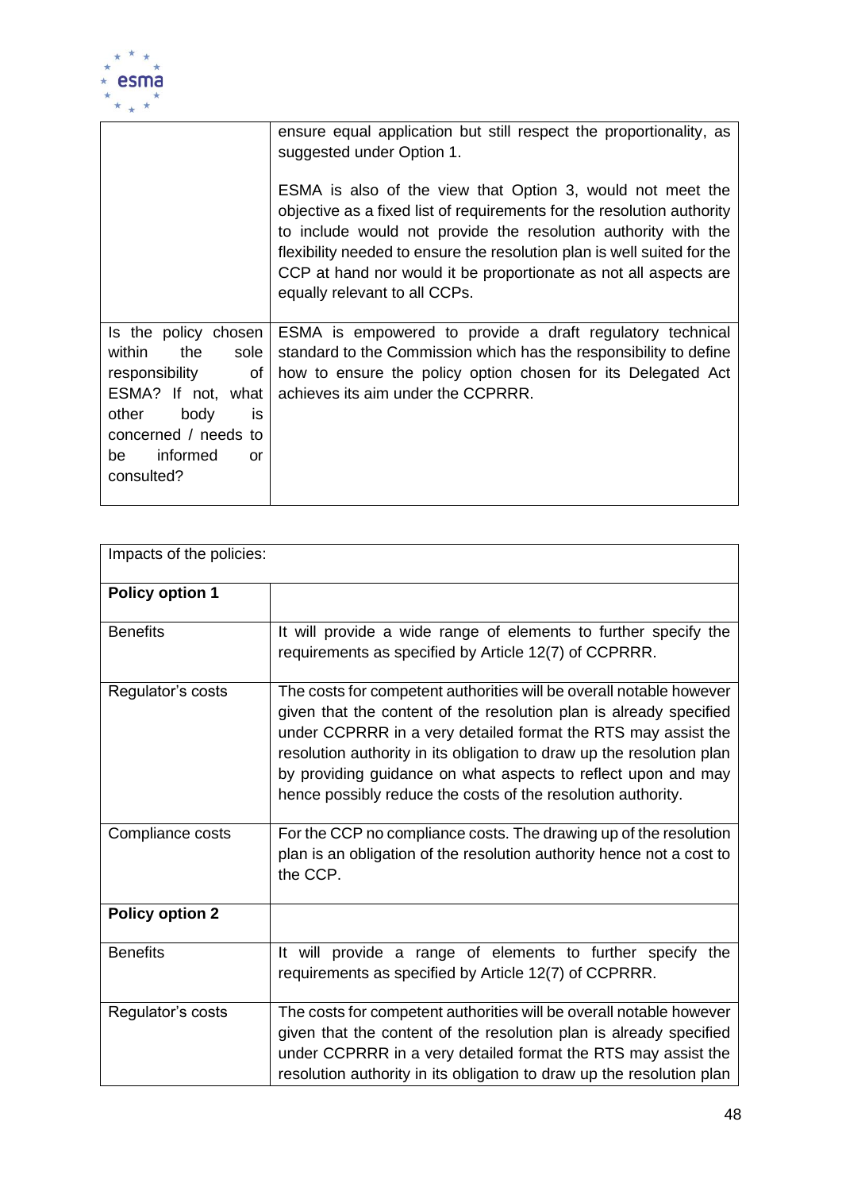| | |
|---|---|
| | ensure equal application but still respect the proportionality, as suggested under Option 1.<br><br>ESMA is also of the view that Option 3, would not meet the objective as a fixed list of requirements for the resolution authority to include would not provide the resolution authority with the flexibility needed to ensure the resolution plan is well suited for the CCP at hand nor would it be proportionate as not all aspects are equally relevant to all CCPs. |
| Is the policy chosen within the sole responsibility of ESMA? If not, what other body is concerned / needs to be informed or consulted? | ESMA is empowered to provide a draft regulatory technical standard to the Commission which has the responsibility to define how to ensure the policy option chosen for its Delegated Act achieves its aim under the CCPRRR. |

| Impacts of the policies: | |
|---|---|
| **Policy option 1** | |
| Benefits | It will provide a wide range of elements to further specify the requirements as specified by Article 12(7) of CCPRRR. |
| Regulator's costs | The costs for competent authorities will be overall notable however given that the content of the resolution plan is already specified under CCPRRR in a very detailed format the RTS may assist the resolution authority in its obligation to draw up the resolution plan by providing guidance on what aspects to reflect upon and may hence possibly reduce the costs of the resolution authority. |
| Compliance costs | For the CCP no compliance costs. The drawing up of the resolution plan is an obligation of the resolution authority hence not a cost to the CCP. |
| **Policy option 2** | |
| Benefits | It will provide a range of elements to further specify the requirements as specified by Article 12(7) of CCPRRR. |
| Regulator's costs | The costs for competent authorities will be overall notable however given that the content of the resolution plan is already specified under CCPRRR in a very detailed format the RTS may assist the resolution authority in its obligation to draw up the resolution plan |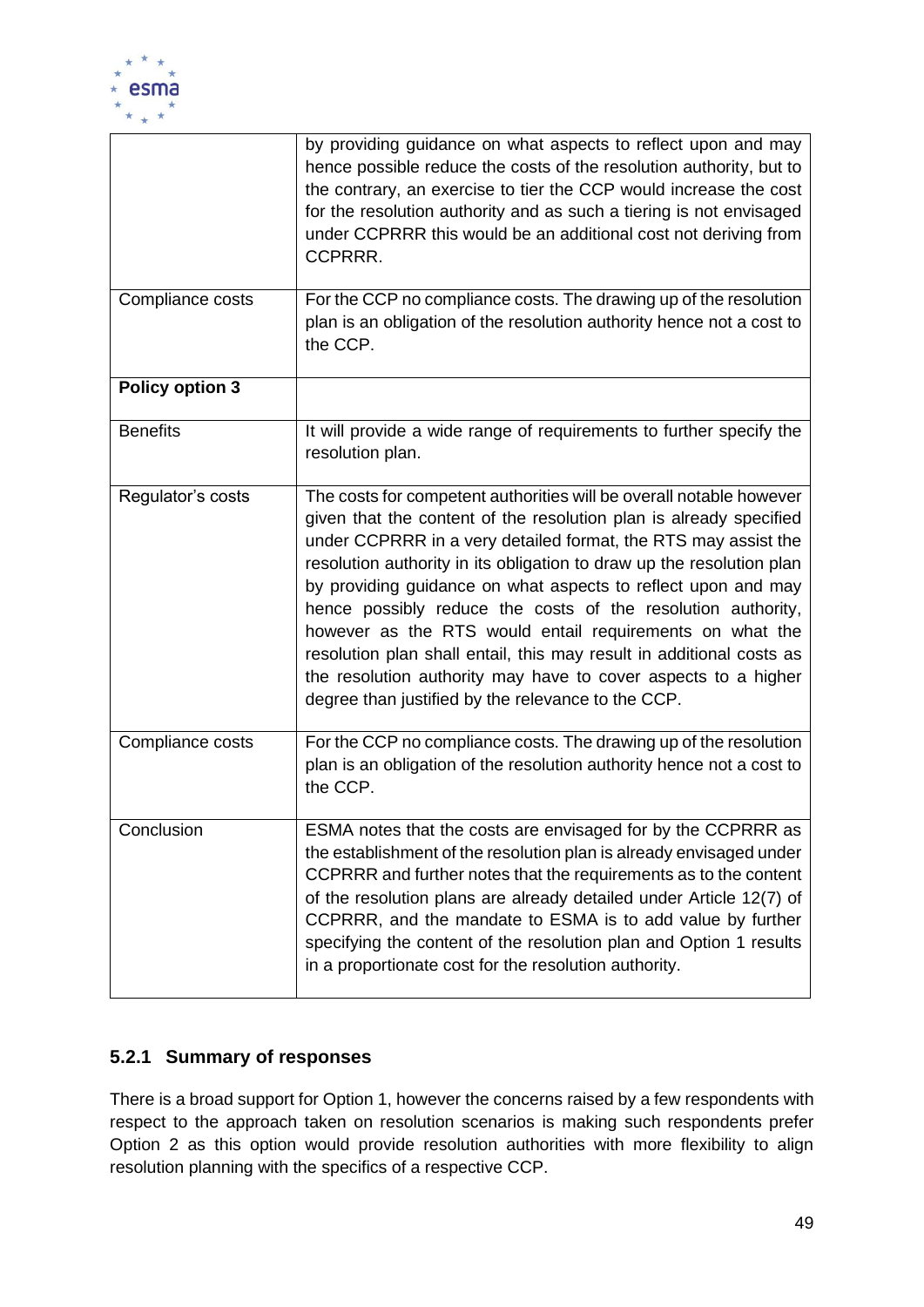|  |  |
| --- | --- |
|  | by providing guidance on what aspects to reflect upon and may hence possible reduce the costs of the resolution authority, but to the contrary, an exercise to tier the CCP would increase the cost for the resolution authority and as such a tiering is not envisaged under CCPRRR this would be an additional cost not deriving from CCPRRR. |
| Compliance costs | For the CCP no compliance costs. The drawing up of the resolution plan is an obligation of the resolution authority hence not a cost to the CCP. |
| **Policy option 3** |  |
| Benefits | It will provide a wide range of requirements to further specify the resolution plan. |
| Regulator's costs | The costs for competent authorities will be overall notable however given that the content of the resolution plan is already specified under CCPRRR in a very detailed format, the RTS may assist the resolution authority in its obligation to draw up the resolution plan by providing guidance on what aspects to reflect upon and may hence possibly reduce the costs of the resolution authority, however as the RTS would entail requirements on what the resolution plan shall entail, this may result in additional costs as the resolution authority may have to cover aspects to a higher degree than justified by the relevance to the CCP. |
| Compliance costs | For the CCP no compliance costs. The drawing up of the resolution plan is an obligation of the resolution authority hence not a cost to the CCP. |
| Conclusion | ESMA notes that the costs are envisaged for by the CCPRRR as the establishment of the resolution plan is already envisaged under CCPRRR and further notes that the requirements as to the content of the resolution plans are already detailed under Article 12(7) of CCPRRR, and the mandate to ESMA is to add value by further specifying the content of the resolution plan and Option 1 results in a proportionate cost for the resolution authority. |

### 5.2.1 Summary of responses

There is a broad support for Option 1, however the concerns raised by a few respondents with respect to the approach taken on resolution scenarios is making such respondents prefer Option 2 as this option would provide resolution authorities with more flexibility to align resolution planning with the specifics of a respective CCP.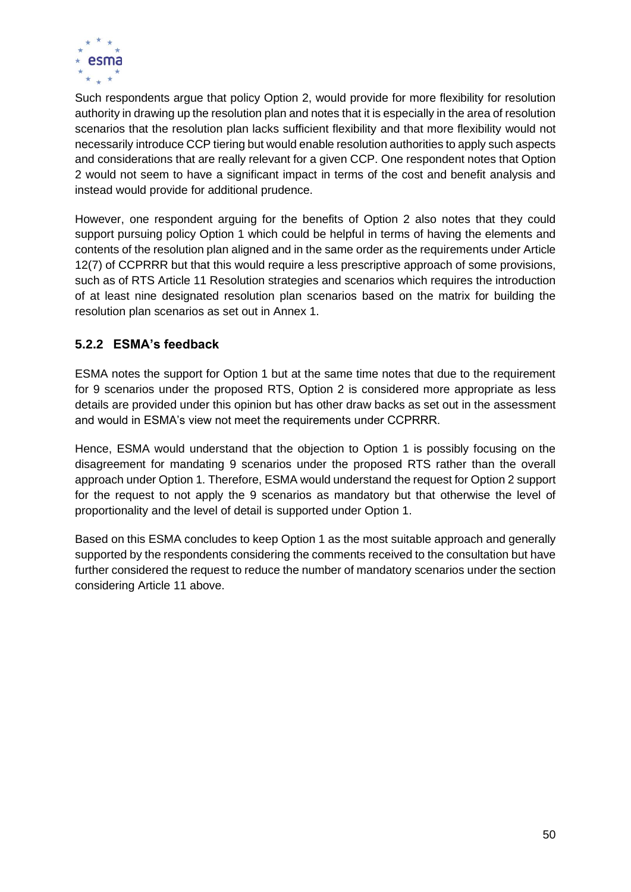Such respondents argue that policy Option 2, would provide for more flexibility for resolution authority in drawing up the resolution plan and notes that it is especially in the area of resolution scenarios that the resolution plan lacks sufficient flexibility and that more flexibility would not necessarily introduce CCP tiering but would enable resolution authorities to apply such aspects and considerations that are really relevant for a given CCP. One respondent notes that Option 2 would not seem to have a significant impact in terms of the cost and benefit analysis and instead would provide for additional prudence.

However, one respondent arguing for the benefits of Option 2 also notes that they could support pursuing policy Option 1 which could be helpful in terms of having the elements and contents of the resolution plan aligned and in the same order as the requirements under Article 12(7) of CCPRRR but that this would require a less prescriptive approach of some provisions, such as of RTS Article 11 Resolution strategies and scenarios which requires the introduction of at least nine designated resolution plan scenarios based on the matrix for building the resolution plan scenarios as set out in Annex 1.

### 5.2.2 ESMA's feedback

ESMA notes the support for Option 1 but at the same time notes that due to the requirement for 9 scenarios under the proposed RTS, Option 2 is considered more appropriate as less details are provided under this opinion but has other draw backs as set out in the assessment and would in ESMA's view not meet the requirements under CCPRRR.

Hence, ESMA would understand that the objection to Option 1 is possibly focusing on the disagreement for mandating 9 scenarios under the proposed RTS rather than the overall approach under Option 1. Therefore, ESMA would understand the request for Option 2 support for the request to not apply the 9 scenarios as mandatory but that otherwise the level of proportionality and the level of detail is supported under Option 1.

Based on this ESMA concludes to keep Option 1 as the most suitable approach and generally supported by the respondents considering the comments received to the consultation but have further considered the request to reduce the number of mandatory scenarios under the section considering Article 11 above.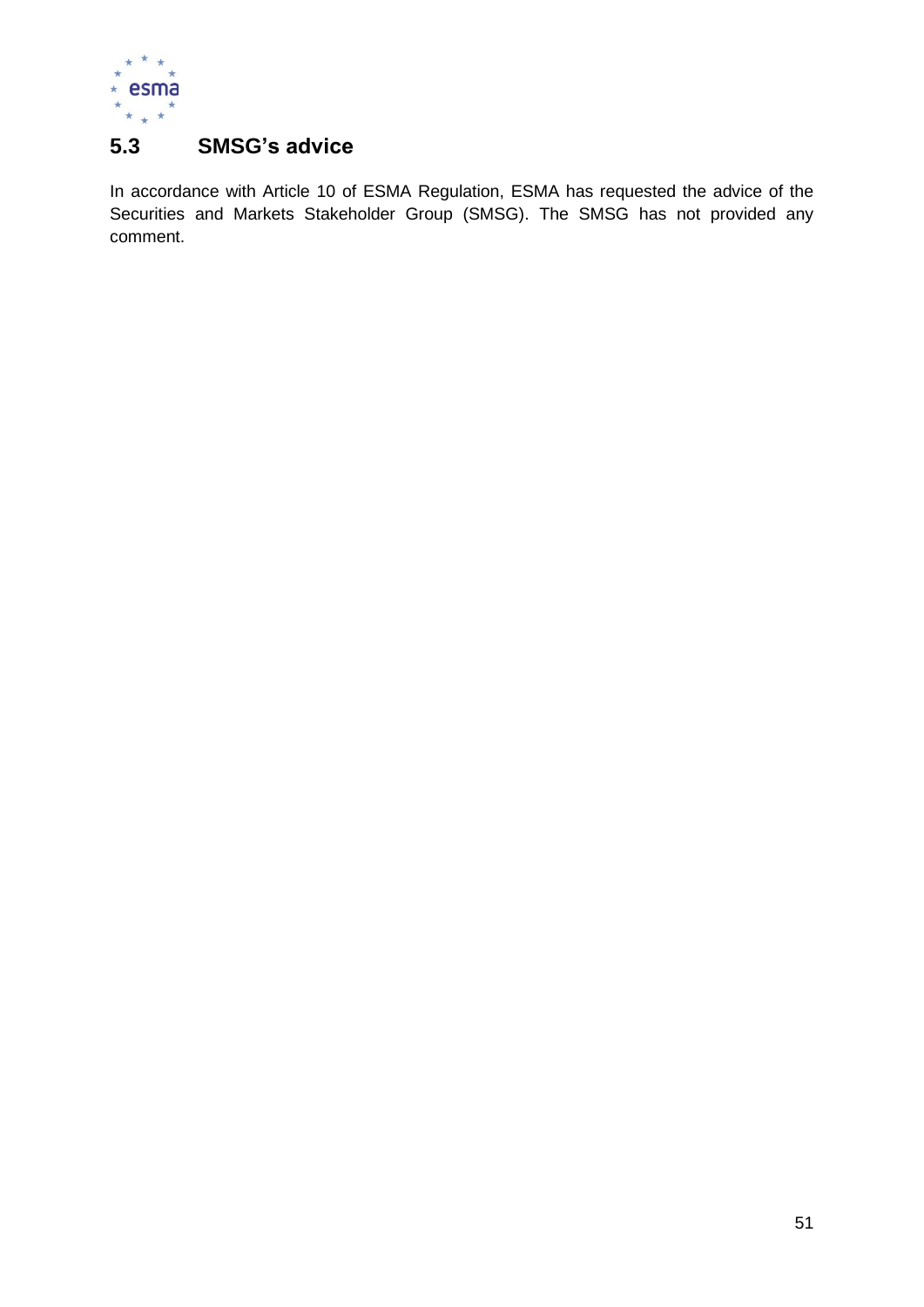## 5.3 SMSG's advice

In accordance with Article 10 of ESMA Regulation, ESMA has requested the advice of the Securities and Markets Stakeholder Group (SMSG). The SMSG has not provided any comment.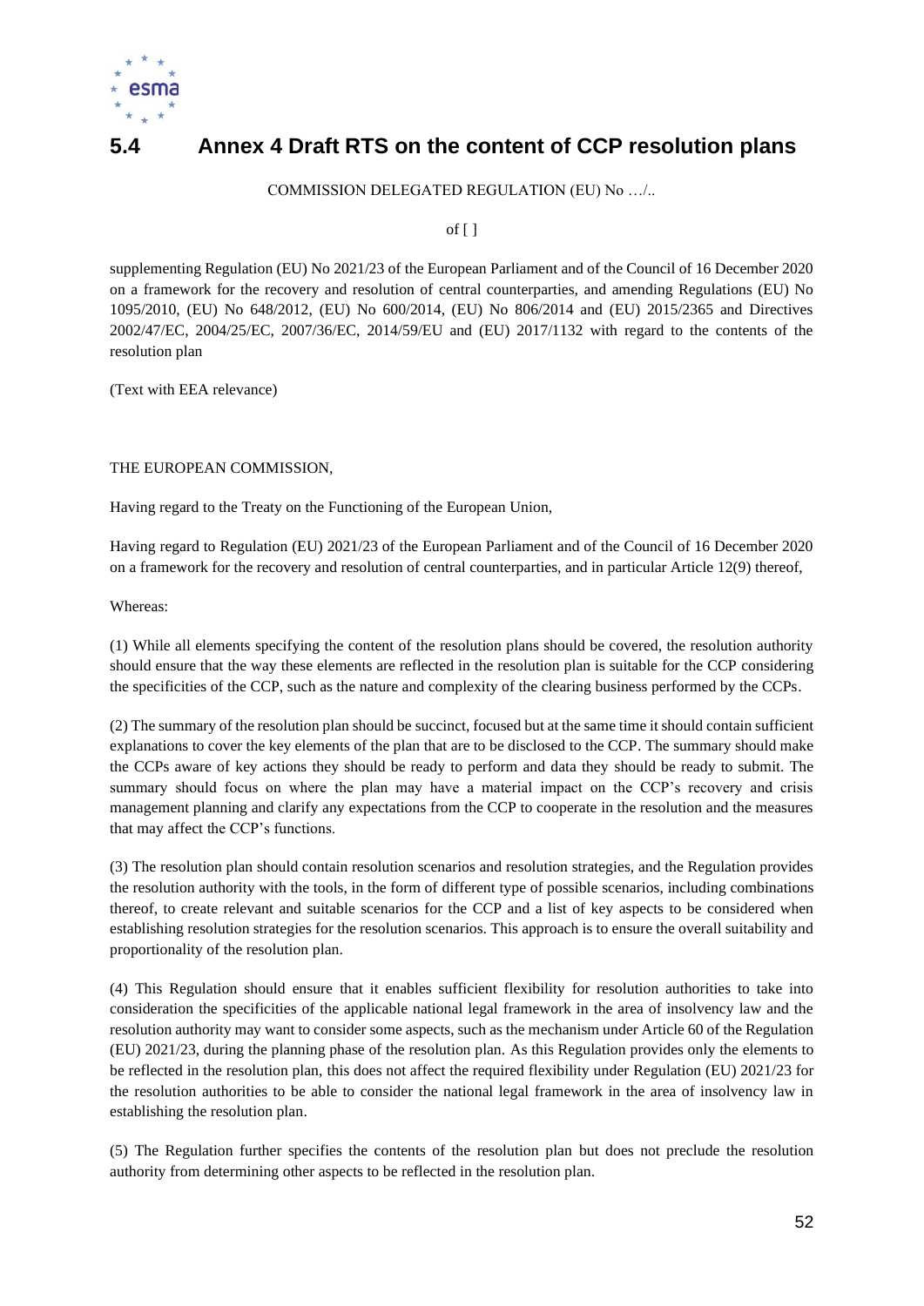## 5.4 Annex 4 Draft RTS on the content of CCP resolution plans

COMMISSION DELEGATED REGULATION (EU) No …/..

of [ ]

supplementing Regulation (EU) No 2021/23 of the European Parliament and of the Council of 16 December 2020 on a framework for the recovery and resolution of central counterparties, and amending Regulations (EU) No 1095/2010, (EU) No 648/2012, (EU) No 600/2014, (EU) No 806/2014 and (EU) 2015/2365 and Directives 2002/47/EC, 2004/25/EC, 2007/36/EC, 2014/59/EU and (EU) 2017/1132 with regard to the contents of the resolution plan

(Text with EEA relevance)

THE EUROPEAN COMMISSION,

Having regard to the Treaty on the Functioning of the European Union,

Having regard to Regulation (EU) 2021/23 of the European Parliament and of the Council of 16 December 2020 on a framework for the recovery and resolution of central counterparties, and in particular Article 12(9) thereof,

Whereas:

(1) While all elements specifying the content of the resolution plans should be covered, the resolution authority should ensure that the way these elements are reflected in the resolution plan is suitable for the CCP considering the specificities of the CCP, such as the nature and complexity of the clearing business performed by the CCPs.

(2) The summary of the resolution plan should be succinct, focused but at the same time it should contain sufficient explanations to cover the key elements of the plan that are to be disclosed to the CCP. The summary should make the CCPs aware of key actions they should be ready to perform and data they should be ready to submit. The summary should focus on where the plan may have a material impact on the CCP's recovery and crisis management planning and clarify any expectations from the CCP to cooperate in the resolution and the measures that may affect the CCP's functions.

(3) The resolution plan should contain resolution scenarios and resolution strategies, and the Regulation provides the resolution authority with the tools, in the form of different type of possible scenarios, including combinations thereof, to create relevant and suitable scenarios for the CCP and a list of key aspects to be considered when establishing resolution strategies for the resolution scenarios. This approach is to ensure the overall suitability and proportionality of the resolution plan.

(4) This Regulation should ensure that it enables sufficient flexibility for resolution authorities to take into consideration the specificities of the applicable national legal framework in the area of insolvency law and the resolution authority may want to consider some aspects, such as the mechanism under Article 60 of the Regulation (EU) 2021/23, during the planning phase of the resolution plan. As this Regulation provides only the elements to be reflected in the resolution plan, this does not affect the required flexibility under Regulation (EU) 2021/23 for the resolution authorities to be able to consider the national legal framework in the area of insolvency law in establishing the resolution plan.

(5) The Regulation further specifies the contents of the resolution plan but does not preclude the resolution authority from determining other aspects to be reflected in the resolution plan.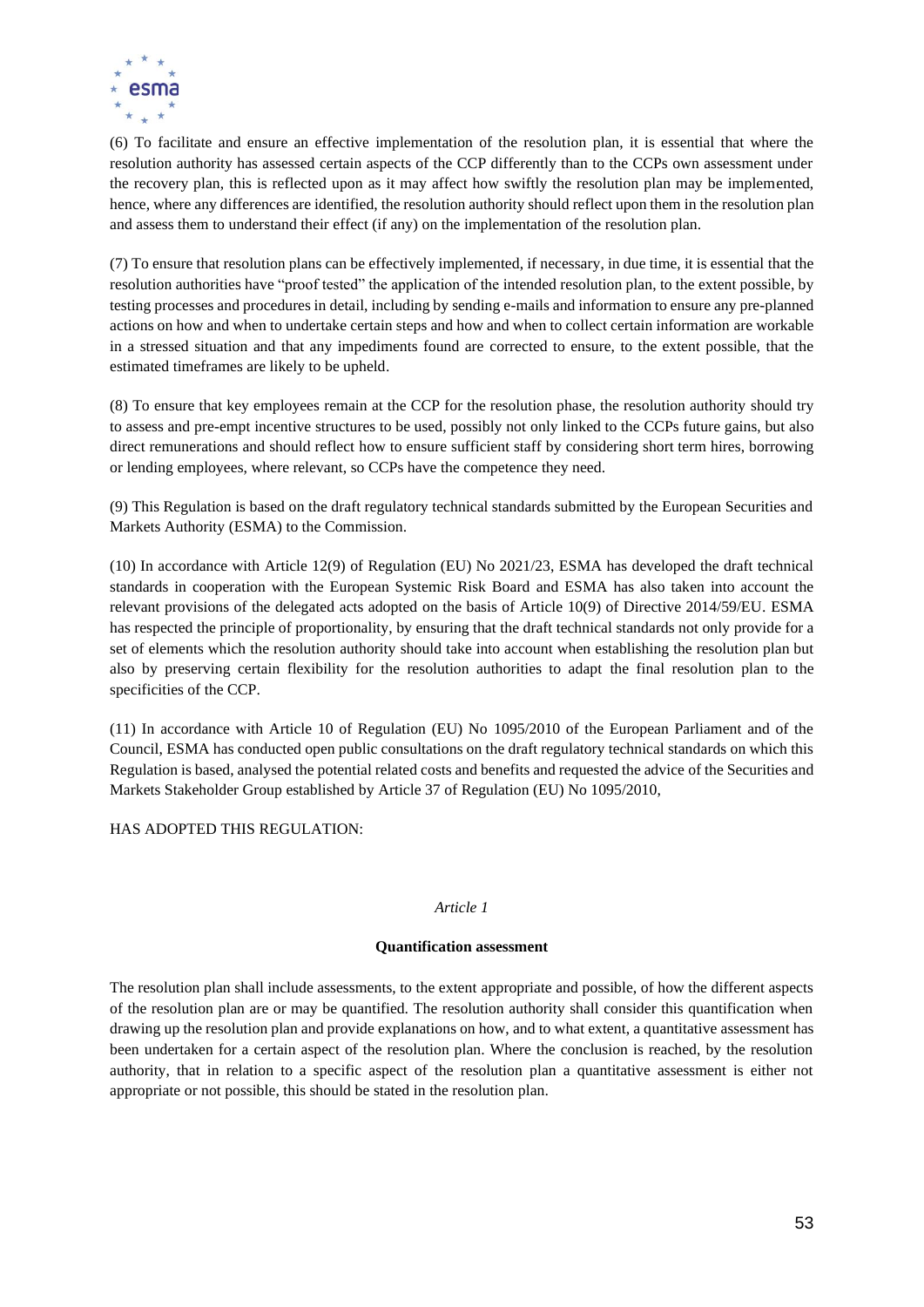(6) To facilitate and ensure an effective implementation of the resolution plan, it is essential that where the resolution authority has assessed certain aspects of the CCP differently than to the CCPs own assessment under the recovery plan, this is reflected upon as it may affect how swiftly the resolution plan may be implemented, hence, where any differences are identified, the resolution authority should reflect upon them in the resolution plan and assess them to understand their effect (if any) on the implementation of the resolution plan.

(7) To ensure that resolution plans can be effectively implemented, if necessary, in due time, it is essential that the resolution authorities have "proof tested" the application of the intended resolution plan, to the extent possible, by testing processes and procedures in detail, including by sending e-mails and information to ensure any pre-planned actions on how and when to undertake certain steps and how and when to collect certain information are workable in a stressed situation and that any impediments found are corrected to ensure, to the extent possible, that the estimated timeframes are likely to be upheld.

(8) To ensure that key employees remain at the CCP for the resolution phase, the resolution authority should try to assess and pre-empt incentive structures to be used, possibly not only linked to the CCPs future gains, but also direct remunerations and should reflect how to ensure sufficient staff by considering short term hires, borrowing or lending employees, where relevant, so CCPs have the competence they need.

(9) This Regulation is based on the draft regulatory technical standards submitted by the European Securities and Markets Authority (ESMA) to the Commission.

(10) In accordance with Article 12(9) of Regulation (EU) No 2021/23, ESMA has developed the draft technical standards in cooperation with the European Systemic Risk Board and ESMA has also taken into account the relevant provisions of the delegated acts adopted on the basis of Article 10(9) of Directive 2014/59/EU. ESMA has respected the principle of proportionality, by ensuring that the draft technical standards not only provide for a set of elements which the resolution authority should take into account when establishing the resolution plan but also by preserving certain flexibility for the resolution authorities to adapt the final resolution plan to the specificities of the CCP.

(11) In accordance with Article 10 of Regulation (EU) No 1095/2010 of the European Parliament and of the Council, ESMA has conducted open public consultations on the draft regulatory technical standards on which this Regulation is based, analysed the potential related costs and benefits and requested the advice of the Securities and Markets Stakeholder Group established by Article 37 of Regulation (EU) No 1095/2010,

HAS ADOPTED THIS REGULATION:

*Article 1*

**Quantification assessment**

The resolution plan shall include assessments, to the extent appropriate and possible, of how the different aspects of the resolution plan are or may be quantified. The resolution authority shall consider this quantification when drawing up the resolution plan and provide explanations on how, and to what extent, a quantitative assessment has been undertaken for a certain aspect of the resolution plan. Where the conclusion is reached, by the resolution authority, that in relation to a specific aspect of the resolution plan a quantitative assessment is either not appropriate or not possible, this should be stated in the resolution plan.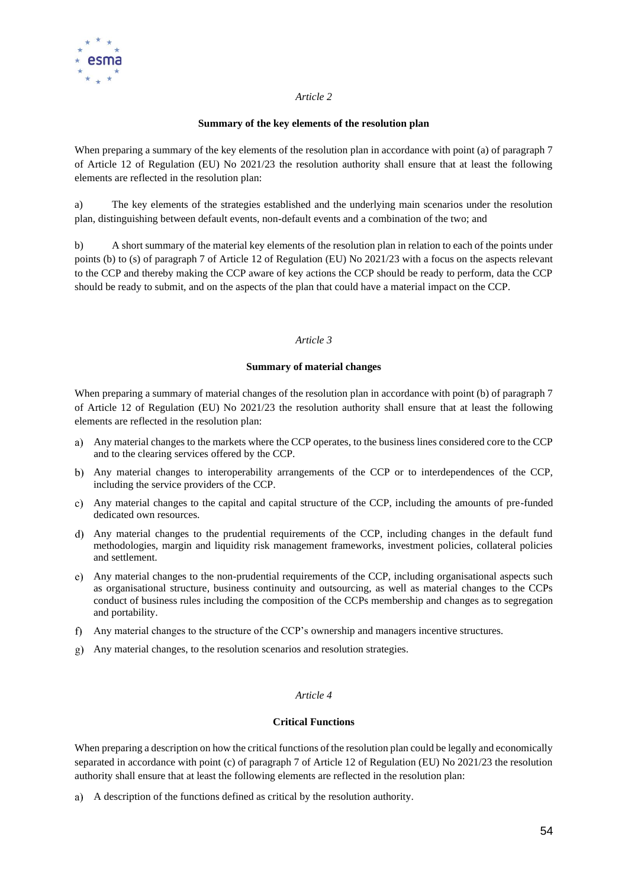*Article 2*

**Summary of the key elements of the resolution plan**

When preparing a summary of the key elements of the resolution plan in accordance with point (a) of paragraph 7 of Article 12 of Regulation (EU) No 2021/23 the resolution authority shall ensure that at least the following elements are reflected in the resolution plan:

a) The key elements of the strategies established and the underlying main scenarios under the resolution plan, distinguishing between default events, non-default events and a combination of the two; and

b) A short summary of the material key elements of the resolution plan in relation to each of the points under points (b) to (s) of paragraph 7 of Article 12 of Regulation (EU) No 2021/23 with a focus on the aspects relevant to the CCP and thereby making the CCP aware of key actions the CCP should be ready to perform, data the CCP should be ready to submit, and on the aspects of the plan that could have a material impact on the CCP.

*Article 3*

**Summary of material changes**

When preparing a summary of material changes of the resolution plan in accordance with point (b) of paragraph 7 of Article 12 of Regulation (EU) No 2021/23 the resolution authority shall ensure that at least the following elements are reflected in the resolution plan:

a) Any material changes to the markets where the CCP operates, to the business lines considered core to the CCP and to the clearing services offered by the CCP.

b) Any material changes to interoperability arrangements of the CCP or to interdependences of the CCP, including the service providers of the CCP.

c) Any material changes to the capital and capital structure of the CCP, including the amounts of pre-funded dedicated own resources.

d) Any material changes to the prudential requirements of the CCP, including changes in the default fund methodologies, margin and liquidity risk management frameworks, investment policies, collateral policies and settlement.

e) Any material changes to the non-prudential requirements of the CCP, including organisational aspects such as organisational structure, business continuity and outsourcing, as well as material changes to the CCPs conduct of business rules including the composition of the CCPs membership and changes as to segregation and portability.

f) Any material changes to the structure of the CCP's ownership and managers incentive structures.

g) Any material changes, to the resolution scenarios and resolution strategies.

*Article 4*

**Critical Functions**

When preparing a description on how the critical functions of the resolution plan could be legally and economically separated in accordance with point (c) of paragraph 7 of Article 12 of Regulation (EU) No 2021/23 the resolution authority shall ensure that at least the following elements are reflected in the resolution plan:

a) A description of the functions defined as critical by the resolution authority.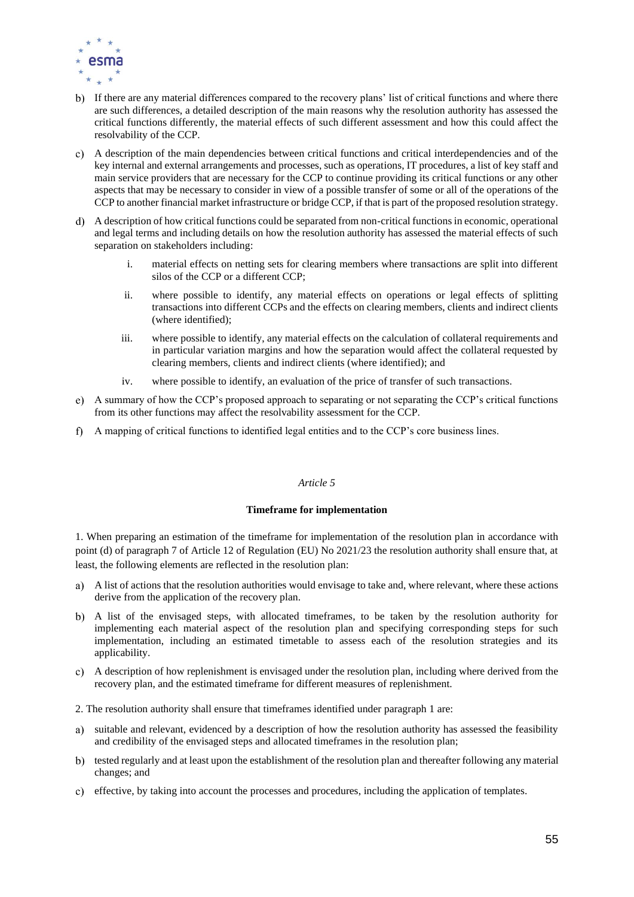b) If there are any material differences compared to the recovery plans' list of critical functions and where there are such differences, a detailed description of the main reasons why the resolution authority has assessed the critical functions differently, the material effects of such different assessment and how this could affect the resolvability of the CCP.

c) A description of the main dependencies between critical functions and critical interdependencies and of the key internal and external arrangements and processes, such as operations, IT procedures, a list of key staff and main service providers that are necessary for the CCP to continue providing its critical functions or any other aspects that may be necessary to consider in view of a possible transfer of some or all of the operations of the CCP to another financial market infrastructure or bridge CCP, if that is part of the proposed resolution strategy.

d) A description of how critical functions could be separated from non-critical functions in economic, operational and legal terms and including details on how the resolution authority has assessed the material effects of such separation on stakeholders including:

   i. material effects on netting sets for clearing members where transactions are split into different silos of the CCP or a different CCP;

   ii. where possible to identify, any material effects on operations or legal effects of splitting transactions into different CCPs and the effects on clearing members, clients and indirect clients (where identified);

   iii. where possible to identify, any material effects on the calculation of collateral requirements and in particular variation margins and how the separation would affect the collateral requested by clearing members, clients and indirect clients (where identified); and

   iv. where possible to identify, an evaluation of the price of transfer of such transactions.

e) A summary of how the CCP's proposed approach to separating or not separating the CCP's critical functions from its other functions may affect the resolvability assessment for the CCP.

f) A mapping of critical functions to identified legal entities and to the CCP's core business lines.

*Article 5*

**Timeframe for implementation**

1. When preparing an estimation of the timeframe for implementation of the resolution plan in accordance with point (d) of paragraph 7 of Article 12 of Regulation (EU) No 2021/23 the resolution authority shall ensure that, at least, the following elements are reflected in the resolution plan:

a) A list of actions that the resolution authorities would envisage to take and, where relevant, where these actions derive from the application of the recovery plan.

b) A list of the envisaged steps, with allocated timeframes, to be taken by the resolution authority for implementing each material aspect of the resolution plan and specifying corresponding steps for such implementation, including an estimated timetable to assess each of the resolution strategies and its applicability.

c) A description of how replenishment is envisaged under the resolution plan, including where derived from the recovery plan, and the estimated timeframe for different measures of replenishment.

2. The resolution authority shall ensure that timeframes identified under paragraph 1 are:

a) suitable and relevant, evidenced by a description of how the resolution authority has assessed the feasibility and credibility of the envisaged steps and allocated timeframes in the resolution plan;

b) tested regularly and at least upon the establishment of the resolution plan and thereafter following any material changes; and

c) effective, by taking into account the processes and procedures, including the application of templates.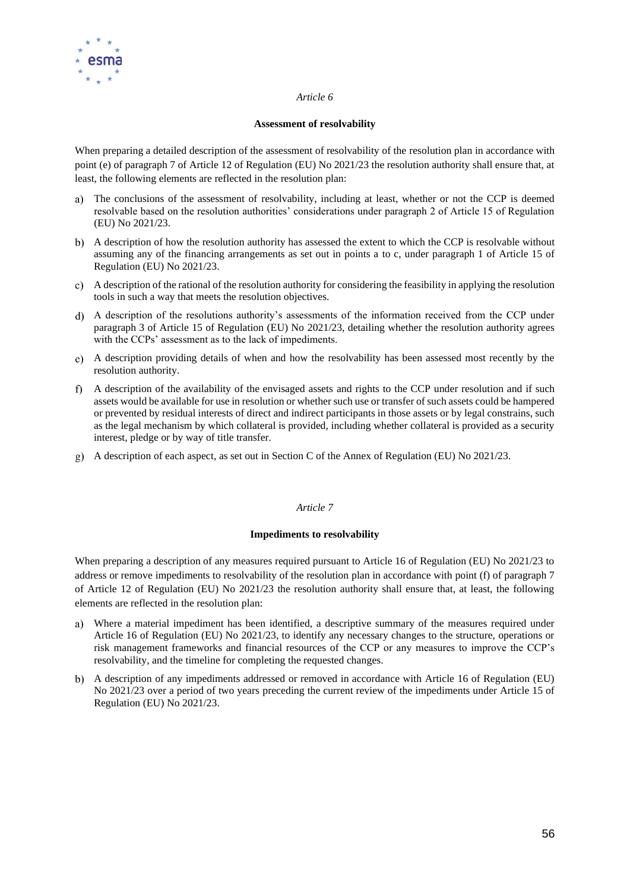*Article 6*

**Assessment of resolvability**

When preparing a detailed description of the assessment of resolvability of the resolution plan in accordance with point (e) of paragraph 7 of Article 12 of Regulation (EU) No 2021/23 the resolution authority shall ensure that, at least, the following elements are reflected in the resolution plan:

a) The conclusions of the assessment of resolvability, including at least, whether or not the CCP is deemed resolvable based on the resolution authorities' considerations under paragraph 2 of Article 15 of Regulation (EU) No 2021/23.

b) A description of how the resolution authority has assessed the extent to which the CCP is resolvable without assuming any of the financing arrangements as set out in points a to c, under paragraph 1 of Article 15 of Regulation (EU) No 2021/23.

c) A description of the rational of the resolution authority for considering the feasibility in applying the resolution tools in such a way that meets the resolution objectives.

d) A description of the resolutions authority's assessments of the information received from the CCP under paragraph 3 of Article 15 of Regulation (EU) No 2021/23, detailing whether the resolution authority agrees with the CCPs' assessment as to the lack of impediments.

e) A description providing details of when and how the resolvability has been assessed most recently by the resolution authority.

f) A description of the availability of the envisaged assets and rights to the CCP under resolution and if such assets would be available for use in resolution or whether such use or transfer of such assets could be hampered or prevented by residual interests of direct and indirect participants in those assets or by legal constrains, such as the legal mechanism by which collateral is provided, including whether collateral is provided as a security interest, pledge or by way of title transfer.

g) A description of each aspect, as set out in Section C of the Annex of Regulation (EU) No 2021/23.

*Article 7*

**Impediments to resolvability**

When preparing a description of any measures required pursuant to Article 16 of Regulation (EU) No 2021/23 to address or remove impediments to resolvability of the resolution plan in accordance with point (f) of paragraph 7 of Article 12 of Regulation (EU) No 2021/23 the resolution authority shall ensure that, at least, the following elements are reflected in the resolution plan:

a) Where a material impediment has been identified, a descriptive summary of the measures required under Article 16 of Regulation (EU) No 2021/23, to identify any necessary changes to the structure, operations or risk management frameworks and financial resources of the CCP or any measures to improve the CCP's resolvability, and the timeline for completing the requested changes.

b) A description of any impediments addressed or removed in accordance with Article 16 of Regulation (EU) No 2021/23 over a period of two years preceding the current review of the impediments under Article 15 of Regulation (EU) No 2021/23.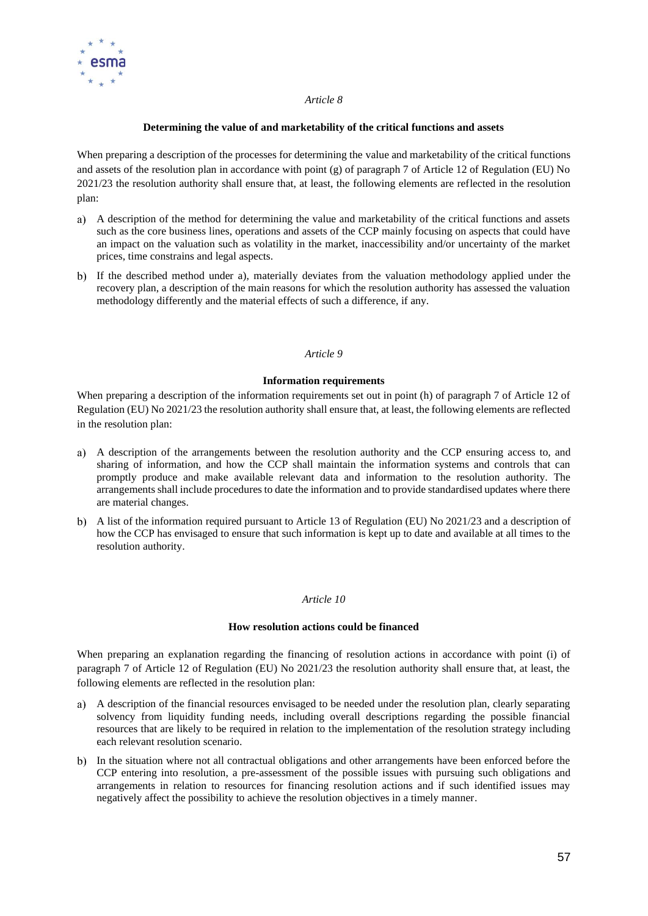*Article 8*

**Determining the value of and marketability of the critical functions and assets**

When preparing a description of the processes for determining the value and marketability of the critical functions and assets of the resolution plan in accordance with point (g) of paragraph 7 of Article 12 of Regulation (EU) No 2021/23 the resolution authority shall ensure that, at least, the following elements are reflected in the resolution plan:

a) A description of the method for determining the value and marketability of the critical functions and assets such as the core business lines, operations and assets of the CCP mainly focusing on aspects that could have an impact on the valuation such as volatility in the market, inaccessibility and/or uncertainty of the market prices, time constrains and legal aspects.

b) If the described method under a), materially deviates from the valuation methodology applied under the recovery plan, a description of the main reasons for which the resolution authority has assessed the valuation methodology differently and the material effects of such a difference, if any.

*Article 9*

**Information requirements**

When preparing a description of the information requirements set out in point (h) of paragraph 7 of Article 12 of Regulation (EU) No 2021/23 the resolution authority shall ensure that, at least, the following elements are reflected in the resolution plan:

a) A description of the arrangements between the resolution authority and the CCP ensuring access to, and sharing of information, and how the CCP shall maintain the information systems and controls that can promptly produce and make available relevant data and information to the resolution authority. The arrangements shall include procedures to date the information and to provide standardised updates where there are material changes.

b) A list of the information required pursuant to Article 13 of Regulation (EU) No 2021/23 and a description of how the CCP has envisaged to ensure that such information is kept up to date and available at all times to the resolution authority.

*Article 10*

**How resolution actions could be financed**

When preparing an explanation regarding the financing of resolution actions in accordance with point (i) of paragraph 7 of Article 12 of Regulation (EU) No 2021/23 the resolution authority shall ensure that, at least, the following elements are reflected in the resolution plan:

a) A description of the financial resources envisaged to be needed under the resolution plan, clearly separating solvency from liquidity funding needs, including overall descriptions regarding the possible financial resources that are likely to be required in relation to the implementation of the resolution strategy including each relevant resolution scenario.

b) In the situation where not all contractual obligations and other arrangements have been enforced before the CCP entering into resolution, a pre-assessment of the possible issues with pursuing such obligations and arrangements in relation to resources for financing resolution actions and if such identified issues may negatively affect the possibility to achieve the resolution objectives in a timely manner.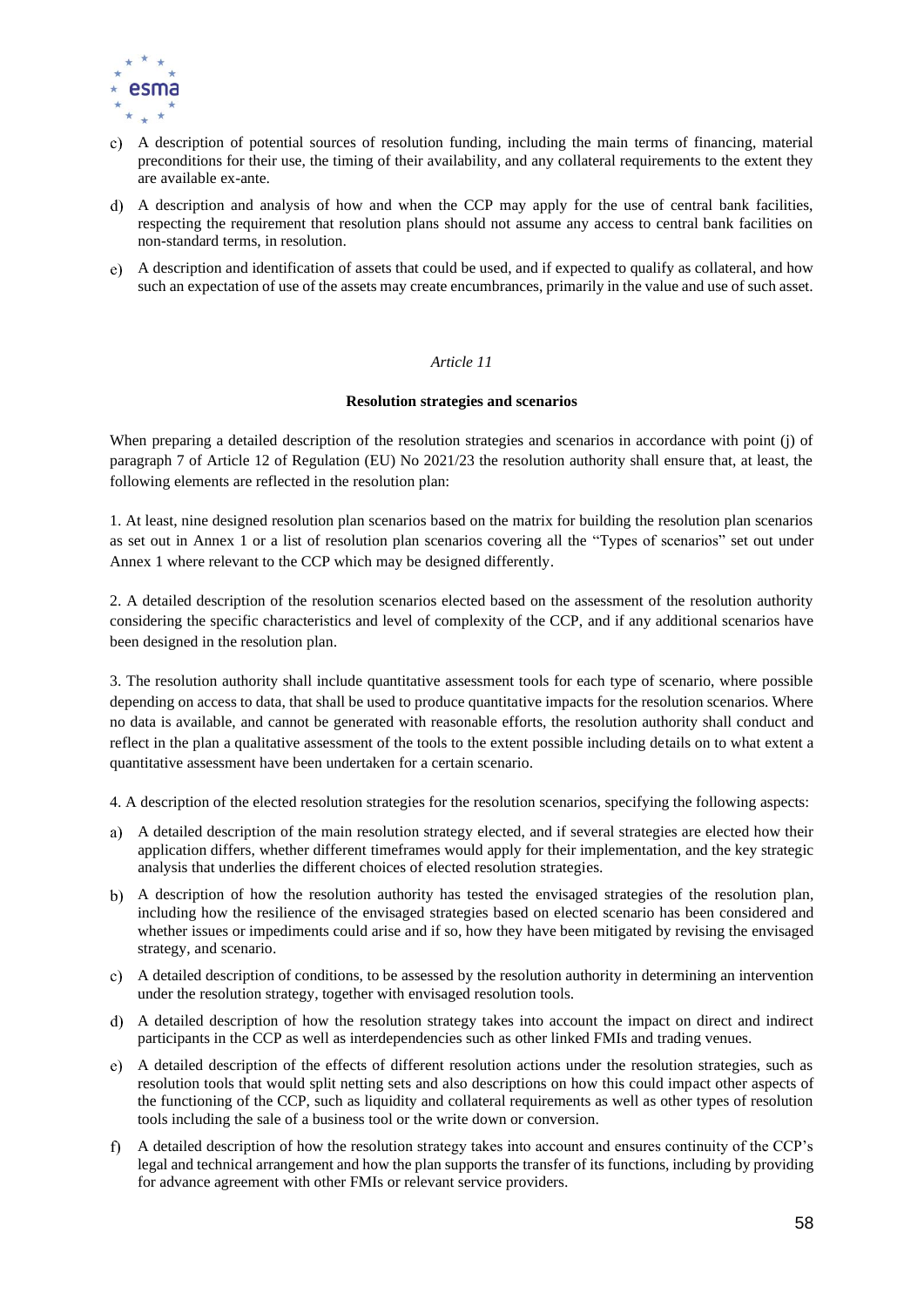c) A description of potential sources of resolution funding, including the main terms of financing, material preconditions for their use, the timing of their availability, and any collateral requirements to the extent they are available ex-ante.

d) A description and analysis of how and when the CCP may apply for the use of central bank facilities, respecting the requirement that resolution plans should not assume any access to central bank facilities on non-standard terms, in resolution.

e) A description and identification of assets that could be used, and if expected to qualify as collateral, and how such an expectation of use of the assets may create encumbrances, primarily in the value and use of such asset.

*Article 11*

**Resolution strategies and scenarios**

When preparing a detailed description of the resolution strategies and scenarios in accordance with point (j) of paragraph 7 of Article 12 of Regulation (EU) No 2021/23 the resolution authority shall ensure that, at least, the following elements are reflected in the resolution plan:

1. At least, nine designed resolution plan scenarios based on the matrix for building the resolution plan scenarios as set out in Annex 1 or a list of resolution plan scenarios covering all the "Types of scenarios" set out under Annex 1 where relevant to the CCP which may be designed differently.

2. A detailed description of the resolution scenarios elected based on the assessment of the resolution authority considering the specific characteristics and level of complexity of the CCP, and if any additional scenarios have been designed in the resolution plan.

3. The resolution authority shall include quantitative assessment tools for each type of scenario, where possible depending on access to data, that shall be used to produce quantitative impacts for the resolution scenarios. Where no data is available, and cannot be generated with reasonable efforts, the resolution authority shall conduct and reflect in the plan a qualitative assessment of the tools to the extent possible including details on to what extent a quantitative assessment have been undertaken for a certain scenario.

4. A description of the elected resolution strategies for the resolution scenarios, specifying the following aspects:

a) A detailed description of the main resolution strategy elected, and if several strategies are elected how their application differs, whether different timeframes would apply for their implementation, and the key strategic analysis that underlies the different choices of elected resolution strategies.

b) A description of how the resolution authority has tested the envisaged strategies of the resolution plan, including how the resilience of the envisaged strategies based on elected scenario has been considered and whether issues or impediments could arise and if so, how they have been mitigated by revising the envisaged strategy, and scenario.

c) A detailed description of conditions, to be assessed by the resolution authority in determining an intervention under the resolution strategy, together with envisaged resolution tools.

d) A detailed description of how the resolution strategy takes into account the impact on direct and indirect participants in the CCP as well as interdependencies such as other linked FMIs and trading venues.

e) A detailed description of the effects of different resolution actions under the resolution strategies, such as resolution tools that would split netting sets and also descriptions on how this could impact other aspects of the functioning of the CCP, such as liquidity and collateral requirements as well as other types of resolution tools including the sale of a business tool or the write down or conversion.

f) A detailed description of how the resolution strategy takes into account and ensures continuity of the CCP's legal and technical arrangement and how the plan supports the transfer of its functions, including by providing for advance agreement with other FMIs or relevant service providers.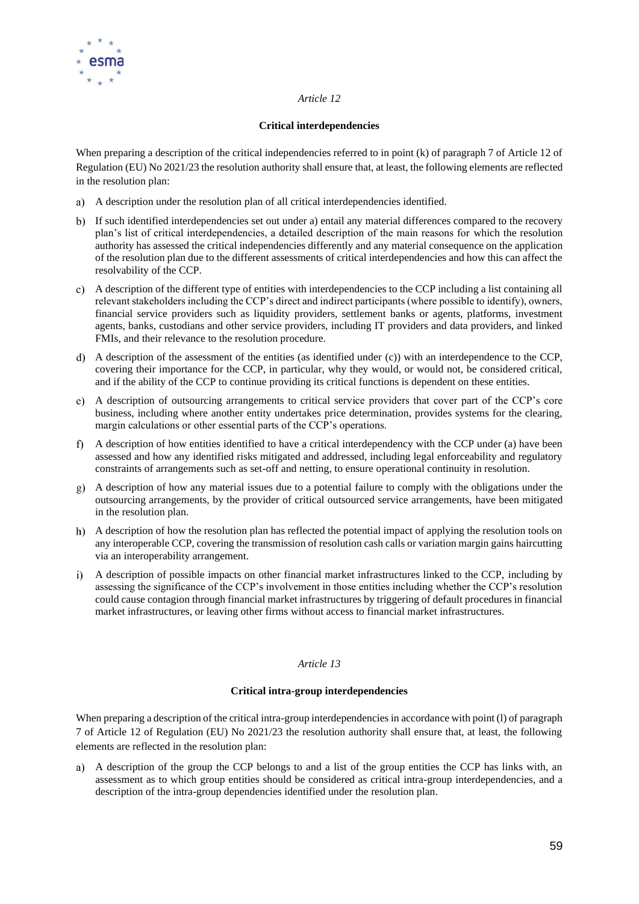*Article 12*

**Critical interdependencies**

When preparing a description of the critical independencies referred to in point (k) of paragraph 7 of Article 12 of Regulation (EU) No 2021/23 the resolution authority shall ensure that, at least, the following elements are reflected in the resolution plan:

a) A description under the resolution plan of all critical interdependencies identified.

b) If such identified interdependencies set out under a) entail any material differences compared to the recovery plan's list of critical interdependencies, a detailed description of the main reasons for which the resolution authority has assessed the critical independencies differently and any material consequence on the application of the resolution plan due to the different assessments of critical interdependencies and how this can affect the resolvability of the CCP.

c) A description of the different type of entities with interdependencies to the CCP including a list containing all relevant stakeholders including the CCP's direct and indirect participants (where possible to identify), owners, financial service providers such as liquidity providers, settlement banks or agents, platforms, investment agents, banks, custodians and other service providers, including IT providers and data providers, and linked FMIs, and their relevance to the resolution procedure.

d) A description of the assessment of the entities (as identified under (c)) with an interdependence to the CCP, covering their importance for the CCP, in particular, why they would, or would not, be considered critical, and if the ability of the CCP to continue providing its critical functions is dependent on these entities.

e) A description of outsourcing arrangements to critical service providers that cover part of the CCP's core business, including where another entity undertakes price determination, provides systems for the clearing, margin calculations or other essential parts of the CCP's operations.

f) A description of how entities identified to have a critical interdependency with the CCP under (a) have been assessed and how any identified risks mitigated and addressed, including legal enforceability and regulatory constraints of arrangements such as set-off and netting, to ensure operational continuity in resolution.

g) A description of how any material issues due to a potential failure to comply with the obligations under the outsourcing arrangements, by the provider of critical outsourced service arrangements, have been mitigated in the resolution plan.

h) A description of how the resolution plan has reflected the potential impact of applying the resolution tools on any interoperable CCP, covering the transmission of resolution cash calls or variation margin gains haircutting via an interoperability arrangement.

i) A description of possible impacts on other financial market infrastructures linked to the CCP, including by assessing the significance of the CCP's involvement in those entities including whether the CCP's resolution could cause contagion through financial market infrastructures by triggering of default procedures in financial market infrastructures, or leaving other firms without access to financial market infrastructures.

*Article 13*

**Critical intra-group interdependencies**

When preparing a description of the critical intra-group interdependencies in accordance with point (l) of paragraph 7 of Article 12 of Regulation (EU) No 2021/23 the resolution authority shall ensure that, at least, the following elements are reflected in the resolution plan:

a) A description of the group the CCP belongs to and a list of the group entities the CCP has links with, an assessment as to which group entities should be considered as critical intra-group interdependencies, and a description of the intra-group dependencies identified under the resolution plan.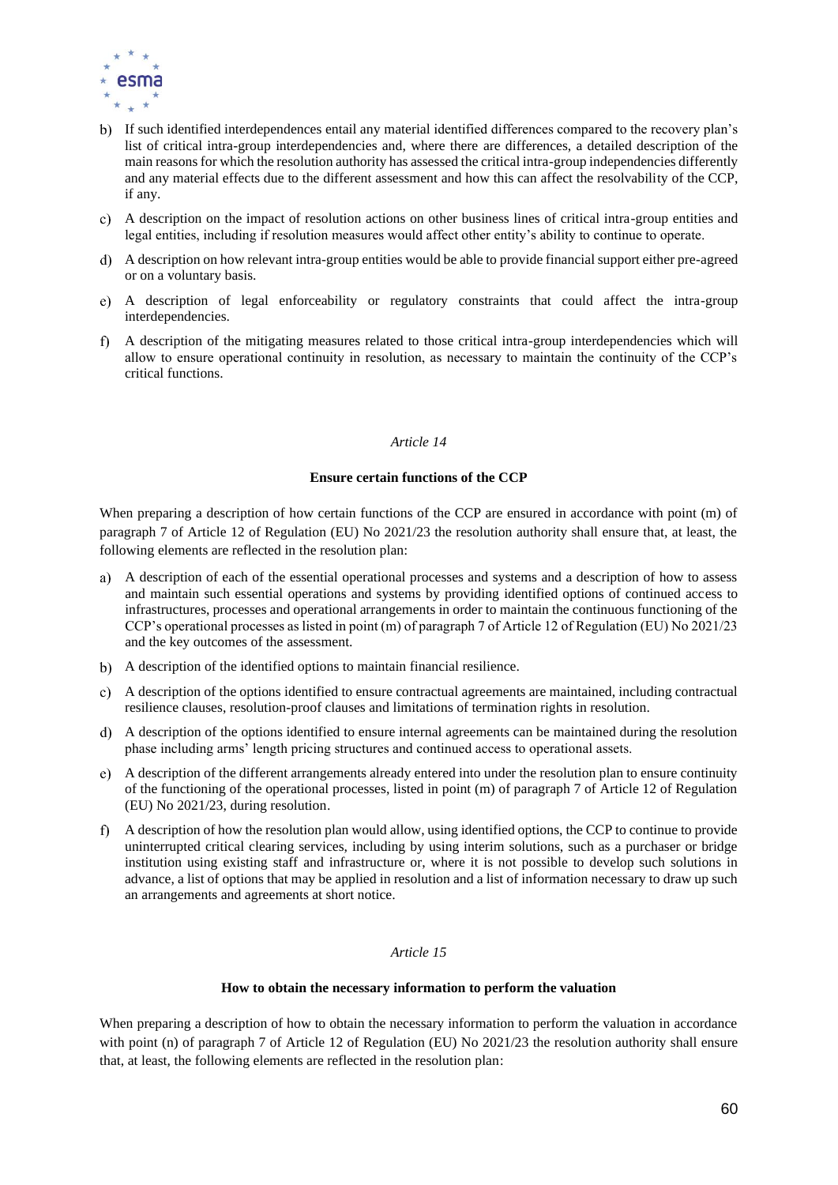b) If such identified interdependences entail any material identified differences compared to the recovery plan's list of critical intra-group interdependencies and, where there are differences, a detailed description of the main reasons for which the resolution authority has assessed the critical intra-group independencies differently and any material effects due to the different assessment and how this can affect the resolvability of the CCP, if any.

c) A description on the impact of resolution actions on other business lines of critical intra-group entities and legal entities, including if resolution measures would affect other entity's ability to continue to operate.

d) A description on how relevant intra-group entities would be able to provide financial support either pre-agreed or on a voluntary basis.

e) A description of legal enforceability or regulatory constraints that could affect the intra-group interdependencies.

f) A description of the mitigating measures related to those critical intra-group interdependencies which will allow to ensure operational continuity in resolution, as necessary to maintain the continuity of the CCP's critical functions.

*Article 14*

**Ensure certain functions of the CCP**

When preparing a description of how certain functions of the CCP are ensured in accordance with point (m) of paragraph 7 of Article 12 of Regulation (EU) No 2021/23 the resolution authority shall ensure that, at least, the following elements are reflected in the resolution plan:

a) A description of each of the essential operational processes and systems and a description of how to assess and maintain such essential operations and systems by providing identified options of continued access to infrastructures, processes and operational arrangements in order to maintain the continuous functioning of the CCP's operational processes as listed in point (m) of paragraph 7 of Article 12 of Regulation (EU) No 2021/23 and the key outcomes of the assessment.

b) A description of the identified options to maintain financial resilience.

c) A description of the options identified to ensure contractual agreements are maintained, including contractual resilience clauses, resolution-proof clauses and limitations of termination rights in resolution.

d) A description of the options identified to ensure internal agreements can be maintained during the resolution phase including arms' length pricing structures and continued access to operational assets.

e) A description of the different arrangements already entered into under the resolution plan to ensure continuity of the functioning of the operational processes, listed in point (m) of paragraph 7 of Article 12 of Regulation (EU) No 2021/23, during resolution.

f) A description of how the resolution plan would allow, using identified options, the CCP to continue to provide uninterrupted critical clearing services, including by using interim solutions, such as a purchaser or bridge institution using existing staff and infrastructure or, where it is not possible to develop such solutions in advance, a list of options that may be applied in resolution and a list of information necessary to draw up such an arrangements and agreements at short notice.

*Article 15*

**How to obtain the necessary information to perform the valuation**

When preparing a description of how to obtain the necessary information to perform the valuation in accordance with point (n) of paragraph 7 of Article 12 of Regulation (EU) No 2021/23 the resolution authority shall ensure that, at least, the following elements are reflected in the resolution plan: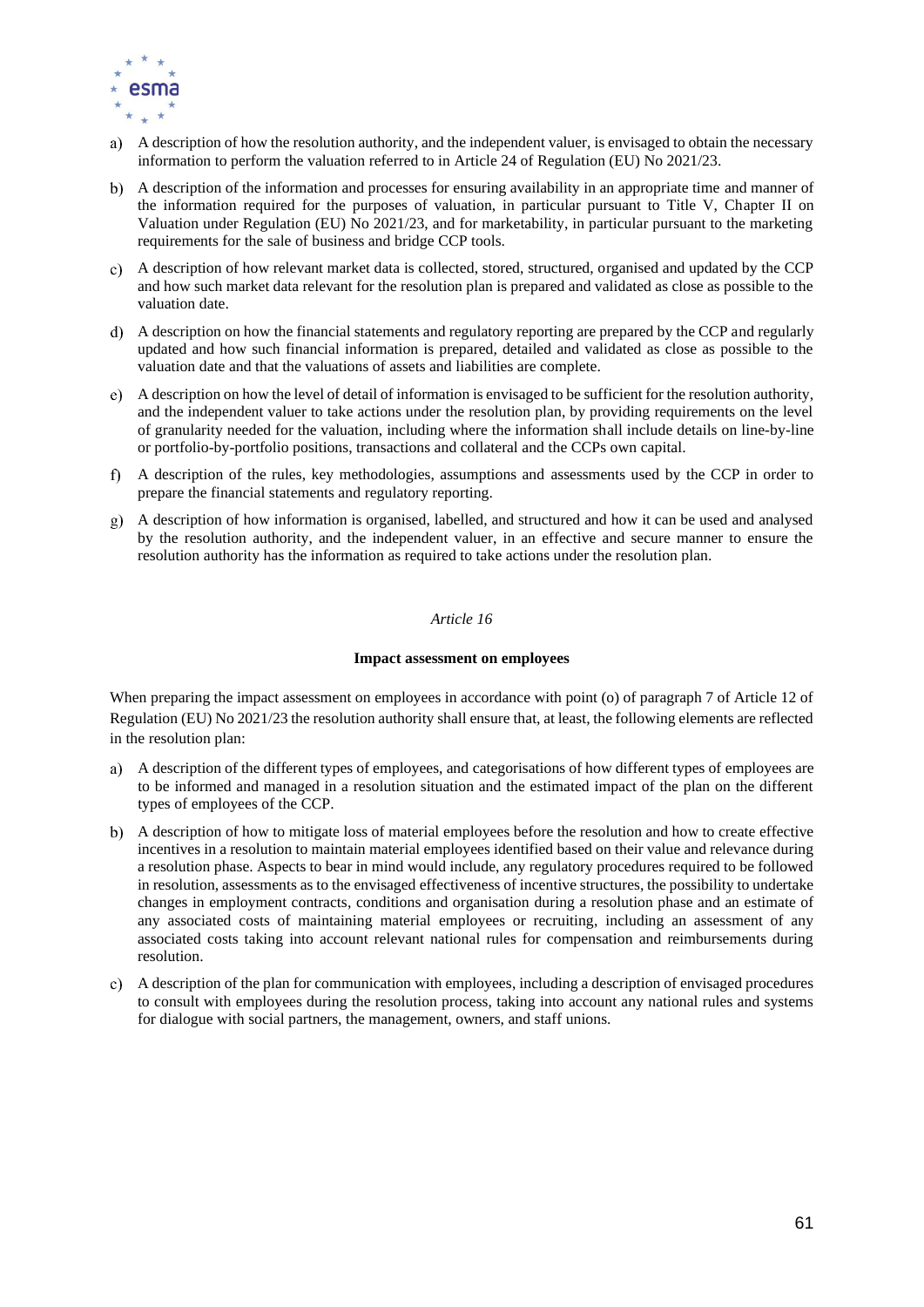a) A description of how the resolution authority, and the independent valuer, is envisaged to obtain the necessary information to perform the valuation referred to in Article 24 of Regulation (EU) No 2021/23.

b) A description of the information and processes for ensuring availability in an appropriate time and manner of the information required for the purposes of valuation, in particular pursuant to Title V, Chapter II on Valuation under Regulation (EU) No 2021/23, and for marketability, in particular pursuant to the marketing requirements for the sale of business and bridge CCP tools.

c) A description of how relevant market data is collected, stored, structured, organised and updated by the CCP and how such market data relevant for the resolution plan is prepared and validated as close as possible to the valuation date.

d) A description on how the financial statements and regulatory reporting are prepared by the CCP and regularly updated and how such financial information is prepared, detailed and validated as close as possible to the valuation date and that the valuations of assets and liabilities are complete.

e) A description on how the level of detail of information is envisaged to be sufficient for the resolution authority, and the independent valuer to take actions under the resolution plan, by providing requirements on the level of granularity needed for the valuation, including where the information shall include details on line-by-line or portfolio-by-portfolio positions, transactions and collateral and the CCPs own capital.

f) A description of the rules, key methodologies, assumptions and assessments used by the CCP in order to prepare the financial statements and regulatory reporting.

g) A description of how information is organised, labelled, and structured and how it can be used and analysed by the resolution authority, and the independent valuer, in an effective and secure manner to ensure the resolution authority has the information as required to take actions under the resolution plan.

*Article 16*

**Impact assessment on employees**

When preparing the impact assessment on employees in accordance with point (o) of paragraph 7 of Article 12 of Regulation (EU) No 2021/23 the resolution authority shall ensure that, at least, the following elements are reflected in the resolution plan:

a) A description of the different types of employees, and categorisations of how different types of employees are to be informed and managed in a resolution situation and the estimated impact of the plan on the different types of employees of the CCP.

b) A description of how to mitigate loss of material employees before the resolution and how to create effective incentives in a resolution to maintain material employees identified based on their value and relevance during a resolution phase. Aspects to bear in mind would include, any regulatory procedures required to be followed in resolution, assessments as to the envisaged effectiveness of incentive structures, the possibility to undertake changes in employment contracts, conditions and organisation during a resolution phase and an estimate of any associated costs of maintaining material employees or recruiting, including an assessment of any associated costs taking into account relevant national rules for compensation and reimbursements during resolution.

c) A description of the plan for communication with employees, including a description of envisaged procedures to consult with employees during the resolution process, taking into account any national rules and systems for dialogue with social partners, the management, owners, and staff unions.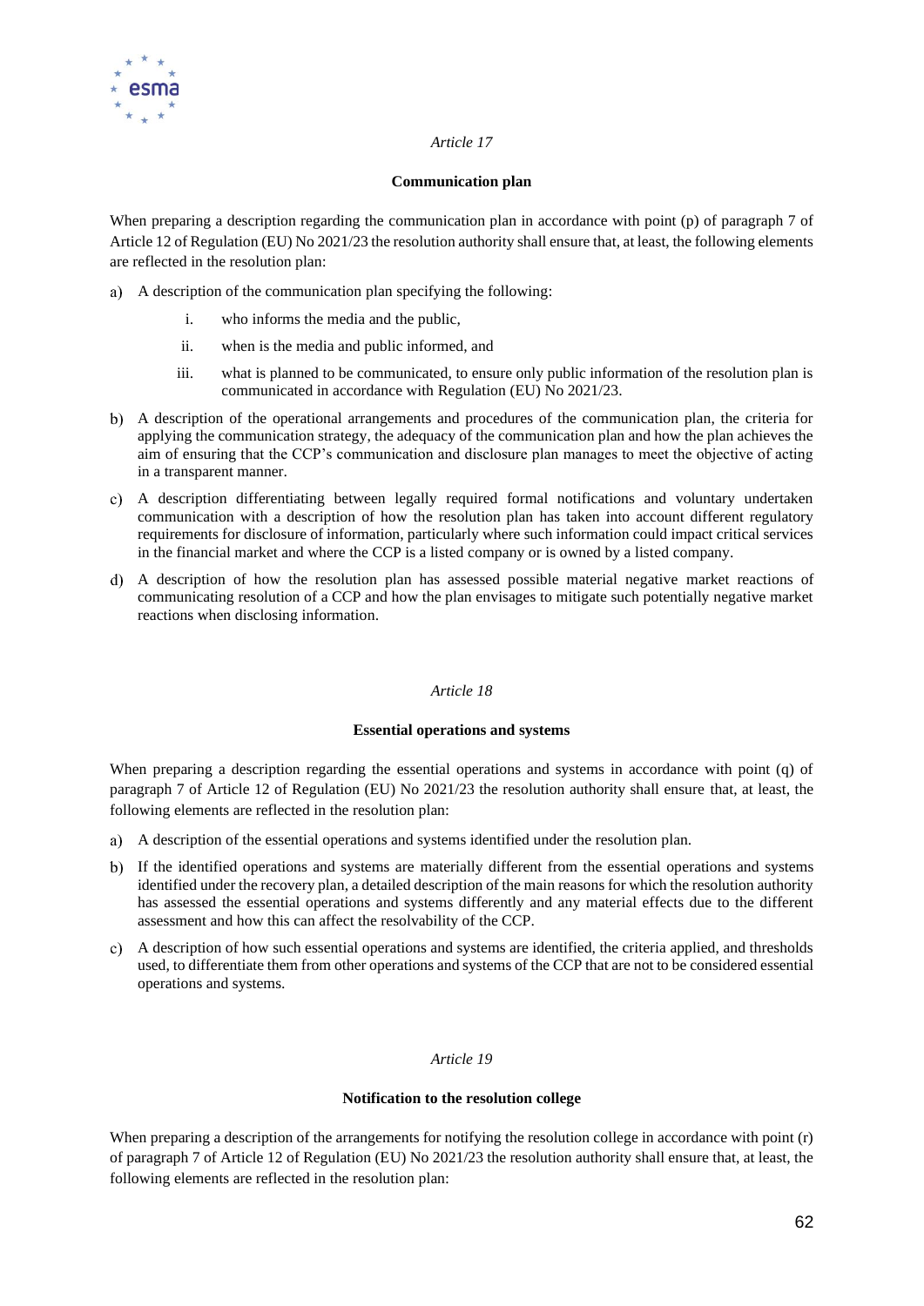*Article 17*

**Communication plan**

When preparing a description regarding the communication plan in accordance with point (p) of paragraph 7 of Article 12 of Regulation (EU) No 2021/23 the resolution authority shall ensure that, at least, the following elements are reflected in the resolution plan:

a) A description of the communication plan specifying the following:

   i. who informs the media and the public,

   ii. when is the media and public informed, and

   iii. what is planned to be communicated, to ensure only public information of the resolution plan is communicated in accordance with Regulation (EU) No 2021/23.

b) A description of the operational arrangements and procedures of the communication plan, the criteria for applying the communication strategy, the adequacy of the communication plan and how the plan achieves the aim of ensuring that the CCP's communication and disclosure plan manages to meet the objective of acting in a transparent manner.

c) A description differentiating between legally required formal notifications and voluntary undertaken communication with a description of how the resolution plan has taken into account different regulatory requirements for disclosure of information, particularly where such information could impact critical services in the financial market and where the CCP is a listed company or is owned by a listed company.

d) A description of how the resolution plan has assessed possible material negative market reactions of communicating resolution of a CCP and how the plan envisages to mitigate such potentially negative market reactions when disclosing information.

*Article 18*

**Essential operations and systems**

When preparing a description regarding the essential operations and systems in accordance with point (q) of paragraph 7 of Article 12 of Regulation (EU) No 2021/23 the resolution authority shall ensure that, at least, the following elements are reflected in the resolution plan:

a) A description of the essential operations and systems identified under the resolution plan.

b) If the identified operations and systems are materially different from the essential operations and systems identified under the recovery plan, a detailed description of the main reasons for which the resolution authority has assessed the essential operations and systems differently and any material effects due to the different assessment and how this can affect the resolvability of the CCP.

c) A description of how such essential operations and systems are identified, the criteria applied, and thresholds used, to differentiate them from other operations and systems of the CCP that are not to be considered essential operations and systems.

*Article 19*

**Notification to the resolution college**

When preparing a description of the arrangements for notifying the resolution college in accordance with point (r) of paragraph 7 of Article 12 of Regulation (EU) No 2021/23 the resolution authority shall ensure that, at least, the following elements are reflected in the resolution plan: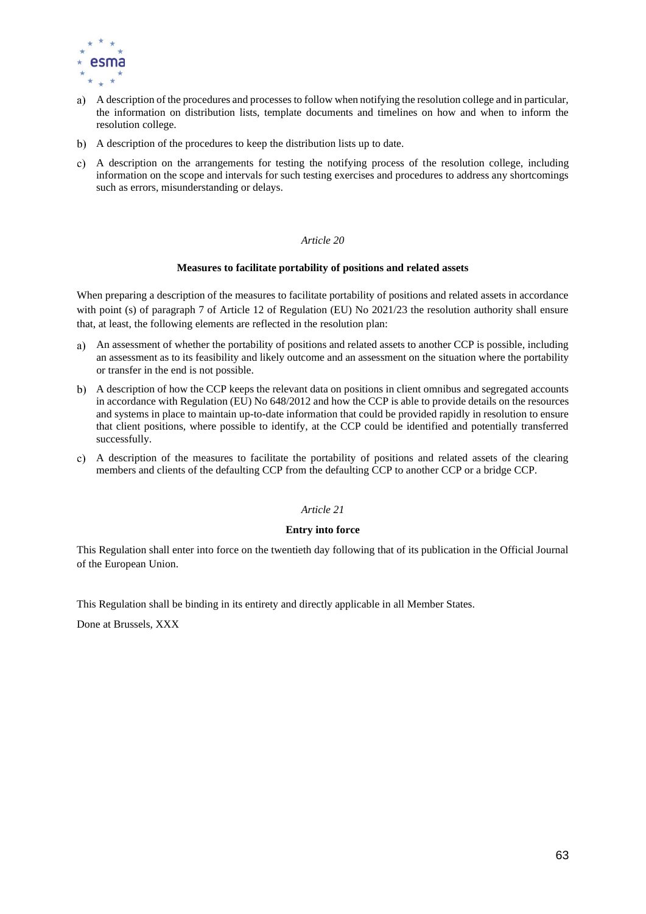a) A description of the procedures and processes to follow when notifying the resolution college and in particular, the information on distribution lists, template documents and timelines on how and when to inform the resolution college.

b) A description of the procedures to keep the distribution lists up to date.

c) A description on the arrangements for testing the notifying process of the resolution college, including information on the scope and intervals for such testing exercises and procedures to address any shortcomings such as errors, misunderstanding or delays.

*Article 20*

**Measures to facilitate portability of positions and related assets**

When preparing a description of the measures to facilitate portability of positions and related assets in accordance with point (s) of paragraph 7 of Article 12 of Regulation (EU) No 2021/23 the resolution authority shall ensure that, at least, the following elements are reflected in the resolution plan:

a) An assessment of whether the portability of positions and related assets to another CCP is possible, including an assessment as to its feasibility and likely outcome and an assessment on the situation where the portability or transfer in the end is not possible.

b) A description of how the CCP keeps the relevant data on positions in client omnibus and segregated accounts in accordance with Regulation (EU) No 648/2012 and how the CCP is able to provide details on the resources and systems in place to maintain up-to-date information that could be provided rapidly in resolution to ensure that client positions, where possible to identify, at the CCP could be identified and potentially transferred successfully.

c) A description of the measures to facilitate the portability of positions and related assets of the clearing members and clients of the defaulting CCP from the defaulting CCP to another CCP or a bridge CCP.

*Article 21*

**Entry into force**

This Regulation shall enter into force on the twentieth day following that of its publication in the Official Journal of the European Union.

This Regulation shall be binding in its entirety and directly applicable in all Member States.

Done at Brussels, XXX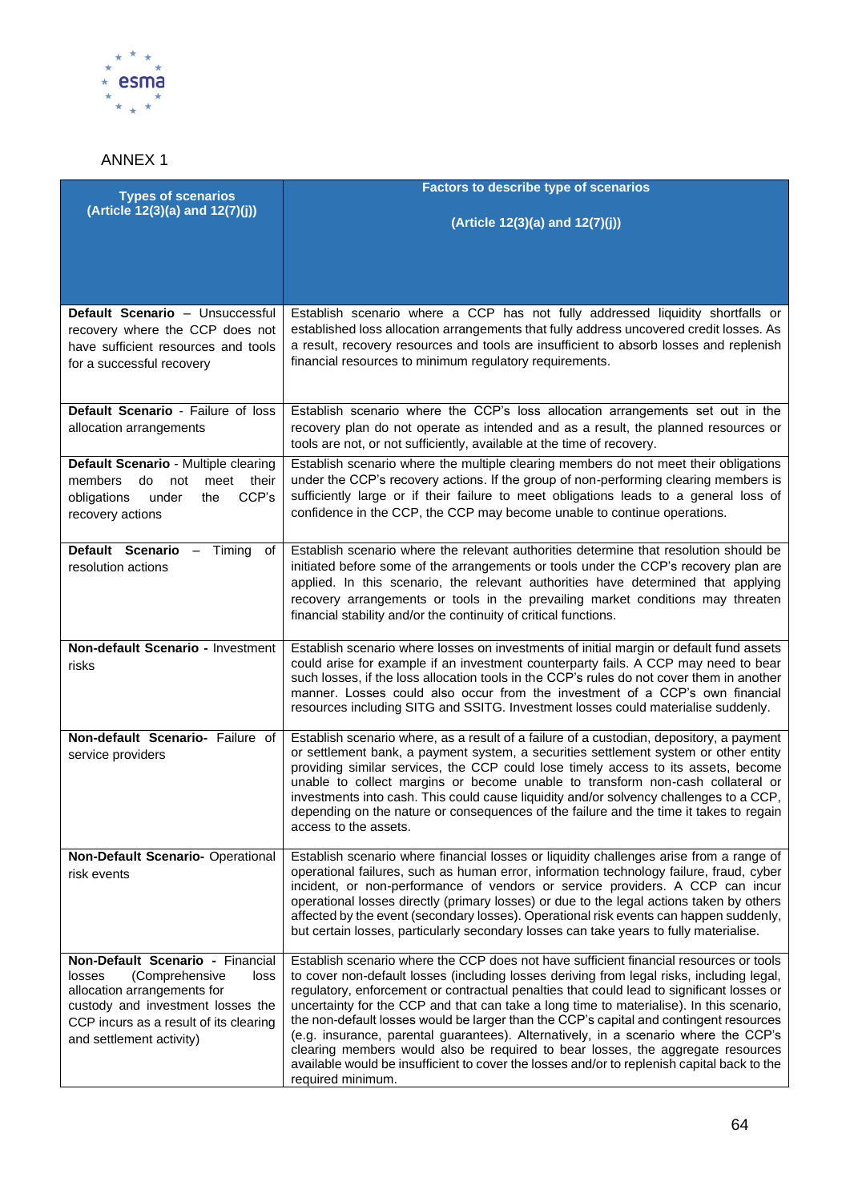## ANNEX 1

| Types of scenarios (Article 12(3)(a) and 12(7)(j)) | Factors to describe type of scenarios (Article 12(3)(a) and 12(7)(j)) |
|---|---|
| **Default Scenario** – Unsuccessful recovery where the CCP does not have sufficient resources and tools for a successful recovery | Establish scenario where a CCP has not fully addressed liquidity shortfalls or established loss allocation arrangements that fully address uncovered credit losses. As a result, recovery resources and tools are insufficient to absorb losses and replenish financial resources to minimum regulatory requirements. |
| **Default Scenario** - Failure of loss allocation arrangements | Establish scenario where the CCP's loss allocation arrangements set out in the recovery plan do not operate as intended and as a result, the planned resources or tools are not, or not sufficiently, available at the time of recovery. |
| **Default Scenario** - Multiple clearing members do not meet their obligations under the CCP's recovery actions | Establish scenario where the multiple clearing members do not meet their obligations under the CCP's recovery actions. If the group of non-performing clearing members is sufficiently large or if their failure to meet obligations leads to a general loss of confidence in the CCP, the CCP may become unable to continue operations. |
| **Default Scenario** – Timing of resolution actions | Establish scenario where the relevant authorities determine that resolution should be initiated before some of the arrangements or tools under the CCP's recovery plan are applied. In this scenario, the relevant authorities have determined that applying recovery arrangements or tools in the prevailing market conditions may threaten financial stability and/or the continuity of critical functions. |
| **Non-default Scenario -** Investment risks | Establish scenario where losses on investments of initial margin or default fund assets could arise for example if an investment counterparty fails. A CCP may need to bear such losses, if the loss allocation tools in the CCP's rules do not cover them in another manner. Losses could also occur from the investment of a CCP's own financial resources including SITG and SSITG. Investment losses could materialise suddenly. |
| **Non-default Scenario-** Failure of service providers | Establish scenario where, as a result of a failure of a custodian, depository, a payment or settlement bank, a payment system, a securities settlement system or other entity providing similar services, the CCP could lose timely access to its assets, become unable to collect margins or become unable to transform non-cash collateral or investments into cash. This could cause liquidity and/or solvency challenges to a CCP, depending on the nature or consequences of the failure and the time it takes to regain access to the assets. |
| **Non-Default Scenario-** Operational risk events | Establish scenario where financial losses or liquidity challenges arise from a range of operational failures, such as human error, information technology failure, fraud, cyber incident, or non-performance of vendors or service providers. A CCP can incur operational losses directly (primary losses) or due to the legal actions taken by others affected by the event (secondary losses). Operational risk events can happen suddenly, but certain losses, particularly secondary losses can take years to fully materialise. |
| **Non-Default Scenario -** Financial losses (Comprehensive loss allocation arrangements for custody and investment losses the CCP incurs as a result of its clearing and settlement activity) | Establish scenario where the CCP does not have sufficient financial resources or tools to cover non-default losses (including losses deriving from legal risks, including legal, regulatory, enforcement or contractual penalties that could lead to significant losses or uncertainty for the CCP and that can take a long time to materialise). In this scenario, the non-default losses would be larger than the CCP's capital and contingent resources (e.g. insurance, parental guarantees). Alternatively, in a scenario where the CCP's clearing members would also be required to bear losses, the aggregate resources available would be insufficient to cover the losses and/or to replenish capital back to the required minimum. |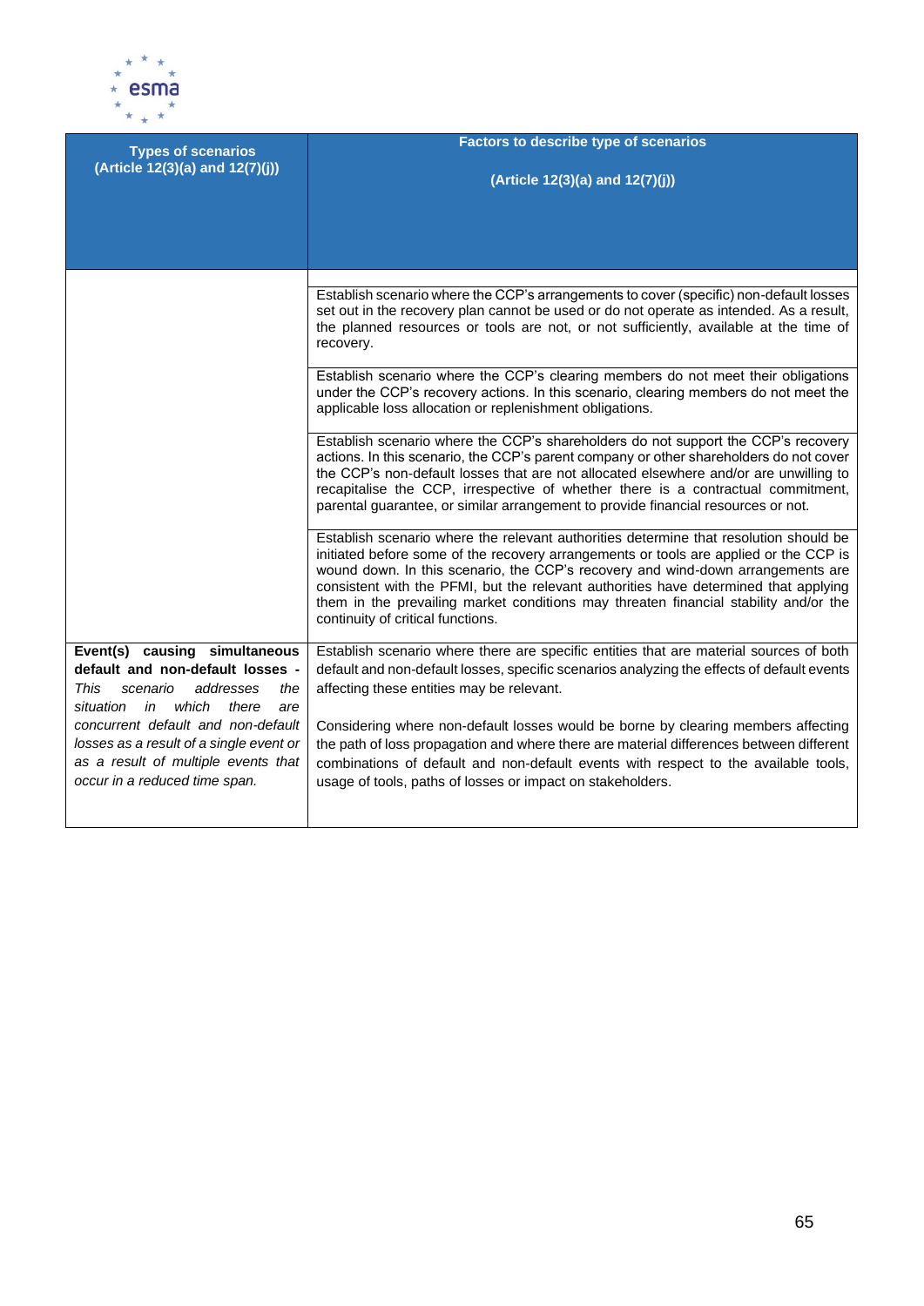| Types of scenarios (Article 12(3)(a) and 12(7)(j)) | Factors to describe type of scenarios (Article 12(3)(a) and 12(7)(j)) |
|---|---|
| | Establish scenario where the CCP's arrangements to cover (specific) non-default losses set out in the recovery plan cannot be used or do not operate as intended. As a result, the planned resources or tools are not, or not sufficiently, available at the time of recovery. |
| | Establish scenario where the CCP's clearing members do not meet their obligations under the CCP's recovery actions. In this scenario, clearing members do not meet the applicable loss allocation or replenishment obligations. |
| | Establish scenario where the CCP's shareholders do not support the CCP's recovery actions. In this scenario, the CCP's parent company or other shareholders do not cover the CCP's non-default losses that are not allocated elsewhere and/or are unwilling to recapitalise the CCP, irrespective of whether there is a contractual commitment, parental guarantee, or similar arrangement to provide financial resources or not. |
| | Establish scenario where the relevant authorities determine that resolution should be initiated before some of the recovery arrangements or tools are applied or the CCP is wound down. In this scenario, the CCP's recovery and wind-down arrangements are consistent with the PFMI, but the relevant authorities have determined that applying them in the prevailing market conditions may threaten financial stability and/or the continuity of critical functions. |
| **Event(s) causing simultaneous default and non-default losses** - *This scenario addresses the situation in which there are concurrent default and non-default losses as a result of a single event or as a result of multiple events that occur in a reduced time span.* | Establish scenario where there are specific entities that are material sources of both default and non-default losses, specific scenarios analyzing the effects of default events affecting these entities may be relevant.<br><br>Considering where non-default losses would be borne by clearing members affecting the path of loss propagation and where there are material differences between different combinations of default and non-default events with respect to the available tools, usage of tools, paths of losses or impact on stakeholders. |